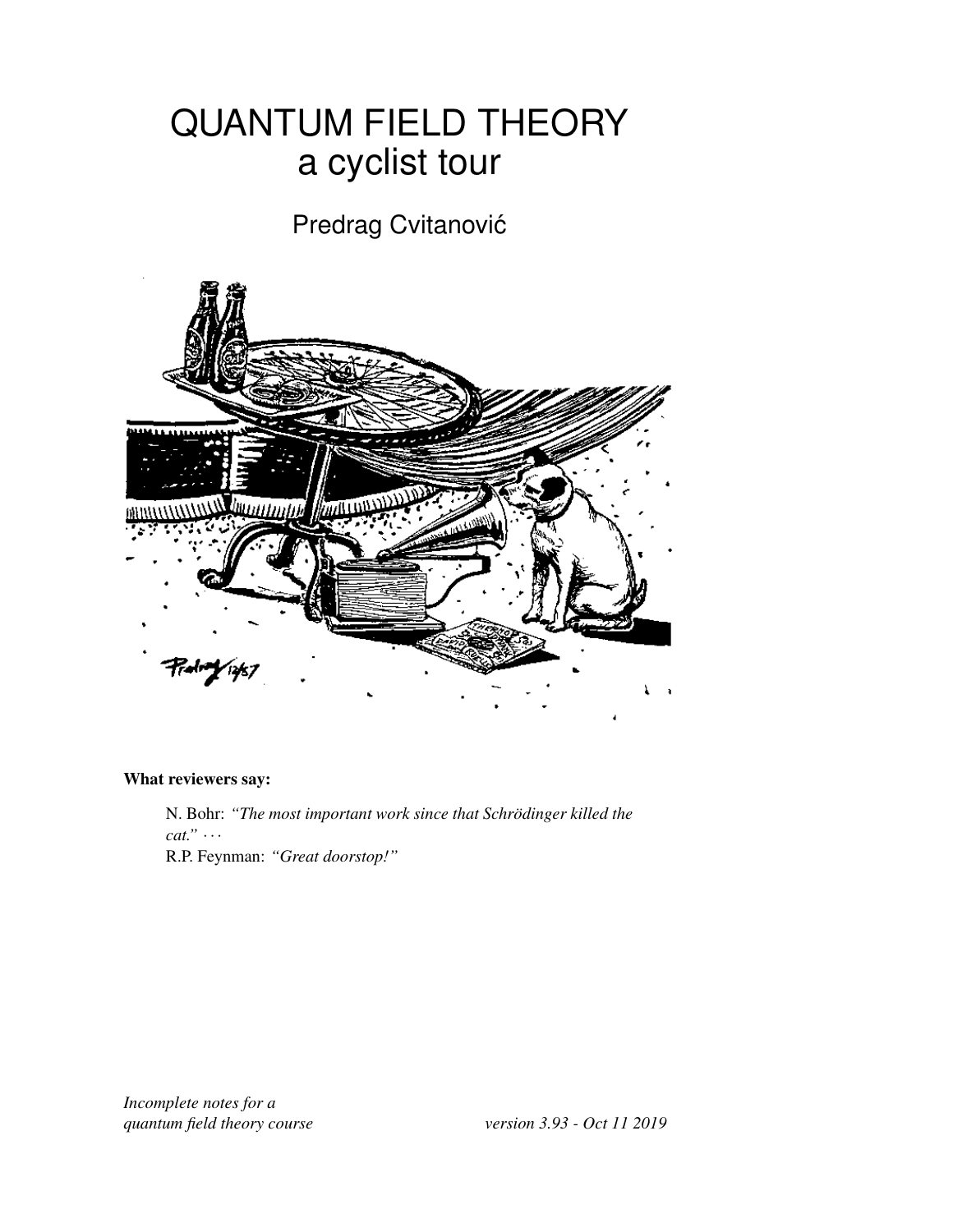# QUANTUM FIELD THEORY
## a cyclist tour

Predrag Cvitanović

**What reviewers say:**

N. Bohr: *"The most important work since that Schrödinger killed the cat."* ⋯

R.P. Feynman: *"Great doorstop!"*

*Incomplete notes for a quantum field theory course*

*version 3.93 - Oct 11 2019*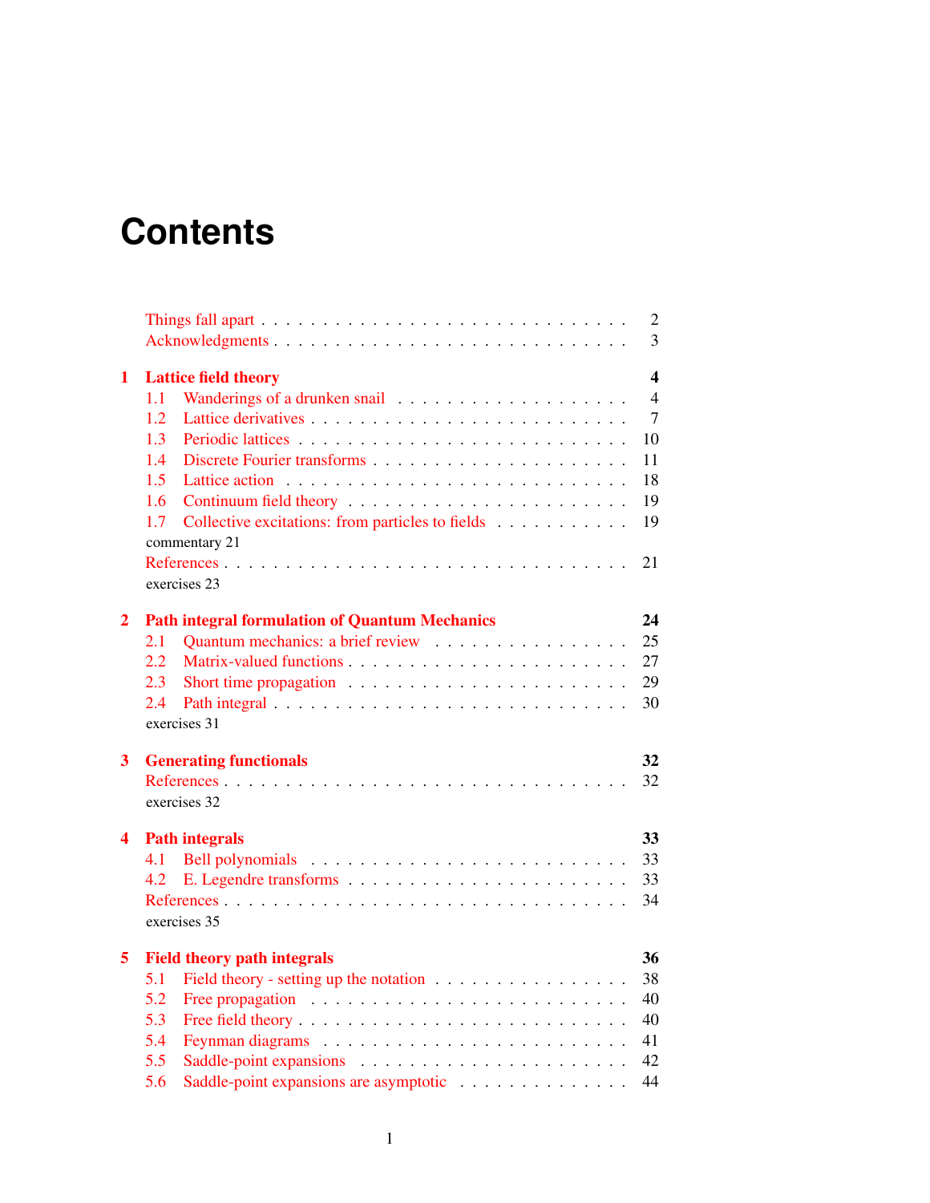# Contents

Things fall apart . . . 2
Acknowledgments . . . 3

**1 Lattice field theory** **4**
- 1.1 Wanderings of a drunken snail . . . 4
- 1.2 Lattice derivatives . . . 7
- 1.3 Periodic lattices . . . 10
- 1.4 Discrete Fourier transforms . . . 11
- 1.5 Lattice action . . . 18
- 1.6 Continuum field theory . . . 19
- 1.7 Collective excitations: from particles to fields . . . 19

commentary 21
References . . . 21
exercises 23

**2 Path integral formulation of Quantum Mechanics** **24**
- 2.1 Quantum mechanics: a brief review . . . 25
- 2.2 Matrix-valued functions . . . 27
- 2.3 Short time propagation . . . 29
- 2.4 Path integral . . . 30

exercises 31

**3 Generating functionals** **32**

References . . . 32
exercises 32

**4 Path integrals** **33**
- 4.1 Bell polynomials . . . 33
- 4.2 E. Legendre transforms . . . 33

References . . . 34
exercises 35

**5 Field theory path integrals** **36**
- 5.1 Field theory - setting up the notation . . . 38
- 5.2 Free propagation . . . 40
- 5.3 Free field theory . . . 40
- 5.4 Feynman diagrams . . . 41
- 5.5 Saddle-point expansions . . . 42
- 5.6 Saddle-point expansions are asymptotic . . . 44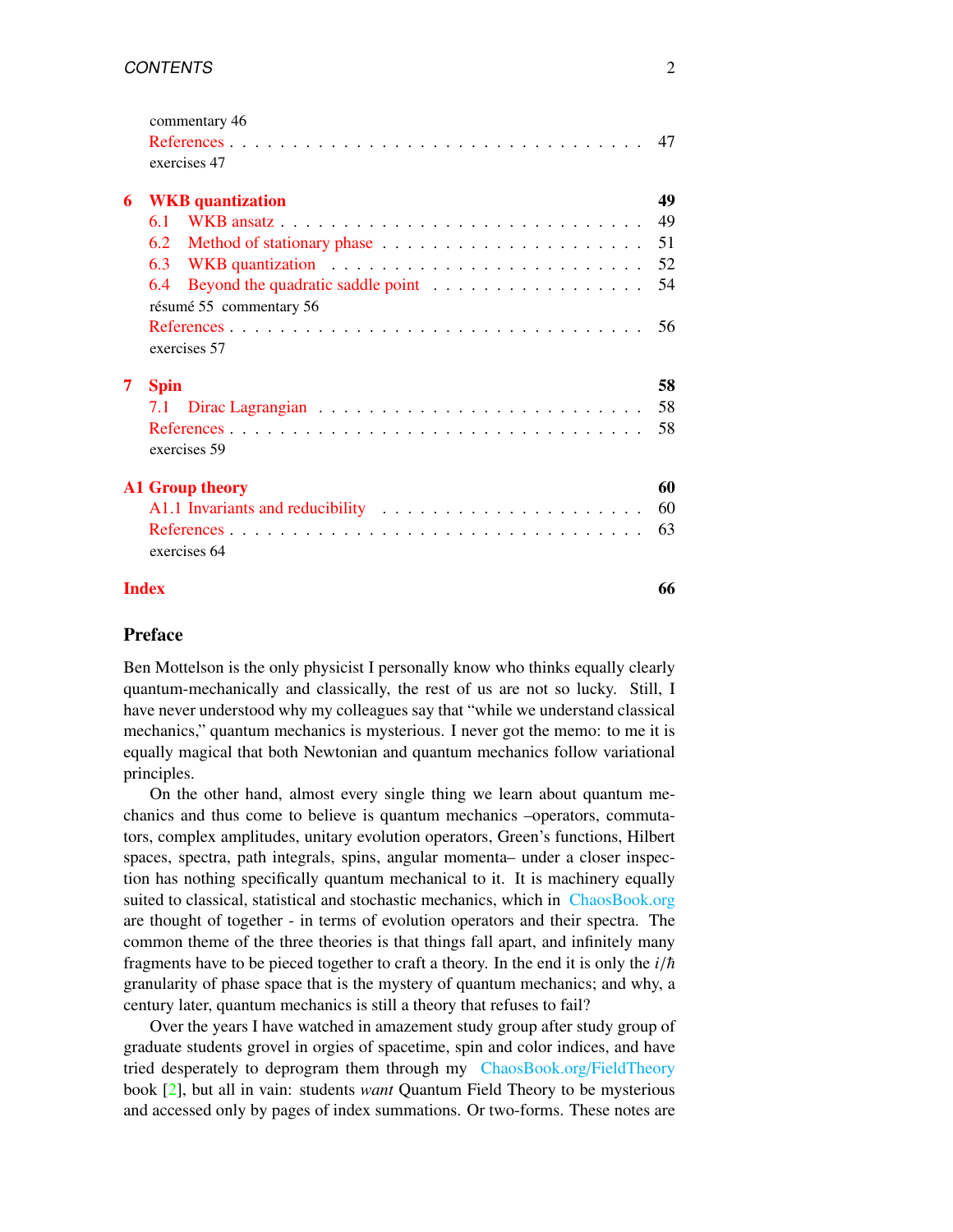commentary 46

References . . . . . . . . . . . . . . . . . . . . . . . . . . . . . . . . 47

exercises 47

**6 WKB quantization** **49**

6.1 WKB ansatz . . . . . . . . . . . . . . . . . . . . . . . . . . . 49

6.2 Method of stationary phase . . . . . . . . . . . . . . . . . . . . 51

6.3 WKB quantization . . . . . . . . . . . . . . . . . . . . . . . . 52

6.4 Beyond the quadratic saddle point . . . . . . . . . . . . . . . . . 54

résumé 55 commentary 56

References . . . . . . . . . . . . . . . . . . . . . . . . . . . . . . . . 56

exercises 57

**7 Spin** **58**

7.1 Dirac Lagrangian . . . . . . . . . . . . . . . . . . . . . . . . . 58

References . . . . . . . . . . . . . . . . . . . . . . . . . . . . . . . . 58

exercises 59

**A1 Group theory** **60**

A1.1 Invariants and reducibility . . . . . . . . . . . . . . . . . . . . 60

References . . . . . . . . . . . . . . . . . . . . . . . . . . . . . . . . 63

exercises 64

**Index** **66**

## Preface

Ben Mottelson is the only physicist I personally know who thinks equally clearly quantum-mechanically and classically, the rest of us are not so lucky. Still, I have never understood why my colleagues say that "while we understand classical mechanics," quantum mechanics is mysterious. I never got the memo: to me it is equally magical that both Newtonian and quantum mechanics follow variational principles.

On the other hand, almost every single thing we learn about quantum mechanics and thus come to believe is quantum mechanics –operators, commutators, complex amplitudes, unitary evolution operators, Green's functions, Hilbert spaces, spectra, path integrals, spins, angular momenta– under a closer inspection has nothing specifically quantum mechanical to it. It is machinery equally suited to classical, statistical and stochastic mechanics, which in ChaosBook.org are thought of together - in terms of evolution operators and their spectra. The common theme of the three theories is that things fall apart, and infinitely many fragments have to be pieced together to craft a theory. In the end it is only the $i/\hbar$ granularity of phase space that is the mystery of quantum mechanics; and why, a century later, quantum mechanics is still a theory that refuses to fail?

Over the years I have watched in amazement study group after study group of graduate students grovel in orgies of spacetime, spin and color indices, and have tried desperately to deprogram them through my ChaosBook.org/FieldTheory book [2], but all in vain: students *want* Quantum Field Theory to be mysterious and accessed only by pages of index summations. Or two-forms. These notes are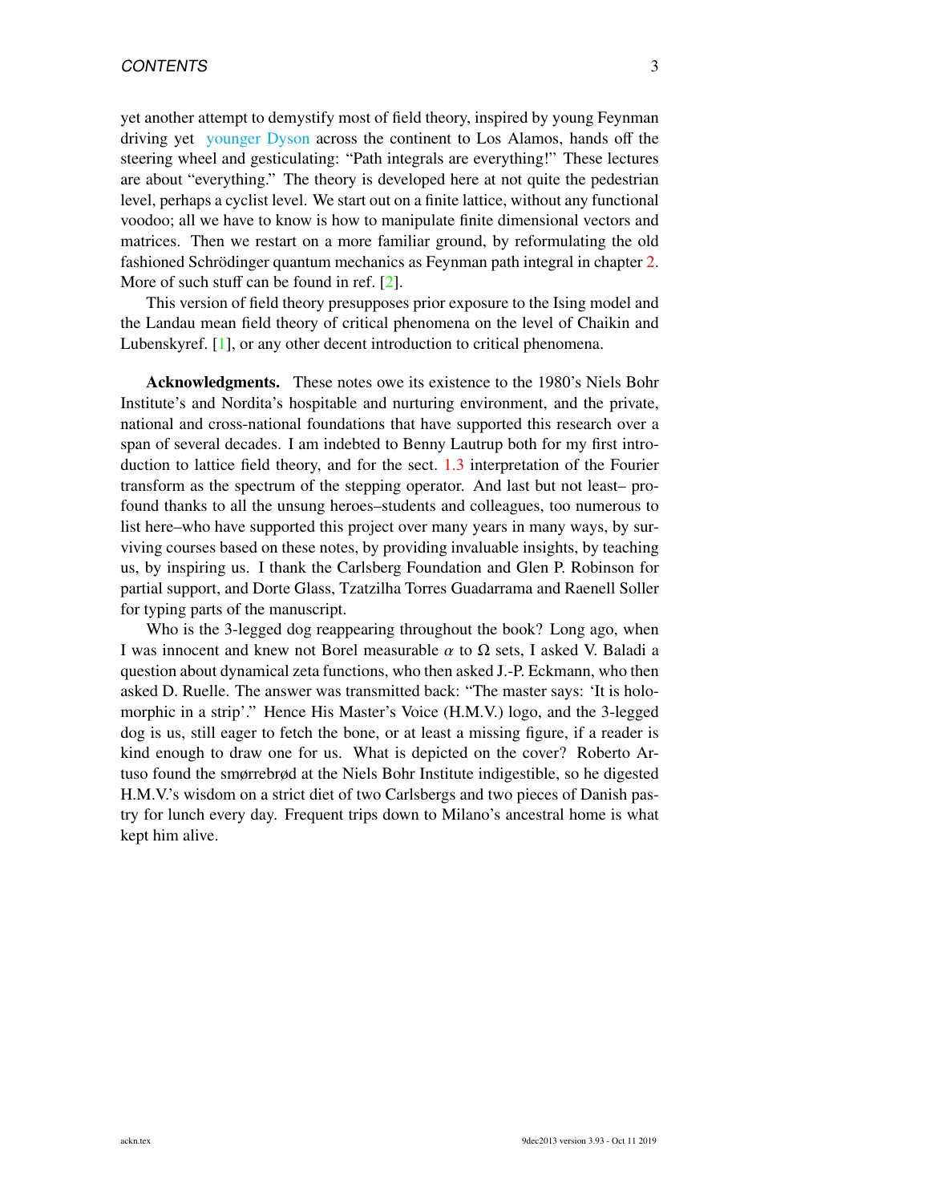yet another attempt to demystify most of field theory, inspired by young Feynman driving yet younger Dyson across the continent to Los Alamos, hands off the steering wheel and gesticulating: "Path integrals are everything!" These lectures are about "everything." The theory is developed here at not quite the pedestrian level, perhaps a cyclist level. We start out on a finite lattice, without any functional voodoo; all we have to know is how to manipulate finite dimensional vectors and matrices. Then we restart on a more familiar ground, by reformulating the old fashioned Schrödinger quantum mechanics as Feynman path integral in chapter 2. More of such stuff can be found in ref. [2].

This version of field theory presupposes prior exposure to the Ising model and the Landau mean field theory of critical phenomena on the level of Chaikin and Lubenskyref. [1], or any other decent introduction to critical phenomena.

**Acknowledgments.** These notes owe its existence to the 1980's Niels Bohr Institute's and Nordita's hospitable and nurturing environment, and the private, national and cross-national foundations that have supported this research over a span of several decades. I am indebted to Benny Lautrup both for my first introduction to lattice field theory, and for the sect. 1.3 interpretation of the Fourier transform as the spectrum of the stepping operator. And last but not least– profound thanks to all the unsung heroes–students and colleagues, too numerous to list here–who have supported this project over many years in many ways, by surviving courses based on these notes, by providing invaluable insights, by teaching us, by inspiring us. I thank the Carlsberg Foundation and Glen P. Robinson for partial support, and Dorte Glass, Tzatzilha Torres Guadarrama and Raenell Soller for typing parts of the manuscript.

Who is the 3-legged dog reappearing throughout the book? Long ago, when I was innocent and knew not Borel measurable $\alpha$ to $\Omega$ sets, I asked V. Baladi a question about dynamical zeta functions, who then asked J.-P. Eckmann, who then asked D. Ruelle. The answer was transmitted back: "The master says: 'It is holomorphic in a strip'." Hence His Master's Voice (H.M.V.) logo, and the 3-legged dog is us, still eager to fetch the bone, or at least a missing figure, if a reader is kind enough to draw one for us. What is depicted on the cover? Roberto Artuso found the smørrebrød at the Niels Bohr Institute indigestible, so he digested H.M.V.'s wisdom on a strict diet of two Carlsbergs and two pieces of Danish pastry for lunch every day. Frequent trips down to Milano's ancestral home is what kept him alive.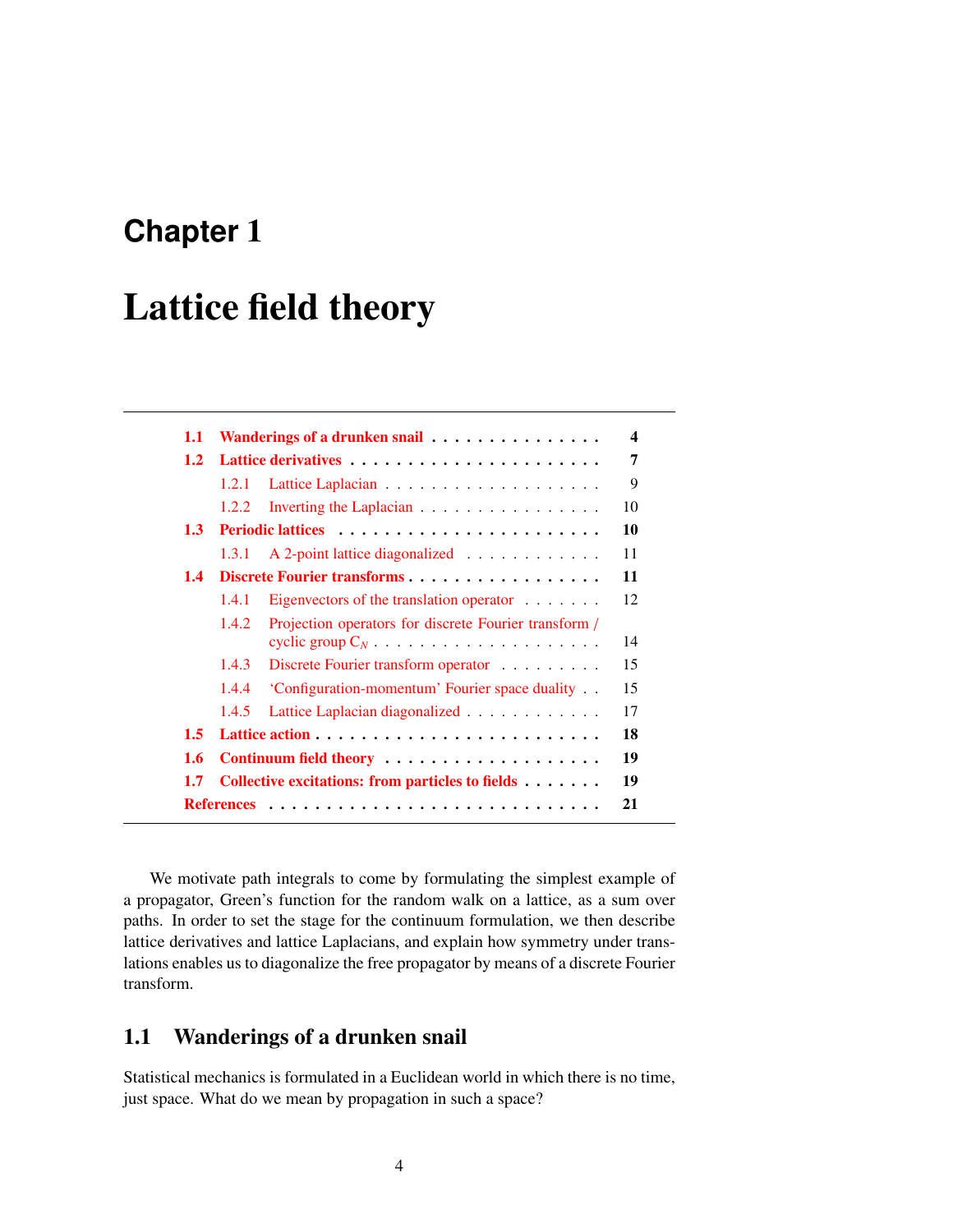# Chapter 1

# Lattice field theory

| | | |
|---|---|---|
| **1.1** | **Wanderings of a drunken snail** | **4** |
| **1.2** | **Lattice derivatives** | **7** |
| 1.2.1 | Lattice Laplacian | 9 |
| 1.2.2 | Inverting the Laplacian | 10 |
| **1.3** | **Periodic lattices** | **10** |
| 1.3.1 | A 2-point lattice diagonalized | 11 |
| **1.4** | **Discrete Fourier transforms** | **11** |
| 1.4.1 | Eigenvectors of the translation operator | 12 |
| 1.4.2 | Projection operators for discrete Fourier transform / cyclic group $C_N$ | 14 |
| 1.4.3 | Discrete Fourier transform operator | 15 |
| 1.4.4 | 'Configuration-momentum' Fourier space duality | 15 |
| 1.4.5 | Lattice Laplacian diagonalized | 17 |
| **1.5** | **Lattice action** | **18** |
| **1.6** | **Continuum field theory** | **19** |
| **1.7** | **Collective excitations: from particles to fields** | **19** |
| | **References** | **21** |

We motivate path integrals to come by formulating the simplest example of a propagator, Green's function for the random walk on a lattice, as a sum over paths. In order to set the stage for the continuum formulation, we then describe lattice derivatives and lattice Laplacians, and explain how symmetry under translations enables us to diagonalize the free propagator by means of a discrete Fourier transform.

## 1.1 Wanderings of a drunken snail

Statistical mechanics is formulated in a Euclidean world in which there is no time, just space. What do we mean by propagation in such a space?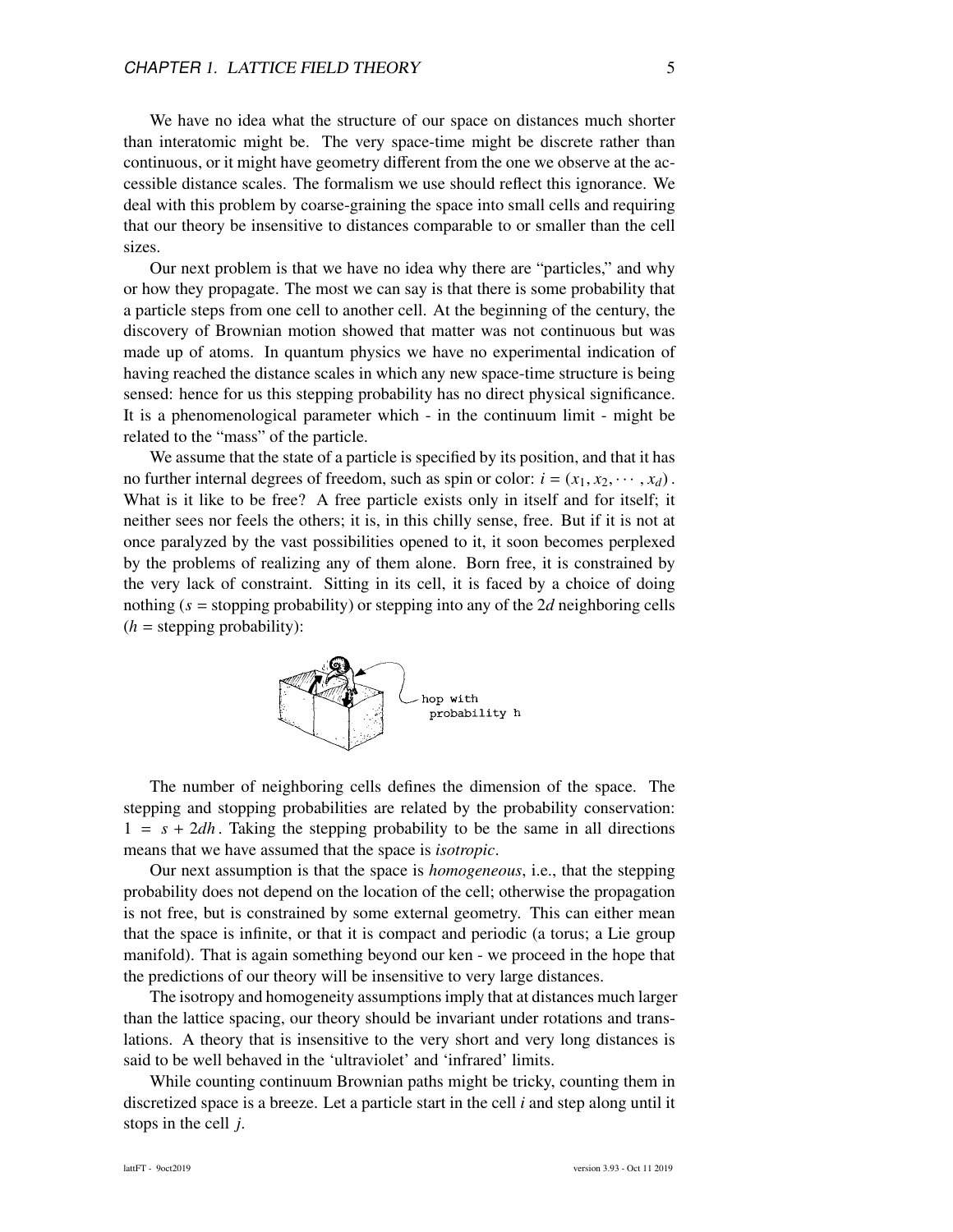We have no idea what the structure of our space on distances much shorter than interatomic might be. The very space-time might be discrete rather than continuous, or it might have geometry different from the one we observe at the accessible distance scales. The formalism we use should reflect this ignorance. We deal with this problem by coarse-graining the space into small cells and requiring that our theory be insensitive to distances comparable to or smaller than the cell sizes.

Our next problem is that we have no idea why there are "particles," and why or how they propagate. The most we can say is that there is some probability that a particle steps from one cell to another cell. At the beginning of the century, the discovery of Brownian motion showed that matter was not continuous but was made up of atoms. In quantum physics we have no experimental indication of having reached the distance scales in which any new space-time structure is being sensed: hence for us this stepping probability has no direct physical significance. It is a phenomenological parameter which - in the continuum limit - might be related to the "mass" of the particle.

We assume that the state of a particle is specified by its position, and that it has no further internal degrees of freedom, such as spin or color: $i = (x_1, x_2, \cdots, x_d)$. What is it like to be free? A free particle exists only in itself and for itself; it neither sees nor feels the others; it is, in this chilly sense, free. But if it is not at once paralyzed by the vast possibilities opened to it, it soon becomes perplexed by the problems of realizing any of them alone. Born free, it is constrained by the very lack of constraint. Sitting in its cell, it is faced by a choice of doing nothing ($s$ = stopping probability) or stepping into any of the $2d$ neighboring cells ($h$ = stepping probability):

hop with
probability h

The number of neighboring cells defines the dimension of the space. The stepping and stopping probabilities are related by the probability conservation: $1 = s + 2dh$. Taking the stepping probability to be the same in all directions means that we have assumed that the space is *isotropic*.

Our next assumption is that the space is *homogeneous*, i.e., that the stepping probability does not depend on the location of the cell; otherwise the propagation is not free, but is constrained by some external geometry. This can either mean that the space is infinite, or that it is compact and periodic (a torus; a Lie group manifold). That is again something beyond our ken - we proceed in the hope that the predictions of our theory will be insensitive to very large distances.

The isotropy and homogeneity assumptions imply that at distances much larger than the lattice spacing, our theory should be invariant under rotations and translations. A theory that is insensitive to the very short and very long distances is said to be well behaved in the 'ultraviolet' and 'infrared' limits.

While counting continuum Brownian paths might be tricky, counting them in discretized space is a breeze. Let a particle start in the cell $i$ and step along until it stops in the cell $j$.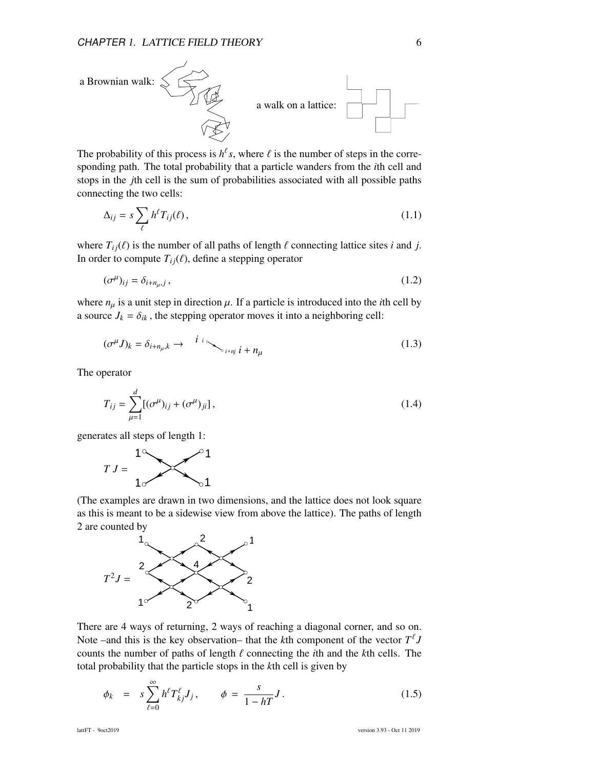a Brownian walk:

a walk on a lattice:

The probability of this process is $h^\ell s$, where $\ell$ is the number of steps in the corresponding path. The total probability that a particle wanders from the $i$th cell and stops in the $j$th cell is the sum of probabilities associated with all possible paths connecting the two cells:

$$\Delta_{ij} = s \sum_{\ell} h^\ell T_{ij}(\ell)\,, \tag{1.1}$$

where $T_{ij}(\ell)$ is the number of all paths of length $\ell$ connecting lattice sites $i$ and $j$. In order to compute $T_{ij}(\ell)$, define a stepping operator

$$(\sigma^\mu)_{ij} = \delta_{i+n_\mu, j}\,, \tag{1.2}$$

where $n_\mu$ is a unit step in direction $\mu$. If a particle is introduced into the $i$th cell by a source $J_k = \delta_{ik}$, the stepping operator moves it into a neighboring cell:

$$(\sigma^\mu J)_k = \delta_{i+n_\mu, k} \rightarrow \quad i \quad i+n_\mu \tag{1.3}$$

The operator

$$T_{ij} = \sum_{\mu=1}^{d} [(\sigma^\mu)_{ij} + (\sigma^\mu)_{ji}]\,, \tag{1.4}$$

generates all steps of length 1:

$T\,J =$

1 1

1 1

(The examples are drawn in two dimensions, and the lattice does not look square as this is meant to be a sidewise view from above the lattice). The paths of length 2 are counted by

$T^2 J =$

1 2 1

2 4 2

1 2 1

There are 4 ways of returning, 2 ways of reaching a diagonal corner, and so on. Note –and this is the key observation– that the $k$th component of the vector $T^\ell J$ counts the number of paths of length $\ell$ connecting the $i$th and the $k$th cells. The total probability that the particle stops in the $k$th cell is given by

$$\phi_k = s \sum_{\ell=0}^{\infty} h^\ell T^\ell_{kj} J_j\,, \qquad \phi = \frac{s}{1 - hT} J\,. \tag{1.5}$$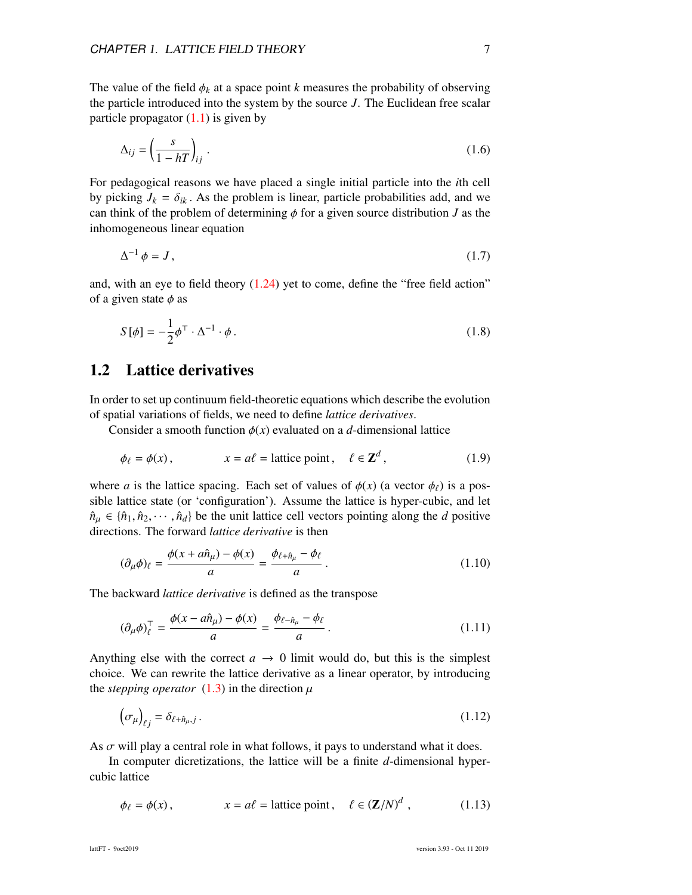The value of the field $\phi_k$ at a space point $k$ measures the probability of observing the particle introduced into the system by the source $J$. The Euclidean free scalar particle propagator (1.1) is given by

$$\Delta_{ij} = \left(\frac{s}{1 - hT}\right)_{ij} . \tag{1.6}$$

For pedagogical reasons we have placed a single initial particle into the $i$th cell by picking $J_k = \delta_{ik}$. As the problem is linear, particle probabilities add, and we can think of the problem of determining $\phi$ for a given source distribution $J$ as the inhomogeneous linear equation

$$\Delta^{-1}\,\phi = J\,, \tag{1.7}$$

and, with an eye to field theory (1.24) yet to come, define the "free field action" of a given state $\phi$ as

$$S[\phi] = -\frac{1}{2}\phi^\top \cdot \Delta^{-1} \cdot \phi\,. \tag{1.8}$$

## 1.2 Lattice derivatives

In order to set up continuum field-theoretic equations which describe the evolution of spatial variations of fields, we need to define *lattice derivatives*.

Consider a smooth function $\phi(x)$ evaluated on a $d$-dimensional lattice

$$\phi_\ell = \phi(x)\,, \qquad\qquad x = a\ell = \text{lattice point}\,, \quad \ell \in \mathbf{Z}^d\,, \tag{1.9}$$

where $a$ is the lattice spacing. Each set of values of $\phi(x)$ (a vector $\phi_\ell$) is a possible lattice state (or 'configuration'). Assume the lattice is hyper-cubic, and let $\hat{n}_\mu \in \{\hat{n}_1, \hat{n}_2, \cdots, \hat{n}_d\}$ be the unit lattice cell vectors pointing along the $d$ positive directions. The forward *lattice derivative* is then

$$(\partial_\mu\phi)_\ell = \frac{\phi(x + a\hat{n}_\mu) - \phi(x)}{a} = \frac{\phi_{\ell+\hat{n}_\mu} - \phi_\ell}{a}\,. \tag{1.10}$$

The backward *lattice derivative* is defined as the transpose

$$(\partial_\mu\phi)^\top_\ell = \frac{\phi(x - a\hat{n}_\mu) - \phi(x)}{a} = \frac{\phi_{\ell-\hat{n}_\mu} - \phi_\ell}{a}\,. \tag{1.11}$$

Anything else with the correct $a \to 0$ limit would do, but this is the simplest choice. We can rewrite the lattice derivative as a linear operator, by introducing the *stepping operator* (1.3) in the direction $\mu$

$$\left(\sigma_\mu\right)_{\ell j} = \delta_{\ell+\hat{n}_\mu, j}\,. \tag{1.12}$$

As $\sigma$ will play a central role in what follows, it pays to understand what it does.

In computer dicretizations, the lattice will be a finite $d$-dimensional hyper-cubic lattice

$$\phi_\ell = \phi(x)\,, \qquad\qquad x = a\ell = \text{lattice point}\,, \quad \ell \in (\mathbf{Z}/N)^d\,, \tag{1.13}$$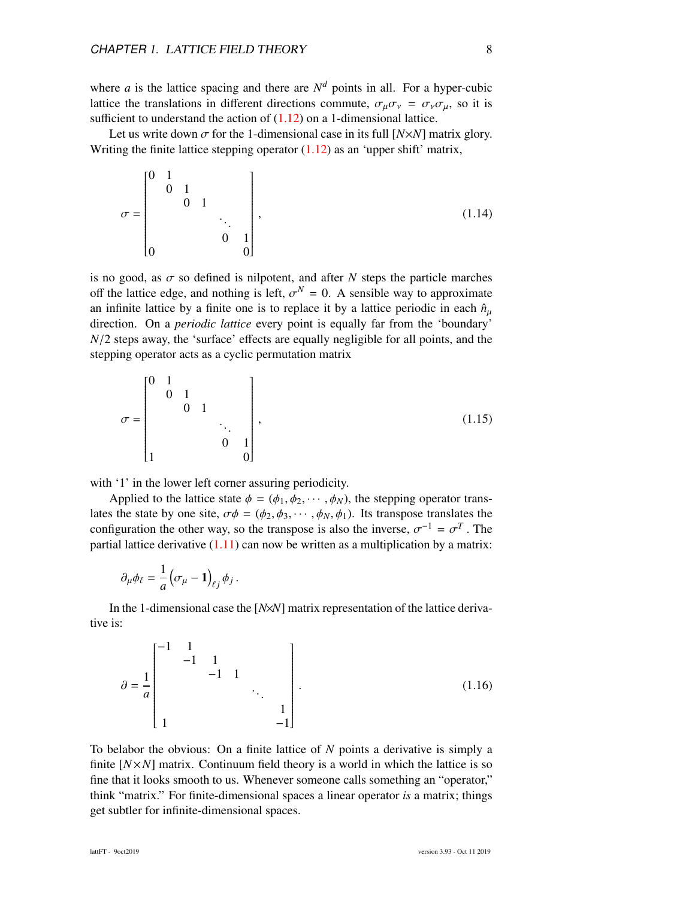where $a$ is the lattice spacing and there are $N^d$ points in all. For a hyper-cubic lattice the translations in different directions commute, $\sigma_\mu \sigma_\nu = \sigma_\nu \sigma_\mu$, so it is sufficient to understand the action of (1.12) on a 1-dimensional lattice.

Let us write down $\sigma$ for the 1-dimensional case in its full $[N \times N]$ matrix glory. Writing the finite lattice stepping operator (1.12) as an 'upper shift' matrix,

$$\sigma = \begin{bmatrix} 0 & 1 & & & & \\ & 0 & 1 & & & \\ & & 0 & 1 & & \\ & & & & \ddots & \\ & & & & 0 & 1 \\ 0 & & & & & 0 \end{bmatrix}, \tag{1.14}$$

is no good, as $\sigma$ so defined is nilpotent, and after $N$ steps the particle marches off the lattice edge, and nothing is left, $\sigma^N = 0$. A sensible way to approximate an infinite lattice by a finite one is to replace it by a lattice periodic in each $\hat{n}_\mu$ direction. On a *periodic lattice* every point is equally far from the 'boundary' $N/2$ steps away, the 'surface' effects are equally negligible for all points, and the stepping operator acts as a cyclic permutation matrix

$$\sigma = \begin{bmatrix} 0 & 1 & & & & \\ & 0 & 1 & & & \\ & & 0 & 1 & & \\ & & & & \ddots & \\ & & & & 0 & 1 \\ 1 & & & & & 0 \end{bmatrix}, \tag{1.15}$$

with '1' in the lower left corner assuring periodicity.

Applied to the lattice state $\phi = (\phi_1, \phi_2, \cdots, \phi_N)$, the stepping operator translates the state by one site, $\sigma\phi = (\phi_2, \phi_3, \cdots, \phi_N, \phi_1)$. Its transpose translates the configuration the other way, so the transpose is also the inverse, $\sigma^{-1} = \sigma^T$. The partial lattice derivative (1.11) can now be written as a multiplication by a matrix:

$$\partial_\mu \phi_\ell = \frac{1}{a}\left(\sigma_\mu - \mathbf{1}\right)_{\ell j} \phi_j \,.$$

In the 1-dimensional case the $[N \times N]$ matrix representation of the lattice derivative is:

$$\partial = \frac{1}{a}\begin{bmatrix} -1 & 1 & & & & \\ & -1 & 1 & & & \\ & & -1 & 1 & & \\ & & & & \ddots & \\ & & & & & 1 \\ 1 & & & & & -1 \end{bmatrix}. \tag{1.16}$$

To belabor the obvious: On a finite lattice of $N$ points a derivative is simply a finite $[N \times N]$ matrix. Continuum field theory is a world in which the lattice is so fine that it looks smooth to us. Whenever someone calls something an "operator," think "matrix." For finite-dimensional spaces a linear operator *is* a matrix; things get subtler for infinite-dimensional spaces.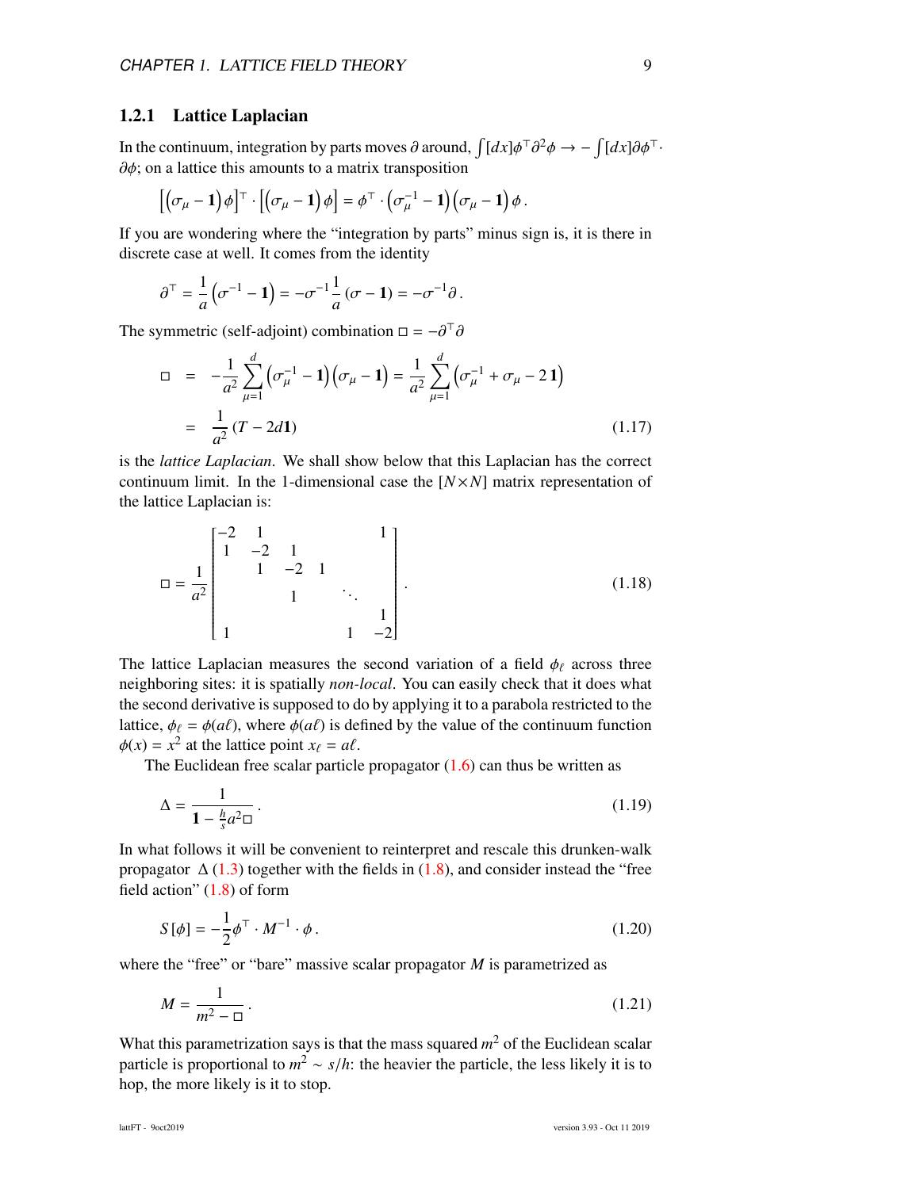### 1.2.1 Lattice Laplacian

In the continuum, integration by parts moves $\partial$ around, $\int [dx]\phi^\top \partial^2 \phi \to -\int [dx] \partial\phi^\top \cdot \partial\phi$; on a lattice this amounts to a matrix transposition

$$\left[\left(\sigma_\mu - \mathbf{1}\right)\phi\right]^\top \cdot \left[\left(\sigma_\mu - \mathbf{1}\right)\phi\right] = \phi^\top \cdot \left(\sigma_\mu^{-1} - \mathbf{1}\right)\left(\sigma_\mu - \mathbf{1}\right)\phi\,.$$

If you are wondering where the "integration by parts" minus sign is, it is there in discrete case at well. It comes from the identity

$$\partial^\top = \frac{1}{a}\left(\sigma^{-1} - \mathbf{1}\right) = -\sigma^{-1}\frac{1}{a}\left(\sigma - \mathbf{1}\right) = -\sigma^{-1}\partial\,.$$

The symmetric (self-adjoint) combination $\Box = -\partial^\top\partial$

$$\begin{aligned}
\Box &= -\frac{1}{a^2}\sum_{\mu=1}^{d}\left(\sigma_\mu^{-1} - \mathbf{1}\right)\left(\sigma_\mu - \mathbf{1}\right) = \frac{1}{a^2}\sum_{\mu=1}^{d}\left(\sigma_\mu^{-1} + \sigma_\mu - 2\,\mathbf{1}\right) \\
&= \frac{1}{a^2}\left(T - 2d\mathbf{1}\right) \qquad (1.17)
\end{aligned}$$

is the *lattice Laplacian*. We shall show below that this Laplacian has the correct continuum limit. In the 1-dimensional case the $[N\times N]$ matrix representation of the lattice Laplacian is:

$$\Box = \frac{1}{a^2}\begin{bmatrix}
-2 & 1 & & & & 1 \\
1 & -2 & 1 & & & \\
 & 1 & -2 & 1 & & \\
 & & 1 & & \ddots & \\
 & & & & & 1 \\
1 & & & & 1 & -2
\end{bmatrix}. \qquad (1.18)$$

The lattice Laplacian measures the second variation of a field $\phi_\ell$ across three neighboring sites: it is spatially *non-local*. You can easily check that it does what the second derivative is supposed to do by applying it to a parabola restricted to the lattice, $\phi_\ell = \phi(a\ell)$, where $\phi(a\ell)$ is defined by the value of the continuum function $\phi(x) = x^2$ at the lattice point $x_\ell = a\ell$.

The Euclidean free scalar particle propagator (1.6) can thus be written as

$$\Delta = \frac{1}{\mathbf{1} - \frac{h}{s}a^2\Box}\,. \qquad (1.19)$$

In what follows it will be convenient to reinterpret and rescale this drunken-walk propagator $\Delta$ (1.3) together with the fields in (1.8), and consider instead the "free field action" (1.8) of form

$$S[\phi] = -\frac{1}{2}\phi^\top \cdot M^{-1} \cdot \phi\,. \qquad (1.20)$$

where the "free" or "bare" massive scalar propagator $M$ is parametrized as

$$M = \frac{1}{m^2 - \Box}\,. \qquad (1.21)$$

What this parametrization says is that the mass squared $m^2$ of the Euclidean scalar particle is proportional to $m^2 \sim s/h$: the heavier the particle, the less likely it is to hop, the more likely is it to stop.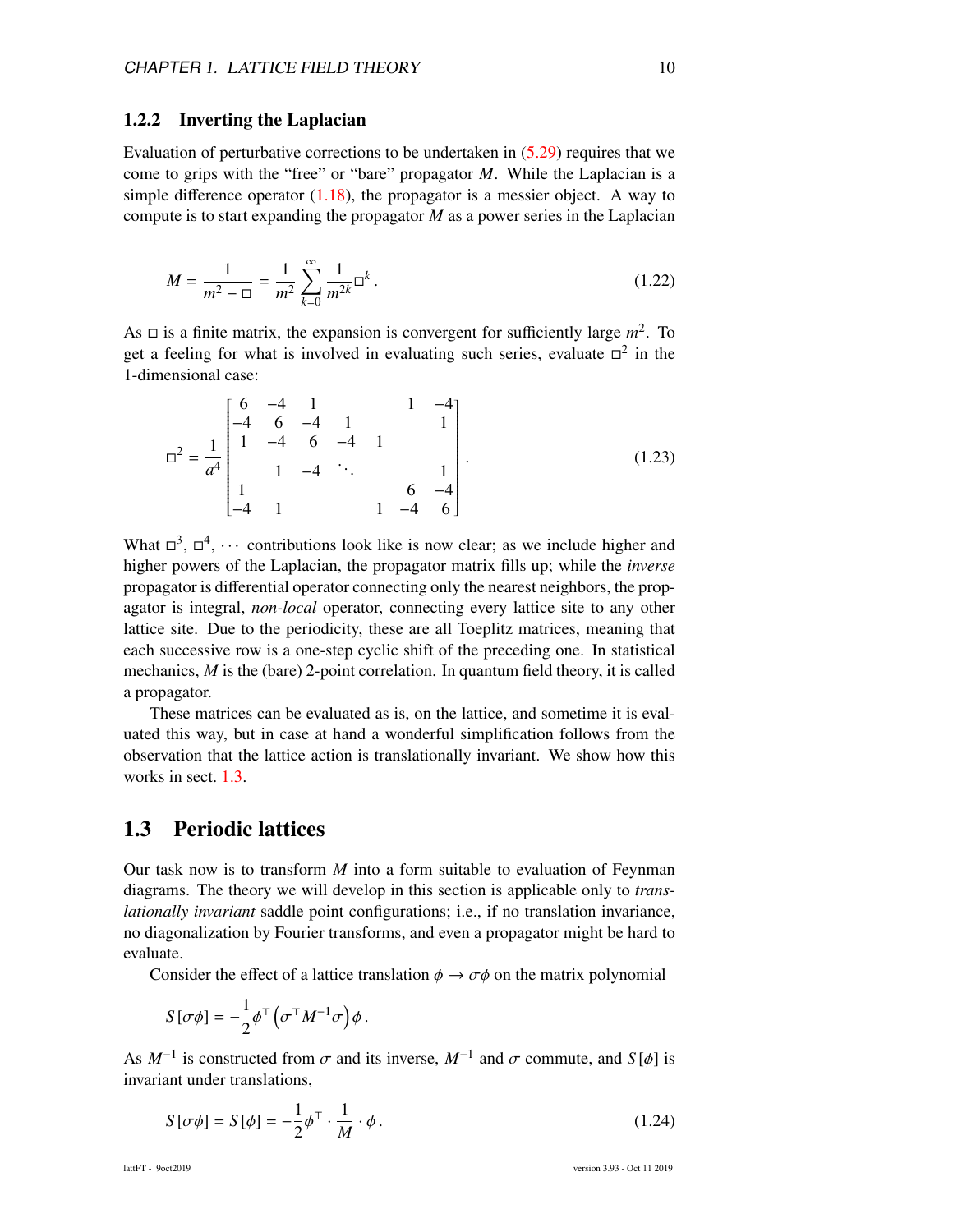### 1.2.2 Inverting the Laplacian

Evaluation of perturbative corrections to be undertaken in (5.29) requires that we come to grips with the "free" or "bare" propagator $M$. While the Laplacian is a simple difference operator (1.18), the propagator is a messier object. A way to compute is to start expanding the propagator $M$ as a power series in the Laplacian

$$M = \frac{1}{m^2 - \Box} = \frac{1}{m^2} \sum_{k=0}^{\infty} \frac{1}{m^{2k}} \Box^k \,. \tag{1.22}$$

As $\Box$ is a finite matrix, the expansion is convergent for sufficiently large $m^2$. To get a feeling for what is involved in evaluating such series, evaluate $\Box^2$ in the 1-dimensional case:

$$\Box^2 = \frac{1}{a^4} \begin{bmatrix} 6 & -4 & 1 & & & 1 & -4 \\ -4 & 6 & -4 & 1 & & & 1 \\ 1 & -4 & 6 & -4 & 1 & & \\ & 1 & -4 & \ddots & & & 1 \\ 1 & & & & & 6 & -4 \\ -4 & 1 & & & 1 & -4 & 6 \end{bmatrix} . \tag{1.23}$$

What $\Box^3$, $\Box^4$, $\cdots$ contributions look like is now clear; as we include higher and higher powers of the Laplacian, the propagator matrix fills up; while the *inverse* propagator is differential operator connecting only the nearest neighbors, the propagator is integral, *non-local* operator, connecting every lattice site to any other lattice site. Due to the periodicity, these are all Toeplitz matrices, meaning that each successive row is a one-step cyclic shift of the preceding one. In statistical mechanics, $M$ is the (bare) 2-point correlation. In quantum field theory, it is called a propagator.

These matrices can be evaluated as is, on the lattice, and sometime it is evaluated this way, but in case at hand a wonderful simplification follows from the observation that the lattice action is translationally invariant. We show how this works in sect. 1.3.

## 1.3 Periodic lattices

Our task now is to transform $M$ into a form suitable to evaluation of Feynman diagrams. The theory we will develop in this section is applicable only to *translationally invariant* saddle point configurations; i.e., if no translation invariance, no diagonalization by Fourier transforms, and even a propagator might be hard to evaluate.

Consider the effect of a lattice translation $\phi \to \sigma\phi$ on the matrix polynomial

$$S[\sigma\phi] = -\frac{1}{2} \phi^\top \left( \sigma^\top M^{-1} \sigma \right) \phi \,.$$

As $M^{-1}$ is constructed from $\sigma$ and its inverse, $M^{-1}$ and $\sigma$ commute, and $S[\phi]$ is invariant under translations,

$$S[\sigma\phi] = S[\phi] = -\frac{1}{2} \phi^\top \cdot \frac{1}{M} \cdot \phi \,. \tag{1.24}$$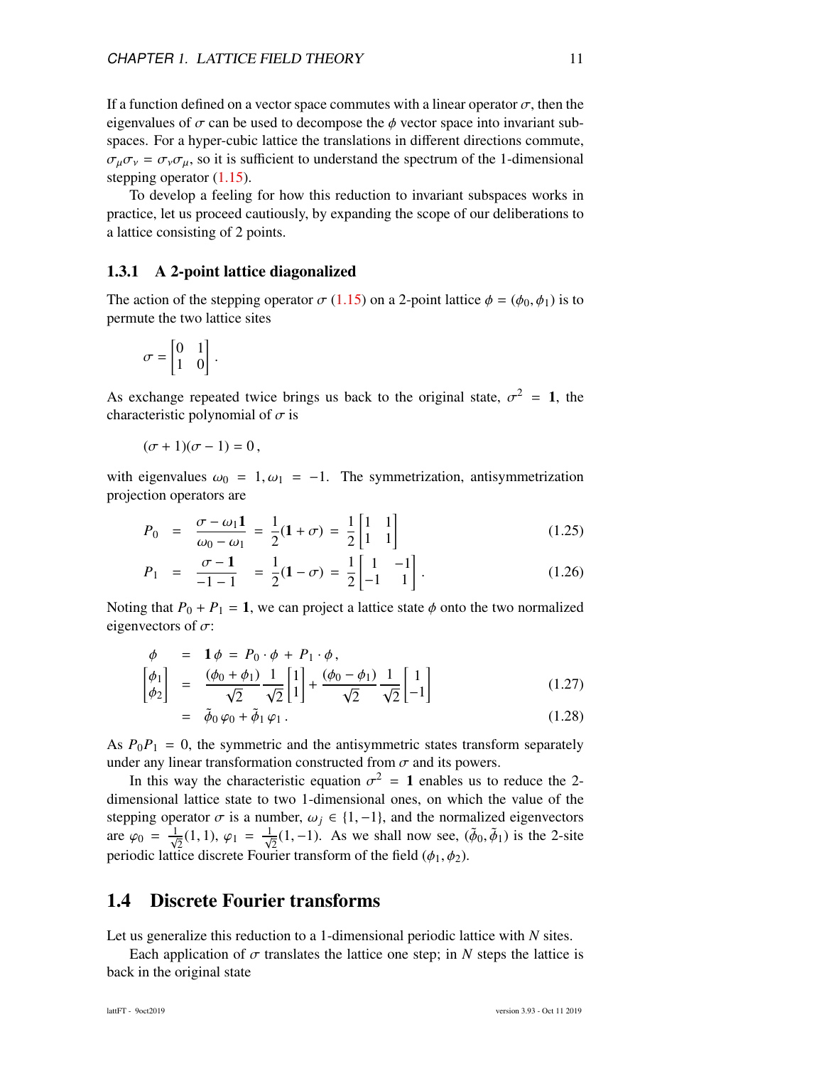If a function defined on a vector space commutes with a linear operator $\sigma$, then the eigenvalues of $\sigma$ can be used to decompose the $\phi$ vector space into invariant subspaces. For a hyper-cubic lattice the translations in different directions commute, $\sigma_\mu \sigma_\nu = \sigma_\nu \sigma_\mu$, so it is sufficient to understand the spectrum of the 1-dimensional stepping operator (1.15).

To develop a feeling for how this reduction to invariant subspaces works in practice, let us proceed cautiously, by expanding the scope of our deliberations to a lattice consisting of 2 points.

### 1.3.1 A 2-point lattice diagonalized

The action of the stepping operator $\sigma$ (1.15) on a 2-point lattice $\phi = (\phi_0, \phi_1)$ is to permute the two lattice sites

$$\sigma = \begin{bmatrix} 0 & 1 \\ 1 & 0 \end{bmatrix}.$$

As exchange repeated twice brings us back to the original state, $\sigma^2 = \mathbf{1}$, the characteristic polynomial of $\sigma$ is

$$(\sigma + 1)(\sigma - 1) = 0\,,$$

with eigenvalues $\omega_0 = 1, \omega_1 = -1$. The symmetrization, antisymmetrization projection operators are

$$P_0 = \frac{\sigma - \omega_1 \mathbf{1}}{\omega_0 - \omega_1} = \frac{1}{2}(\mathbf{1} + \sigma) = \frac{1}{2}\begin{bmatrix} 1 & 1 \\ 1 & 1 \end{bmatrix} \tag{1.25}$$

$$P_1 = \frac{\sigma - \mathbf{1}}{-1 - 1} = \frac{1}{2}(\mathbf{1} - \sigma) = \frac{1}{2}\begin{bmatrix} 1 & -1 \\ -1 & 1 \end{bmatrix}. \tag{1.26}$$

Noting that $P_0 + P_1 = \mathbf{1}$, we can project a lattice state $\phi$ onto the two normalized eigenvectors of $\sigma$:

$$\phi = \mathbf{1}\,\phi = P_0 \cdot \phi + P_1 \cdot \phi\,,$$

$$\begin{bmatrix} \phi_1 \\ \phi_2 \end{bmatrix} = \frac{(\phi_0 + \phi_1)}{\sqrt{2}} \frac{1}{\sqrt{2}} \begin{bmatrix} 1 \\ 1 \end{bmatrix} + \frac{(\phi_0 - \phi_1)}{\sqrt{2}} \frac{1}{\sqrt{2}} \begin{bmatrix} 1 \\ -1 \end{bmatrix} \tag{1.27}$$

$$= \tilde{\phi}_0\, \varphi_0 + \tilde{\phi}_1\, \varphi_1\,. \tag{1.28}$$

As $P_0 P_1 = 0$, the symmetric and the antisymmetric states transform separately under any linear transformation constructed from $\sigma$ and its powers.

In this way the characteristic equation $\sigma^2 = \mathbf{1}$ enables us to reduce the 2-dimensional lattice state to two 1-dimensional ones, on which the value of the stepping operator $\sigma$ is a number, $\omega_j \in \{1, -1\}$, and the normalized eigenvectors are $\varphi_0 = \frac{1}{\sqrt{2}}(1, 1)$, $\varphi_1 = \frac{1}{\sqrt{2}}(1, -1)$. As we shall now see, $(\tilde{\phi}_0, \tilde{\phi}_1)$ is the 2-site periodic lattice discrete Fourier transform of the field $(\phi_1, \phi_2)$.

## 1.4 Discrete Fourier transforms

Let us generalize this reduction to a 1-dimensional periodic lattice with $N$ sites.

Each application of $\sigma$ translates the lattice one step; in $N$ steps the lattice is back in the original state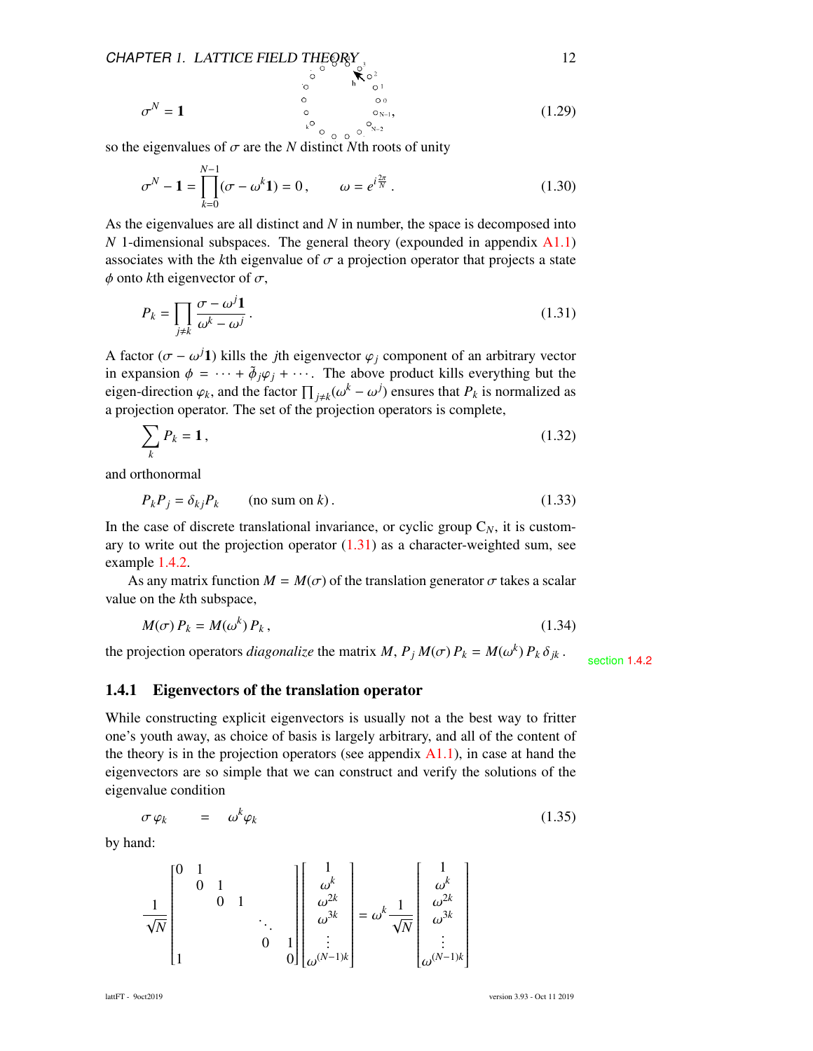$$\sigma^N = \mathbf{1} \tag{1.29}$$

so the eigenvalues of $\sigma$ are the $N$ distinct $N$th roots of unity

$$\sigma^N - \mathbf{1} = \prod_{k=0}^{N-1} (\sigma - \omega^k \mathbf{1}) = 0\,, \qquad \omega = e^{i\frac{2\pi}{N}}\,. \tag{1.30}$$

As the eigenvalues are all distinct and $N$ in number, the space is decomposed into $N$ 1-dimensional subspaces. The general theory (expounded in appendix A1.1) associates with the $k$th eigenvalue of $\sigma$ a projection operator that projects a state $\phi$ onto $k$th eigenvector of $\sigma$,

$$P_k = \prod_{j \neq k} \frac{\sigma - \omega^j \mathbf{1}}{\omega^k - \omega^j}\,. \tag{1.31}$$

A factor $(\sigma - \omega^j \mathbf{1})$ kills the $j$th eigenvector $\varphi_j$ component of an arbitrary vector in expansion $\phi = \cdots + \tilde{\phi}_j \varphi_j + \cdots$. The above product kills everything but the eigen-direction $\varphi_k$, and the factor $\prod_{j\neq k}(\omega^k - \omega^j)$ ensures that $P_k$ is normalized as a projection operator. The set of the projection operators is complete,

$$\sum_k P_k = \mathbf{1}\,, \tag{1.32}$$

and orthonormal

$$P_k P_j = \delta_{kj} P_k \qquad \text{(no sum on } k\text{)}\,. \tag{1.33}$$

In the case of discrete translational invariance, or cyclic group $C_N$, it is customary to write out the projection operator (1.31) as a character-weighted sum, see example 1.4.2.

As any matrix function $M = M(\sigma)$ of the translation generator $\sigma$ takes a scalar value on the $k$th subspace,

$$M(\sigma)\, P_k = M(\omega^k)\, P_k\,, \tag{1.34}$$

the projection operators *diagonalize* the matrix $M$, $P_j\, M(\sigma)\, P_k = M(\omega^k)\, P_k\, \delta_{jk}$.

section 1.4.2

### 1.4.1 Eigenvectors of the translation operator

While constructing explicit eigenvectors is usually not a the best way to fritter one's youth away, as choice of basis is largely arbitrary, and all of the content of the theory is in the projection operators (see appendix A1.1), in case at hand the eigenvectors are so simple that we can construct and verify the solutions of the eigenvalue condition

$$\sigma\, \varphi_k \quad = \quad \omega^k \varphi_k \tag{1.35}$$

by hand:

$$\frac{1}{\sqrt{N}} \begin{bmatrix} 0 & 1 & & & & \\ & 0 & 1 & & & \\ & & 0 & 1 & & \\ & & & & \ddots & \\ & & & & 0 & 1 \\ 1 & & & & & 0 \end{bmatrix} \begin{bmatrix} 1 \\ \omega^k \\ \omega^{2k} \\ \omega^{3k} \\ \vdots \\ \omega^{(N-1)k} \end{bmatrix} = \omega^k \frac{1}{\sqrt{N}} \begin{bmatrix} 1 \\ \omega^k \\ \omega^{2k} \\ \omega^{3k} \\ \vdots \\ \omega^{(N-1)k} \end{bmatrix}$$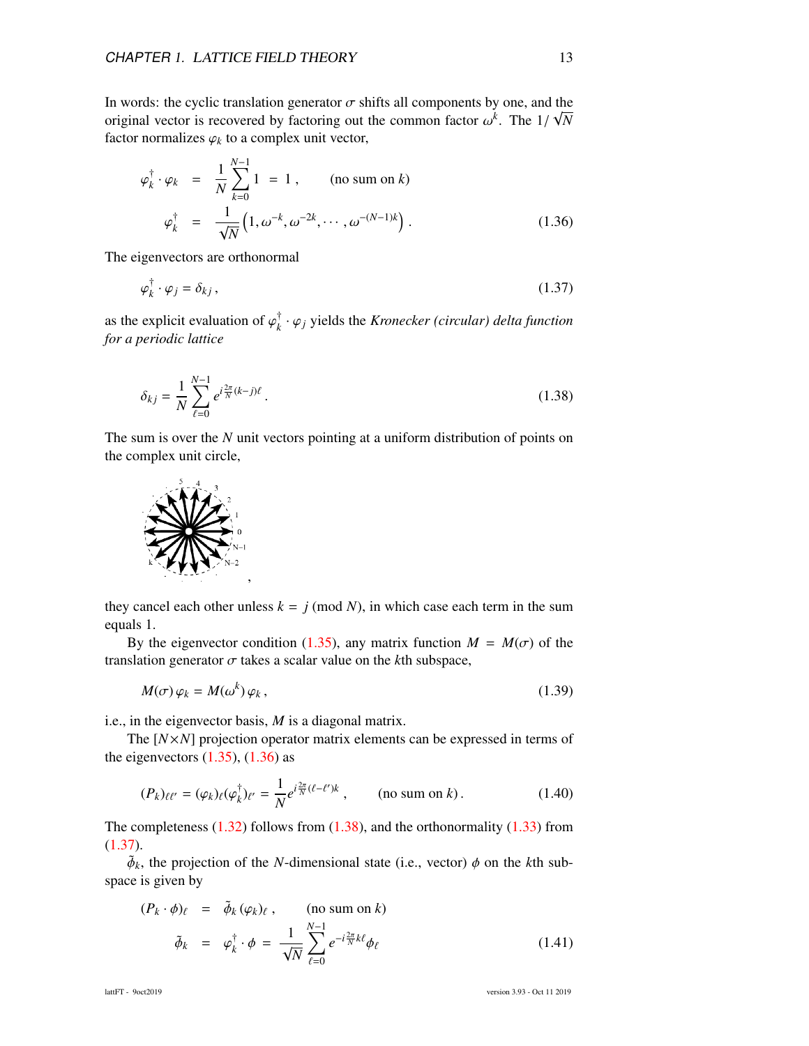In words: the cyclic translation generator $\sigma$ shifts all components by one, and the original vector is recovered by factoring out the common factor $\omega^k$. The $1/\sqrt{N}$ factor normalizes $\varphi_k$ to a complex unit vector,

$$
\begin{aligned}
\varphi_k^\dagger \cdot \varphi_k &= \frac{1}{N}\sum_{k=0}^{N-1} 1 = 1\,, \qquad \text{(no sum on } k\text{)} \\
\varphi_k^\dagger &= \frac{1}{\sqrt{N}}\left(1, \omega^{-k}, \omega^{-2k}, \cdots, \omega^{-(N-1)k}\right). 
\end{aligned}
\tag{1.36}
$$

The eigenvectors are orthonormal

$$
\varphi_k^\dagger \cdot \varphi_j = \delta_{kj}\,,
\tag{1.37}
$$

as the explicit evaluation of $\varphi_k^\dagger \cdot \varphi_j$ yields the *Kronecker (circular) delta function for a periodic lattice*

$$
\delta_{kj} = \frac{1}{N}\sum_{\ell=0}^{N-1} e^{i\frac{2\pi}{N}(k-j)\ell}\,.
\tag{1.38}
$$

The sum is over the $N$ unit vectors pointing at a uniform distribution of points on the complex unit circle,

5
4
3
2
1
0
N−1
N−2
k

,

they cancel each other unless $k = j \pmod N$, in which case each term in the sum equals 1.

By the eigenvector condition (1.35), any matrix function $M = M(\sigma)$ of the translation generator $\sigma$ takes a scalar value on the $k$th subspace,

$$
M(\sigma)\,\varphi_k = M(\omega^k)\,\varphi_k\,,
\tag{1.39}
$$

i.e., in the eigenvector basis, $M$ is a diagonal matrix.

The $[N\times N]$ projection operator matrix elements can be expressed in terms of the eigenvectors (1.35), (1.36) as

$$
(P_k)_{\ell\ell'} = (\varphi_k)_\ell(\varphi_k^\dagger)_{\ell'} = \frac{1}{N}e^{i\frac{2\pi}{N}(\ell-\ell')k}\,, \qquad \text{(no sum on } k\text{)}\,.
\tag{1.40}
$$

The completeness (1.32) follows from (1.38), and the orthonormality (1.33) from (1.37).

$\tilde{\phi}_k$, the projection of the $N$-dimensional state (i.e., vector) $\phi$ on the $k$th subspace is given by

$$
\begin{aligned}
(P_k \cdot \phi)_\ell &= \tilde{\phi}_k\,(\varphi_k)_\ell\,, \qquad \text{(no sum on } k\text{)} \\
\tilde{\phi}_k &= \varphi_k^\dagger \cdot \phi = \frac{1}{\sqrt{N}}\sum_{\ell=0}^{N-1} e^{-i\frac{2\pi}{N}k\ell}\phi_\ell
\end{aligned}
\tag{1.41}
$$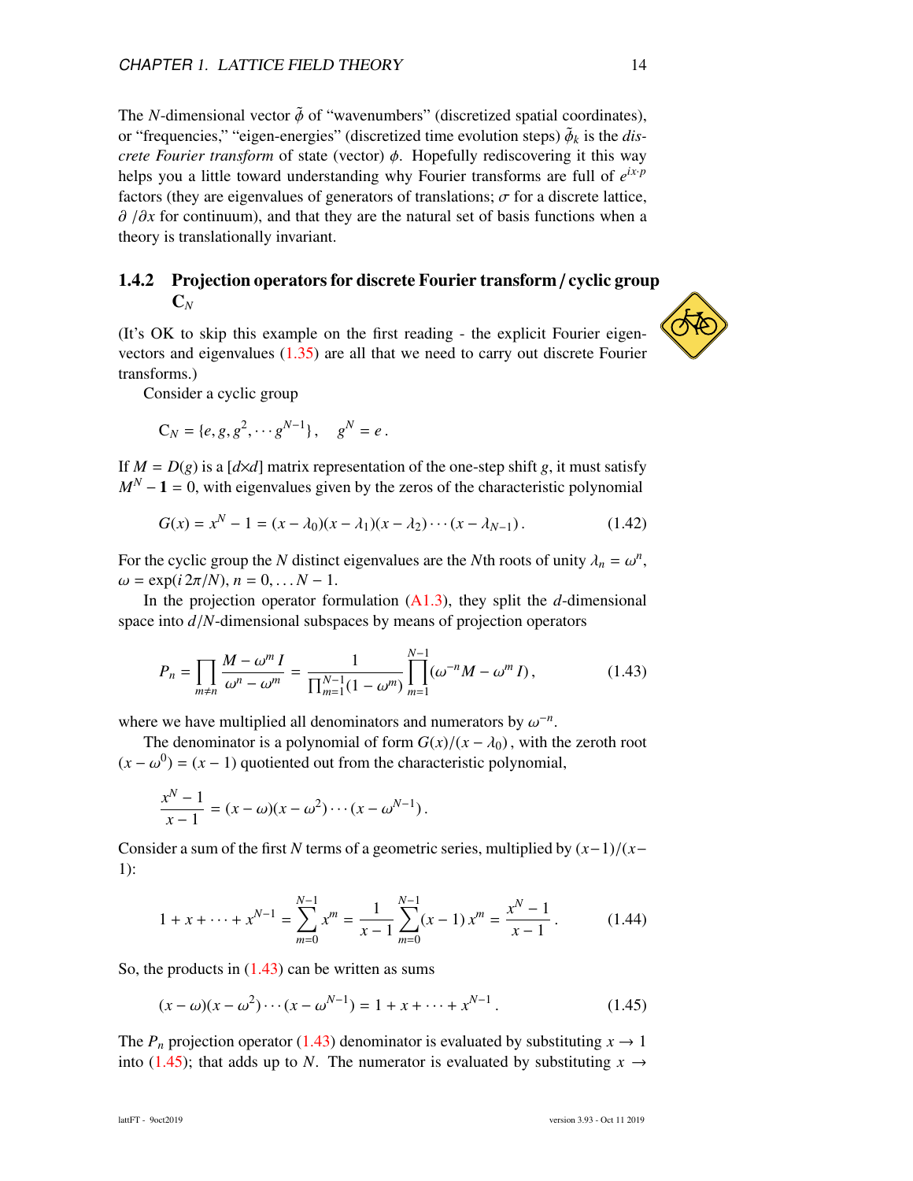The $N$-dimensional vector $\tilde{\phi}$ of "wavenumbers" (discretized spatial coordinates), or "frequencies," "eigen-energies" (discretized time evolution steps) $\tilde{\phi}_k$ is the *discrete Fourier transform* of state (vector) $\phi$. Hopefully rediscovering it this way helps you a little toward understanding why Fourier transforms are full of $e^{ix \cdot p}$ factors (they are eigenvalues of generators of translations; $\sigma$ for a discrete lattice, $\partial / \partial x$ for continuum), and that they are the natural set of basis functions when a theory is translationally invariant.

### 1.4.2 Projection operators for discrete Fourier transform / cyclic group $C_N$

(It's OK to skip this example on the first reading - the explicit Fourier eigenvectors and eigenvalues (1.35) are all that we need to carry out discrete Fourier transforms.)

Consider a cyclic group

$$C_N = \{e, g, g^2, \cdots g^{N-1}\}, \quad g^N = e\,.$$

If $M = D(g)$ is a $[d \times d]$ matrix representation of the one-step shift $g$, it must satisfy $M^N - \mathbf{1} = 0$, with eigenvalues given by the zeros of the characteristic polynomial

$$G(x) = x^N - 1 = (x - \lambda_0)(x - \lambda_1)(x - \lambda_2) \cdots (x - \lambda_{N-1})\,. \tag{1.42}$$

For the cyclic group the $N$ distinct eigenvalues are the $N$th roots of unity $\lambda_n = \omega^n$, $\omega = \exp(i\,2\pi/N)$, $n = 0, \ldots N-1$.

In the projection operator formulation (A1.3), they split the $d$-dimensional space into $d/N$-dimensional subspaces by means of projection operators

$$P_n = \prod_{m \neq n} \frac{M - \omega^m I}{\omega^n - \omega^m} = \frac{1}{\prod_{m=1}^{N-1}(1 - \omega^m)} \prod_{m=1}^{N-1} (\omega^{-n} M - \omega^m I)\,, \tag{1.43}$$

where we have multiplied all denominators and numerators by $\omega^{-n}$.

The denominator is a polynomial of form $G(x)/(x - \lambda_0)$, with the zeroth root $(x - \omega^0) = (x - 1)$ quotiented out from the characteristic polynomial,

$$\frac{x^N - 1}{x - 1} = (x - \omega)(x - \omega^2) \cdots (x - \omega^{N-1})\,.$$

Consider a sum of the first $N$ terms of a geometric series, multiplied by $(x-1)/(x-1)$:

$$1 + x + \cdots + x^{N-1} = \sum_{m=0}^{N-1} x^m = \frac{1}{x-1} \sum_{m=0}^{N-1} (x - 1)\, x^m = \frac{x^N - 1}{x - 1}\,. \tag{1.44}$$

So, the products in (1.43) can be written as sums

$$(x - \omega)(x - \omega^2) \cdots (x - \omega^{N-1}) = 1 + x + \cdots + x^{N-1}\,. \tag{1.45}$$

The $P_n$ projection operator (1.43) denominator is evaluated by substituting $x \to 1$ into (1.45); that adds up to $N$. The numerator is evaluated by substituting $x \to$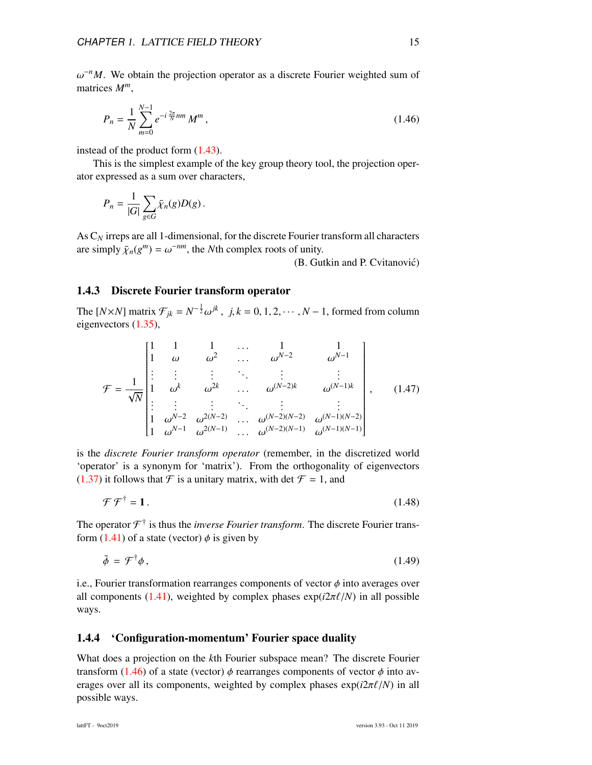$\omega^{-n}M$. We obtain the projection operator as a discrete Fourier weighted sum of matrices $M^m$,

$$P_n = \frac{1}{N}\sum_{m=0}^{N-1} e^{-i\,\frac{2\pi}{N}nm}\, M^m\,, \tag{1.46}$$

instead of the product form (1.43).

This is the simplest example of the key group theory tool, the projection operator expressed as a sum over characters,

$$P_n = \frac{1}{|G|}\sum_{g\in G}\bar{\chi}_n(g)D(g)\,.$$

As $C_N$ irreps are all 1-dimensional, for the discrete Fourier transform all characters are simply $\bar{\chi}_n(g^m) = \omega^{-nm}$, the $N$th complex roots of unity.

(B. Gutkin and P. Cvitanović)

### 1.4.3 Discrete Fourier transform operator

The $[N{\times}N]$ matrix $\mathcal{F}_{jk} = N^{-\frac{1}{2}}\omega^{jk}\,,\ j,k = 0,1,2,\cdots,N-1$, formed from column eigenvectors (1.35),

$$\mathcal{F} = \frac{1}{\sqrt{N}}\begin{bmatrix} 1 & 1 & 1 & \dots & 1 & 1 \\ 1 & \omega & \omega^2 & \dots & \omega^{N-2} & \omega^{N-1} \\ \vdots & \vdots & \vdots & \ddots & \vdots & \vdots \\ 1 & \omega^k & \omega^{2k} & \dots & \omega^{(N-2)k} & \omega^{(N-1)k} \\ \vdots & \vdots & \vdots & \ddots & \vdots & \vdots \\ 1 & \omega^{N-2} & \omega^{2(N-2)} & \dots & \omega^{(N-2)(N-2)} & \omega^{(N-1)(N-2)} \\ 1 & \omega^{N-1} & \omega^{2(N-1)} & \dots & \omega^{(N-2)(N-1)} & \omega^{(N-1)(N-1)} \end{bmatrix}, \tag{1.47}$$

is the *discrete Fourier transform operator* (remember, in the discretized world 'operator' is a synonym for 'matrix'). From the orthogonality of eigenvectors (1.37) it follows that $\mathcal{F}$ is a unitary matrix, with $\det\mathcal{F} = 1$, and

$$\mathcal{F}\,\mathcal{F}^\dagger = \mathbf{1}\,. \tag{1.48}$$

The operator $\mathcal{F}^\dagger$ is thus the *inverse Fourier transform*. The discrete Fourier transform (1.41) of a state (vector) $\phi$ is given by

$$\tilde{\phi} = \mathcal{F}^\dagger\phi\,, \tag{1.49}$$

i.e., Fourier transformation rearranges components of vector $\phi$ into averages over all components (1.41), weighted by complex phases $\exp(i2\pi\ell/N)$ in all possible ways.

### 1.4.4 'Configuration-momentum' Fourier space duality

What does a projection on the $k$th Fourier subspace mean? The discrete Fourier transform (1.46) of a state (vector) $\phi$ rearranges components of vector $\phi$ into averages over all its components, weighted by complex phases $\exp(i2\pi\ell/N)$ in all possible ways.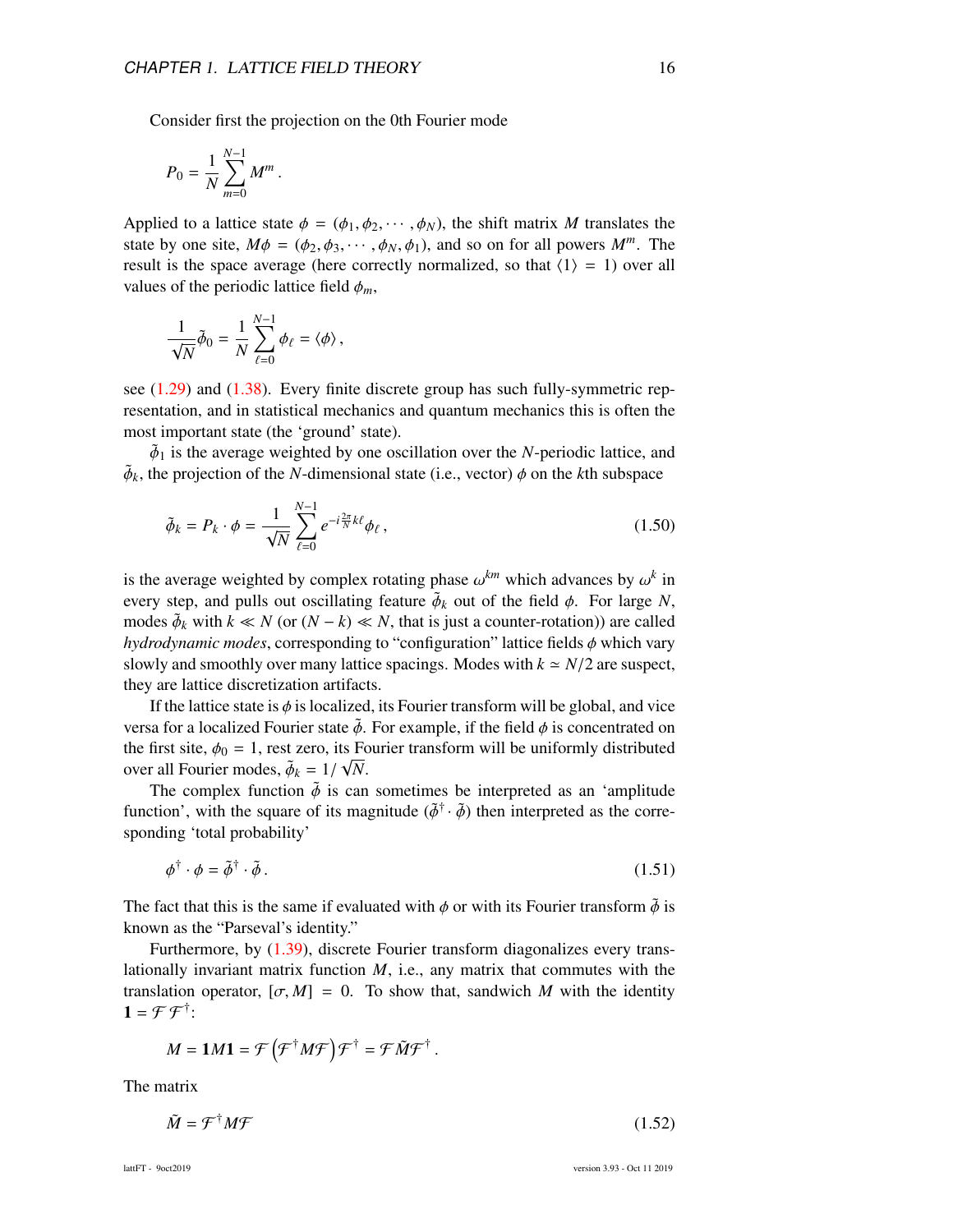Consider first the projection on the 0th Fourier mode

$$P_0 = \frac{1}{N}\sum_{m=0}^{N-1} M^m \,.$$

Applied to a lattice state $\phi = (\phi_1, \phi_2, \cdots, \phi_N)$, the shift matrix $M$ translates the state by one site, $M\phi = (\phi_2, \phi_3, \cdots, \phi_N, \phi_1)$, and so on for all powers $M^m$. The result is the space average (here correctly normalized, so that $\langle 1 \rangle = 1$) over all values of the periodic lattice field $\phi_m$,

$$\frac{1}{\sqrt{N}}\tilde{\phi}_0 = \frac{1}{N}\sum_{\ell=0}^{N-1}\phi_\ell = \langle \phi \rangle \,,$$

see (1.29) and (1.38). Every finite discrete group has such fully-symmetric representation, and in statistical mechanics and quantum mechanics this is often the most important state (the 'ground' state).

$\tilde{\phi}_1$ is the average weighted by one oscillation over the $N$-periodic lattice, and $\tilde{\phi}_k$, the projection of the $N$-dimensional state (i.e., vector) $\phi$ on the $k$th subspace

$$\tilde{\phi}_k = P_k \cdot \phi = \frac{1}{\sqrt{N}}\sum_{\ell=0}^{N-1} e^{-i\frac{2\pi}{N}k\ell}\phi_\ell \,, \tag{1.50}$$

is the average weighted by complex rotating phase $\omega^{km}$ which advances by $\omega^k$ in every step, and pulls out oscillating feature $\tilde{\phi}_k$ out of the field $\phi$. For large $N$, modes $\tilde{\phi}_k$ with $k \ll N$ (or $(N-k) \ll N$, that is just a counter-rotation)) are called *hydrodynamic modes*, corresponding to "configuration" lattice fields $\phi$ which vary slowly and smoothly over many lattice spacings. Modes with $k \simeq N/2$ are suspect, they are lattice discretization artifacts.

If the lattice state is $\phi$ is localized, its Fourier transform will be global, and vice versa for a localized Fourier state $\tilde{\phi}$. For example, if the field $\phi$ is concentrated on the first site, $\phi_0 = 1$, rest zero, its Fourier transform will be uniformly distributed over all Fourier modes, $\tilde{\phi}_k = 1/\sqrt{N}$.

The complex function $\tilde{\phi}$ is can sometimes be interpreted as an 'amplitude function', with the square of its magnitude ($\tilde{\phi}^\dagger \cdot \tilde{\phi}$) then interpreted as the corresponding 'total probability'

$$\phi^\dagger \cdot \phi = \tilde{\phi}^\dagger \cdot \tilde{\phi} \,. \tag{1.51}$$

The fact that this is the same if evaluated with $\phi$ or with its Fourier transform $\tilde{\phi}$ is known as the "Parseval's identity."

Furthermore, by (1.39), discrete Fourier transform diagonalizes every translationally invariant matrix function $M$, i.e., any matrix that commutes with the translation operator, $[\sigma, M] = 0$. To show that, sandwich $M$ with the identity $\mathbf{1} = \mathcal{F}\mathcal{F}^\dagger$:

$$M = \mathbf{1}M\mathbf{1} = \mathcal{F}\left(\mathcal{F}^\dagger M \mathcal{F}\right)\mathcal{F}^\dagger = \mathcal{F}\tilde{M}\mathcal{F}^\dagger \,.$$

The matrix

$$\tilde{M} = \mathcal{F}^\dagger M \mathcal{F} \tag{1.52}$$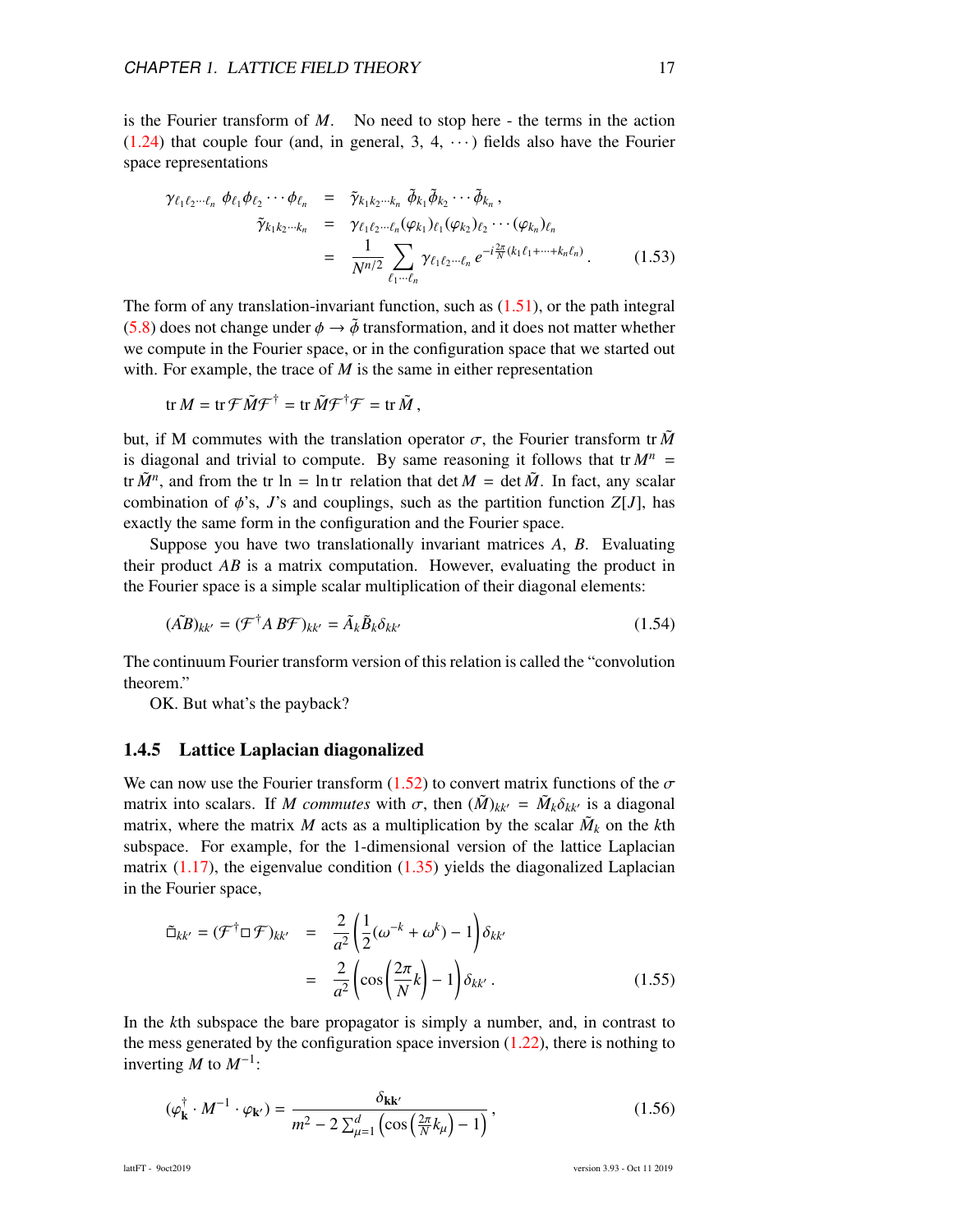is the Fourier transform of $M$. No need to stop here - the terms in the action (1.24) that couple four (and, in general, 3, 4, $\cdots$) fields also have the Fourier space representations

$$
\begin{aligned}
\gamma_{\ell_1 \ell_2 \cdots \ell_n} \, \phi_{\ell_1} \phi_{\ell_2} \cdots \phi_{\ell_n} &= \tilde{\gamma}_{k_1 k_2 \cdots k_n} \, \tilde{\phi}_{k_1} \tilde{\phi}_{k_2} \cdots \tilde{\phi}_{k_n} \,, \\
\tilde{\gamma}_{k_1 k_2 \cdots k_n} &= \gamma_{\ell_1 \ell_2 \cdots \ell_n} (\varphi_{k_1})_{\ell_1} (\varphi_{k_2})_{\ell_2} \cdots (\varphi_{k_n})_{\ell_n} \\
&= \frac{1}{N^{n/2}} \sum_{\ell_1 \cdots \ell_n} \gamma_{\ell_1 \ell_2 \cdots \ell_n} \, e^{-i \frac{2\pi}{N} (k_1 \ell_1 + \cdots + k_n \ell_n)} \,. 
\end{aligned}
\tag{1.53}
$$

The form of any translation-invariant function, such as (1.51), or the path integral (5.8) does not change under $\phi \to \tilde{\phi}$ transformation, and it does not matter whether we compute in the Fourier space, or in the configuration space that we started out with. For example, the trace of $M$ is the same in either representation

$$
\operatorname{tr} M = \operatorname{tr} \mathcal{F} \tilde{M} \mathcal{F}^\dagger = \operatorname{tr} \tilde{M} \mathcal{F}^\dagger \mathcal{F} = \operatorname{tr} \tilde{M} \,,
$$

but, if M commutes with the translation operator $\sigma$, the Fourier transform $\operatorname{tr} \tilde{M}$ is diagonal and trivial to compute. By same reasoning it follows that $\operatorname{tr} M^n = \operatorname{tr} \tilde{M}^n$, and from the $\operatorname{tr} \ln = \ln \operatorname{tr}$ relation that $\det M = \det \tilde{M}$. In fact, any scalar combination of $\phi$'s, $J$'s and couplings, such as the partition function $Z[J]$, has exactly the same form in the configuration and the Fourier space.

Suppose you have two translationally invariant matrices $A$, $B$. Evaluating their product $AB$ is a matrix computation. However, evaluating the product in the Fourier space is a simple scalar multiplication of their diagonal elements:

$$
(\tilde{AB})_{kk'} = (\mathcal{F}^\dagger A \, B \mathcal{F})_{kk'} = \tilde{A}_k \tilde{B}_k \delta_{kk'}
\tag{1.54}
$$

The continuum Fourier transform version of this relation is called the "convolution theorem."

OK. But what's the payback?

### 1.4.5 Lattice Laplacian diagonalized

We can now use the Fourier transform (1.52) to convert matrix functions of the $\sigma$ matrix into scalars. If $M$ *commutes* with $\sigma$, then $(\tilde{M})_{kk'} = \tilde{M}_k \delta_{kk'}$ is a diagonal matrix, where the matrix $M$ acts as a multiplication by the scalar $\tilde{M}_k$ on the $k$th subspace. For example, for the 1-dimensional version of the lattice Laplacian matrix (1.17), the eigenvalue condition (1.35) yields the diagonalized Laplacian in the Fourier space,

$$
\begin{aligned}
\tilde{\Box}_{kk'} = (\mathcal{F}^\dagger \Box \mathcal{F})_{kk'} &= \frac{2}{a^2} \left( \frac{1}{2} (\omega^{-k} + \omega^k) - 1 \right) \delta_{kk'} \\
&= \frac{2}{a^2} \left( \cos\left( \frac{2\pi}{N} k \right) - 1 \right) \delta_{kk'} \,.
\end{aligned}
\tag{1.55}
$$

In the $k$th subspace the bare propagator is simply a number, and, in contrast to the mess generated by the configuration space inversion (1.22), there is nothing to inverting $M$ to $M^{-1}$:

$$
(\varphi_{\mathbf{k}}^\dagger \cdot M^{-1} \cdot \varphi_{\mathbf{k}'}) = \frac{\delta_{\mathbf{k}\mathbf{k}'}}{m^2 - 2 \sum_{\mu=1}^{d} \left( \cos\left( \frac{2\pi}{N} k_\mu \right) - 1 \right)} \,,
\tag{1.56}
$$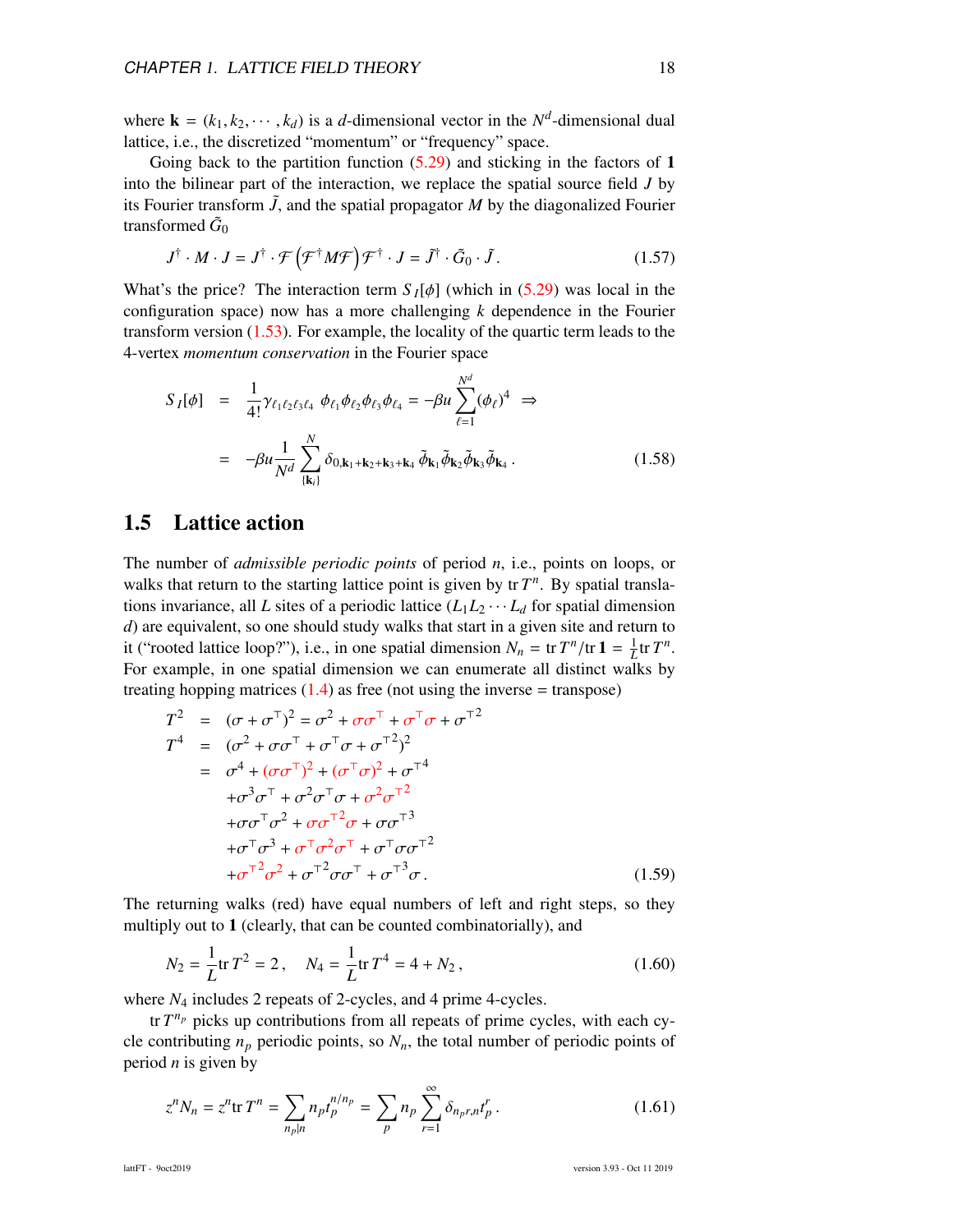where $\mathbf{k} = (k_1, k_2, \cdots, k_d)$ is a $d$-dimensional vector in the $N^d$-dimensional dual lattice, i.e., the discretized "momentum" or "frequency" space.

Going back to the partition function (5.29) and sticking in the factors of $\mathbf{1}$ into the bilinear part of the interaction, we replace the spatial source field $J$ by its Fourier transform $\tilde{J}$, and the spatial propagator $M$ by the diagonalized Fourier transformed $\tilde{G}_0$

$$J^\dagger \cdot M \cdot J = J^\dagger \cdot \mathcal{F}\left(\mathcal{F}^\dagger M \mathcal{F}\right)\mathcal{F}^\dagger \cdot J = \tilde{J}^\dagger \cdot \tilde{G}_0 \cdot \tilde{J}\,. \tag{1.57}$$

What's the price? The interaction term $S_I[\phi]$ (which in (5.29) was local in the configuration space) now has a more challenging $k$ dependence in the Fourier transform version (1.53). For example, the locality of the quartic term leads to the 4-vertex *momentum conservation* in the Fourier space

$$\begin{aligned}
S_I[\phi] &= \frac{1}{4!}\gamma_{\ell_1\ell_2\ell_3\ell_4}\;\phi_{\ell_1}\phi_{\ell_2}\phi_{\ell_3}\phi_{\ell_4} = -\beta u\sum_{\ell=1}^{N^d}(\phi_\ell)^4 \;\Rightarrow \\
&= -\beta u\frac{1}{N^d}\sum_{\{\mathbf{k}_i\}}^{N}\delta_{0,\mathbf{k}_1+\mathbf{k}_2+\mathbf{k}_3+\mathbf{k}_4}\;\tilde{\phi}_{\mathbf{k}_1}\tilde{\phi}_{\mathbf{k}_2}\tilde{\phi}_{\mathbf{k}_3}\tilde{\phi}_{\mathbf{k}_4}\,.
\end{aligned} \tag{1.58}$$

## 1.5 Lattice action

The number of *admissible periodic points* of period $n$, i.e., points on loops, or walks that return to the starting lattice point is given by $\mathrm{tr}\,T^n$. By spatial translations invariance, all $L$ sites of a periodic lattice ($L_1L_2\cdots L_d$ for spatial dimension $d$) are equivalent, so one should study walks that start in a given site and return to it ("rooted lattice loop?"), i.e., in one spatial dimension $N_n = \mathrm{tr}\,T^n/\mathrm{tr}\,\mathbf{1} = \frac{1}{L}\mathrm{tr}\,T^n$. For example, in one spatial dimension we can enumerate all distinct walks by treating hopping matrices (1.4) as free (not using the inverse = transpose)

$$\begin{aligned}
T^2 &= (\sigma+\sigma^\top)^2 = \sigma^2 + \sigma\sigma^\top + \sigma^\top\sigma + \sigma^{\top 2} \\
T^4 &= (\sigma^2 + \sigma\sigma^\top + \sigma^\top\sigma + \sigma^{\top 2})^2 \\
&= \sigma^4 + (\sigma\sigma^\top)^2 + (\sigma^\top\sigma)^2 + \sigma^{\top 4} \\
&\quad + \sigma^3\sigma^\top + \sigma^2\sigma^\top\sigma + \sigma^2\sigma^{\top 2} \\
&\quad + \sigma\sigma^\top\sigma^2 + \sigma\sigma^{\top 2}\sigma + \sigma\sigma^{\top 3} \\
&\quad + \sigma^\top\sigma^3 + \sigma^\top\sigma^2\sigma^\top + \sigma^\top\sigma\sigma^{\top 2} \\
&\quad + \sigma^{\top 2}\sigma^2 + \sigma^{\top 2}\sigma\sigma^\top + \sigma^{\top 3}\sigma\,.
\end{aligned} \tag{1.59}$$

The returning walks (red) have equal numbers of left and right steps, so they multiply out to $\mathbf{1}$ (clearly, that can be counted combinatorially), and

$$N_2 = \frac{1}{L}\mathrm{tr}\,T^2 = 2\,, \quad N_4 = \frac{1}{L}\mathrm{tr}\,T^4 = 4 + N_2\,, \tag{1.60}$$

where $N_4$ includes 2 repeats of 2-cycles, and 4 prime 4-cycles.

$\mathrm{tr}\,T^{n_p}$ picks up contributions from all repeats of prime cycles, with each cycle contributing $n_p$ periodic points, so $N_n$, the total number of periodic points of period $n$ is given by

$$z^n N_n = z^n \mathrm{tr}\,T^n = \sum_{n_p|n} n_p t_p^{n/n_p} = \sum_p n_p \sum_{r=1}^{\infty}\delta_{n_p r,n}t_p^r\,. \tag{1.61}$$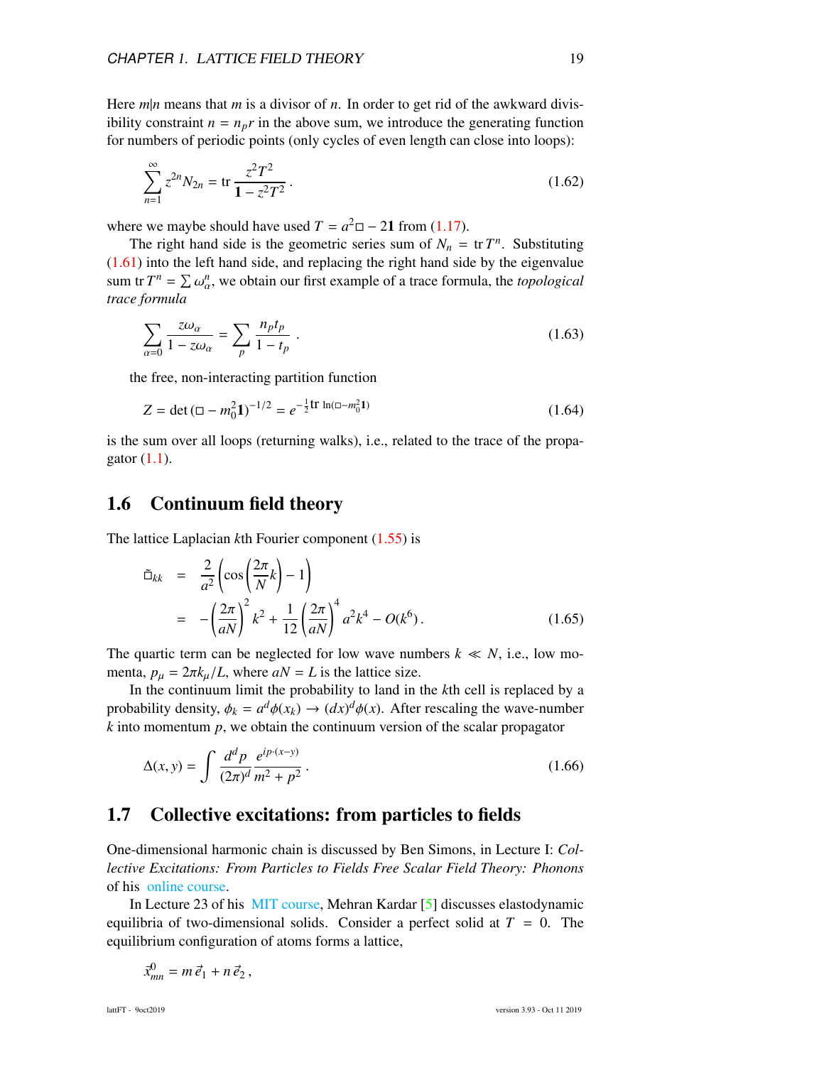Here $m|n$ means that $m$ is a divisor of $n$. In order to get rid of the awkward divisibility constraint $n = n_p r$ in the above sum, we introduce the generating function for numbers of periodic points (only cycles of even length can close into loops):

$$
\sum_{n=1}^{\infty} z^{2n} N_{2n} = \operatorname{tr} \frac{z^2 T^2}{\mathbf{1} - z^2 T^2} . \tag{1.62}
$$

where we maybe should have used $T = a^2 \Box - 2\mathbf{1}$ from (1.17).

The right hand side is the geometric series sum of $N_n = \operatorname{tr} T^n$. Substituting (1.61) into the left hand side, and replacing the right hand side by the eigenvalue sum $\operatorname{tr} T^n = \sum \omega_\alpha^n$, we obtain our first example of a trace formula, the *topological trace formula*

$$
\sum_{\alpha=0} \frac{z\omega_\alpha}{1 - z\omega_\alpha} = \sum_p \frac{n_p t_p}{1 - t_p} . \tag{1.63}
$$

the free, non-interacting partition function

$$
Z = \det(\Box - m_0^2 \mathbf{1})^{-1/2} = e^{-\frac{1}{2}\operatorname{tr}\,\ln(\Box - m_0^2 \mathbf{1})} \tag{1.64}
$$

is the sum over all loops (returning walks), i.e., related to the trace of the propagator (1.1).

## 1.6 Continuum field theory

The lattice Laplacian $k$th Fourier component (1.55) is

$$
\begin{aligned}
\tilde{\Box}_{kk} &= \frac{2}{a^2}\left(\cos\left(\frac{2\pi}{N}k\right) - 1\right) \\
&= -\left(\frac{2\pi}{aN}\right)^2 k^2 + \frac{1}{12}\left(\frac{2\pi}{aN}\right)^4 a^2 k^4 - O(k^6) .
\end{aligned} \tag{1.65}
$$

The quartic term can be neglected for low wave numbers $k \ll N$, i.e., low momenta, $p_\mu = 2\pi k_\mu / L$, where $aN = L$ is the lattice size.

In the continuum limit the probability to land in the $k$th cell is replaced by a probability density, $\phi_k = a^d \phi(x_k) \to (dx)^d \phi(x)$. After rescaling the wave-number $k$ into momentum $p$, we obtain the continuum version of the scalar propagator

$$
\Delta(x, y) = \int \frac{d^d p}{(2\pi)^d} \frac{e^{ip\cdot(x-y)}}{m^2 + p^2} . \tag{1.66}
$$

## 1.7 Collective excitations: from particles to fields

One-dimensional harmonic chain is discussed by Ben Simons, in Lecture I: *Collective Excitations: From Particles to Fields Free Scalar Field Theory: Phonons* of his online course.

In Lecture 23 of his MIT course, Mehran Kardar [5] discusses elastodynamic equilibria of two-dimensional solids. Consider a perfect solid at $T = 0$. The equilibrium configuration of atoms forms a lattice,

$$
\vec{x}^{\,0}_{mn} = m\,\vec{e}_1 + n\,\vec{e}_2 ,
$$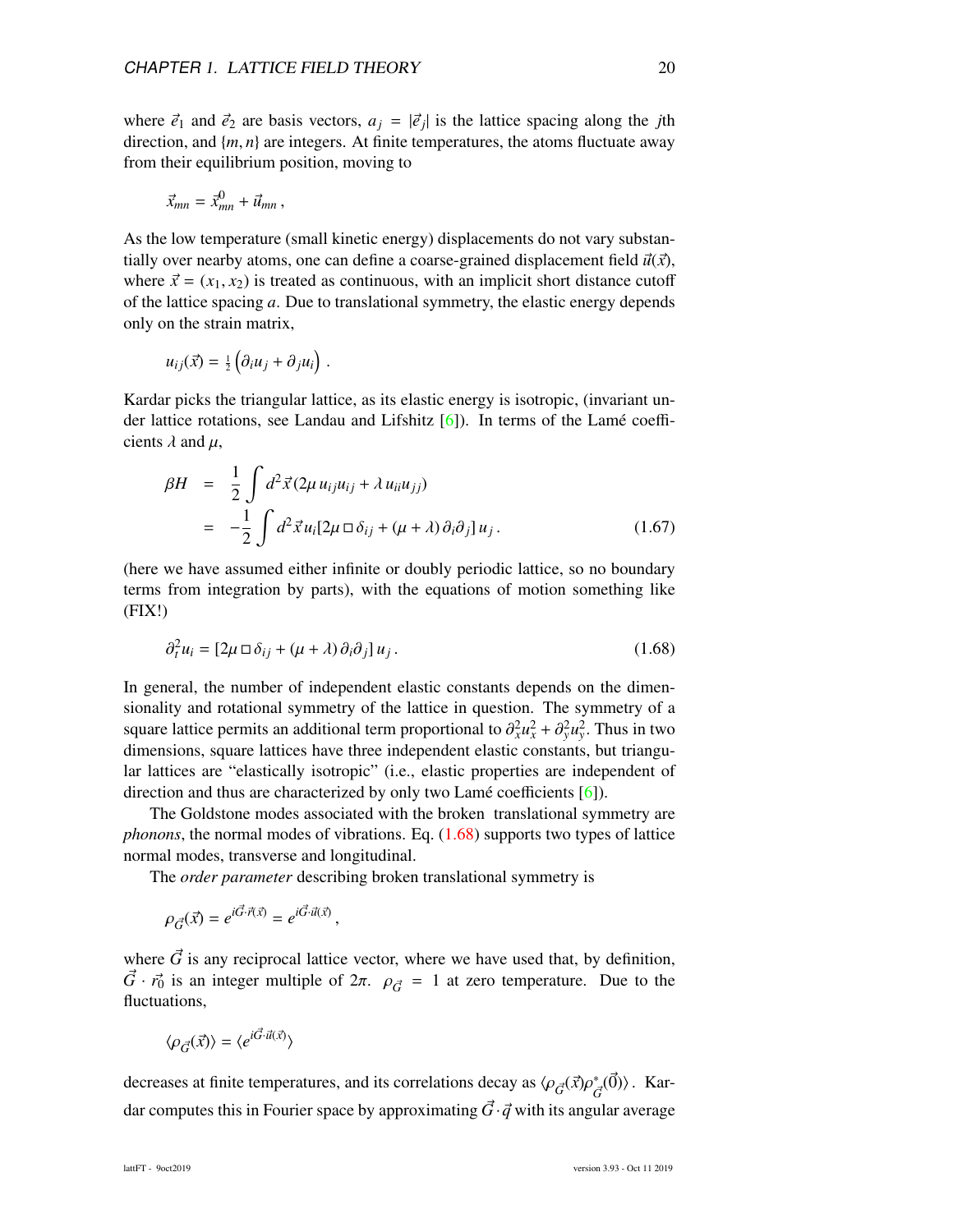where $\vec{e}_1$ and $\vec{e}_2$ are basis vectors, $a_j = |\vec{e}_j|$ is the lattice spacing along the $j$th direction, and $\{m, n\}$ are integers. At finite temperatures, the atoms fluctuate away from their equilibrium position, moving to

$$\vec{x}_{mn} = \vec{x}^0_{mn} + \vec{u}_{mn}\,,$$

As the low temperature (small kinetic energy) displacements do not vary substantially over nearby atoms, one can define a coarse-grained displacement field $\vec{u}(\vec{x})$, where $\vec{x} = (x_1, x_2)$ is treated as continuous, with an implicit short distance cutoff of the lattice spacing $a$. Due to translational symmetry, the elastic energy depends only on the strain matrix,

$$u_{ij}(\vec{x}) = \tfrac{1}{2}\left(\partial_i u_j + \partial_j u_i\right)\,.$$

Kardar picks the triangular lattice, as its elastic energy is isotropic, (invariant under lattice rotations, see Landau and Lifshitz [6]). In terms of the Lamé coefficients $\lambda$ and $\mu$,

$$\begin{aligned} \beta H &= \frac{1}{2}\int d^2\vec{x}\,(2\mu\, u_{ij}u_{ij} + \lambda\, u_{ii}u_{jj}) \\ &= -\frac{1}{2}\int d^2\vec{x}\, u_i[2\mu\,\Box\,\delta_{ij} + (\mu+\lambda)\,\partial_i\partial_j]\,u_j\,. \end{aligned} \tag{1.67}$$

(here we have assumed either infinite or doubly periodic lattice, so no boundary terms from integration by parts), with the equations of motion something like (FIX!)

$$\partial_t^2 u_i = [2\mu\,\Box\,\delta_{ij} + (\mu+\lambda)\,\partial_i\partial_j]\,u_j\,. \tag{1.68}$$

In general, the number of independent elastic constants depends on the dimensionality and rotational symmetry of the lattice in question. The symmetry of a square lattice permits an additional term proportional to $\partial_x^2 u_x^2 + \partial_y^2 u_y^2$. Thus in two dimensions, square lattices have three independent elastic constants, but triangular lattices are "elastically isotropic" (i.e., elastic properties are independent of direction and thus are characterized by only two Lamé coefficients [6]).

The Goldstone modes associated with the broken translational symmetry are *phonons*, the normal modes of vibrations. Eq. (1.68) supports two types of lattice normal modes, transverse and longitudinal.

The *order parameter* describing broken translational symmetry is

$$\rho_{\vec{G}}(\vec{x}) = e^{i\vec{G}\cdot\vec{r}(\vec{x})} = e^{i\vec{G}\cdot\vec{u}(\vec{x})}\,,$$

where $\vec{G}$ is any reciprocal lattice vector, where we have used that, by definition, $\vec{G}\cdot\vec{r}_0$ is an integer multiple of $2\pi$. $\rho_{\vec{G}} = 1$ at zero temperature. Due to the fluctuations,

$$\langle\rho_{\vec{G}}(\vec{x})\rangle = \langle e^{i\vec{G}\cdot\vec{u}(\vec{x})}\rangle$$

decreases at finite temperatures, and its correlations decay as $\langle\rho_{\vec{G}}(\vec{x})\rho^*_{\vec{G}}(\vec{0})\rangle$. Kardar computes this in Fourier space by approximating $\vec{G}\cdot\vec{q}$ with its angular average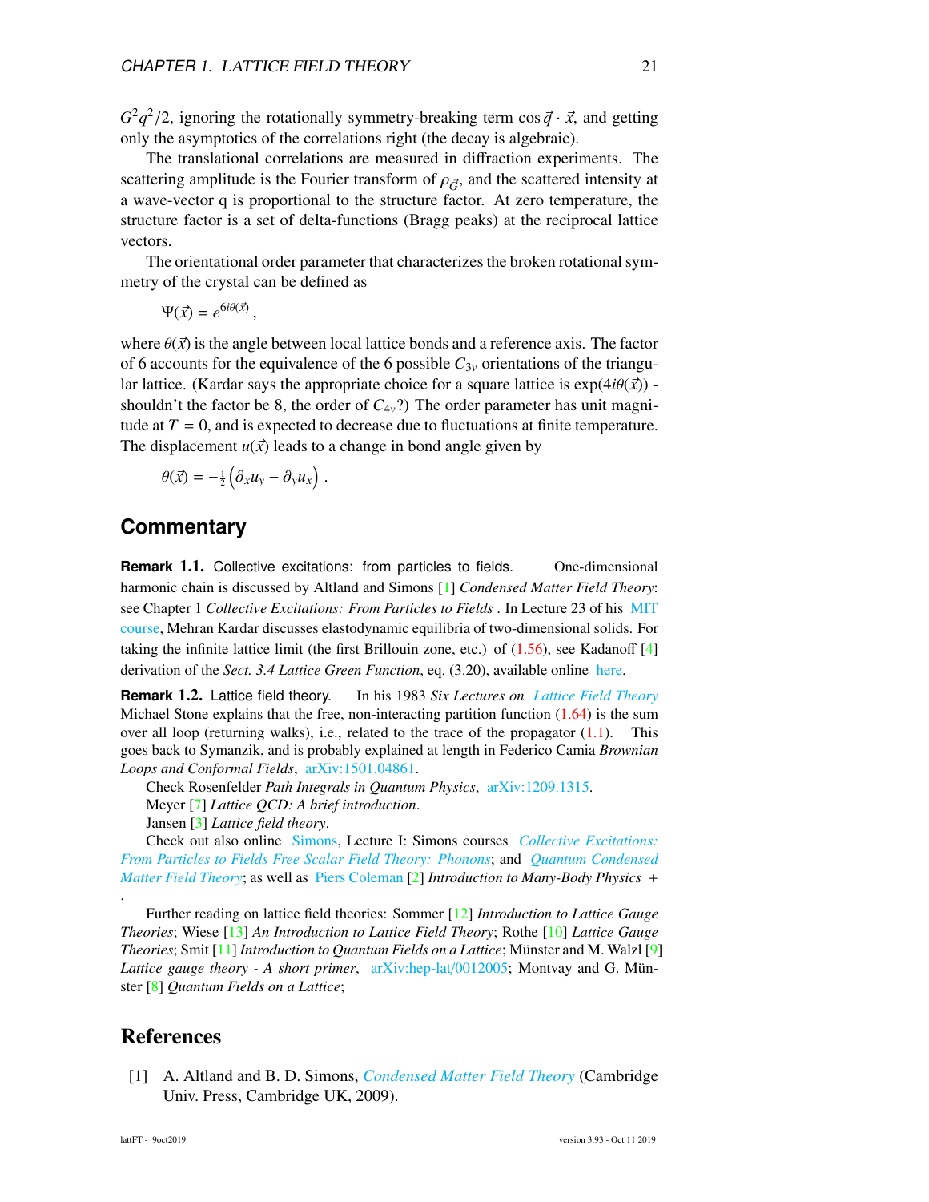$G^2q^2/2$, ignoring the rotationally symmetry-breaking term $\cos \vec{q} \cdot \vec{x}$, and getting only the asymptotics of the correlations right (the decay is algebraic).

The translational correlations are measured in diffraction experiments. The scattering amplitude is the Fourier transform of $\rho_{\vec{G}}$, and the scattered intensity at a wave-vector q is proportional to the structure factor. At zero temperature, the structure factor is a set of delta-functions (Bragg peaks) at the reciprocal lattice vectors.

The orientational order parameter that characterizes the broken rotational symmetry of the crystal can be defined as

$$\Psi(\vec{x}) = e^{6i\theta(\vec{x})} ,$$

where $\theta(\vec{x})$ is the angle between local lattice bonds and a reference axis. The factor of 6 accounts for the equivalence of the 6 possible $C_{3v}$ orientations of the triangular lattice. (Kardar says the appropriate choice for a square lattice is $\exp(4i\theta(\vec{x}))$ - shouldn't the factor be 8, the order of $C_{4v}$?) The order parameter has unit magnitude at $T = 0$, and is expected to decrease due to fluctuations at finite temperature. The displacement $u(\vec{x})$ leads to a change in bond angle given by

$$\theta(\vec{x}) = -\frac{1}{2}\left(\partial_x u_y - \partial_y u_x\right) .$$

## Commentary

**Remark 1.1.** Collective excitations: from particles to fields. One-dimensional harmonic chain is discussed by Altland and Simons [1] *Condensed Matter Field Theory*: see Chapter 1 *Collective Excitations: From Particles to Fields* . In Lecture 23 of his MIT course, Mehran Kardar discusses elastodynamic equilibria of two-dimensional solids. For taking the infinite lattice limit (the first Brillouin zone, etc.) of (1.56), see Kadanoff [4] derivation of the *Sect. 3.4 Lattice Green Function*, eq. (3.20), available online here.

**Remark 1.2.** Lattice field theory. In his 1983 *Six Lectures on Lattice Field Theory* Michael Stone explains that the free, non-interacting partition function (1.64) is the sum over all loop (returning walks), i.e., related to the trace of the propagator (1.1). This goes back to Symanzik, and is probably explained at length in Federico Camia *Brownian Loops and Conformal Fields*, arXiv:1501.04861.

Check Rosenfelder *Path Integrals in Quantum Physics*, arXiv:1209.1315.

Meyer [7] *Lattice QCD: A brief introduction*.

Jansen [3] *Lattice field theory*.

Check out also online Simons, Lecture I: Simons courses *Collective Excitations: From Particles to Fields Free Scalar Field Theory: Phonons*; and *Quantum Condensed Matter Field Theory*; as well as Piers Coleman [2] *Introduction to Many-Body Physics* +

.

Further reading on lattice field theories: Sommer [12] *Introduction to Lattice Gauge Theories*; Wiese [13] *An Introduction to Lattice Field Theory*; Rothe [10] *Lattice Gauge Theories*; Smit [11] *Introduction to Quantum Fields on a Lattice*; Münster and M. Walzl [9] *Lattice gauge theory - A short primer*, arXiv:hep-lat/0012005; Montvay and G. Münster [8] *Quantum Fields on a Lattice*;

## References

[1] A. Altland and B. D. Simons, *Condensed Matter Field Theory* (Cambridge Univ. Press, Cambridge UK, 2009).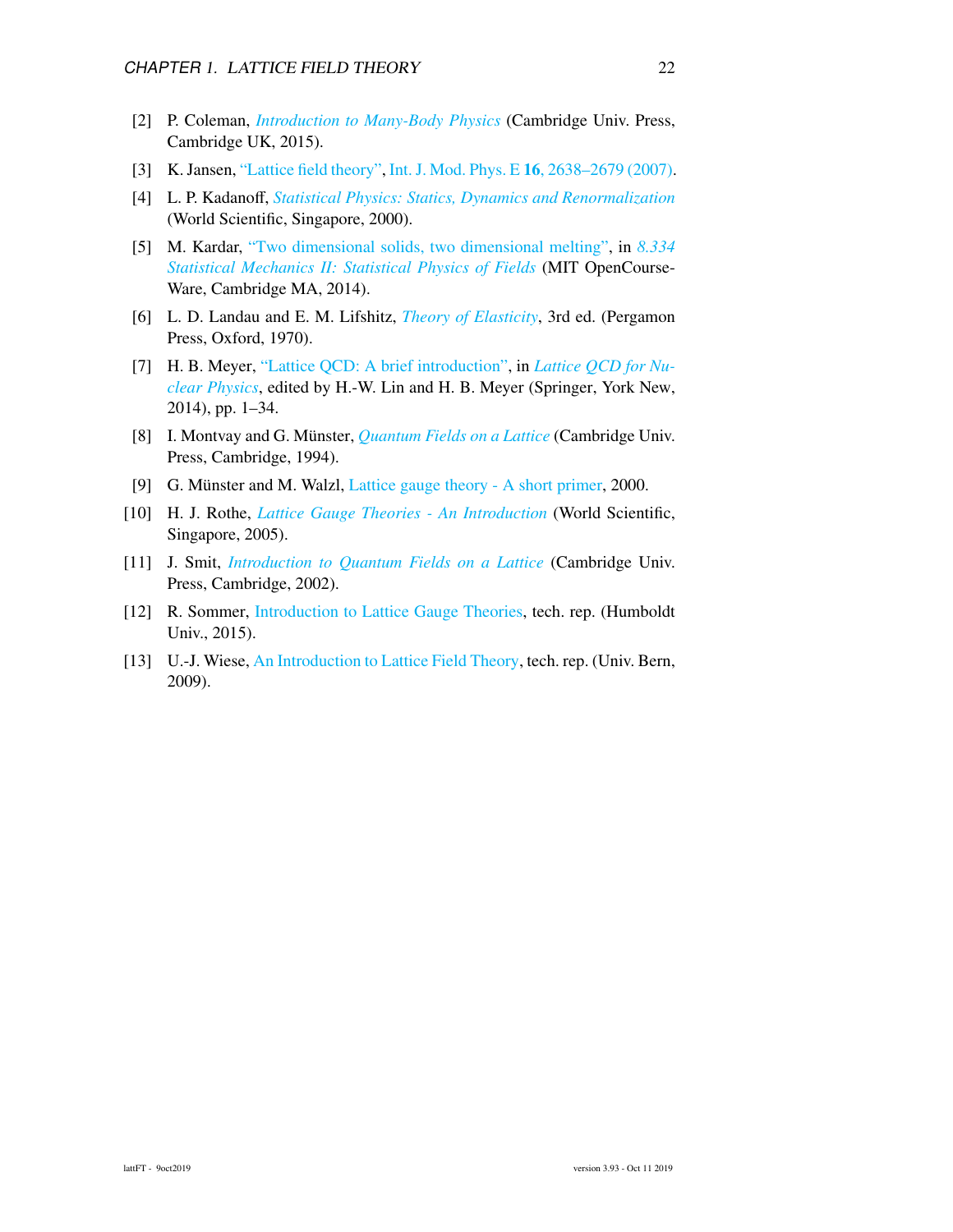[2] P. Coleman, *Introduction to Many-Body Physics* (Cambridge Univ. Press, Cambridge UK, 2015).

[3] K. Jansen, "Lattice field theory", Int. J. Mod. Phys. E **16**, 2638–2679 (2007).

[4] L. P. Kadanoff, *Statistical Physics: Statics, Dynamics and Renormalization* (World Scientific, Singapore, 2000).

[5] M. Kardar, "Two dimensional solids, two dimensional melting", in *8.334 Statistical Mechanics II: Statistical Physics of Fields* (MIT OpenCourseWare, Cambridge MA, 2014).

[6] L. D. Landau and E. M. Lifshitz, *Theory of Elasticity*, 3rd ed. (Pergamon Press, Oxford, 1970).

[7] H. B. Meyer, "Lattice QCD: A brief introduction", in *Lattice QCD for Nuclear Physics*, edited by H.-W. Lin and H. B. Meyer (Springer, York New, 2014), pp. 1–34.

[8] I. Montvay and G. Münster, *Quantum Fields on a Lattice* (Cambridge Univ. Press, Cambridge, 1994).

[9] G. Münster and M. Walzl, Lattice gauge theory - A short primer, 2000.

[10] H. J. Rothe, *Lattice Gauge Theories - An Introduction* (World Scientific, Singapore, 2005).

[11] J. Smit, *Introduction to Quantum Fields on a Lattice* (Cambridge Univ. Press, Cambridge, 2002).

[12] R. Sommer, Introduction to Lattice Gauge Theories, tech. rep. (Humboldt Univ., 2015).

[13] U.-J. Wiese, An Introduction to Lattice Field Theory, tech. rep. (Univ. Bern, 2009).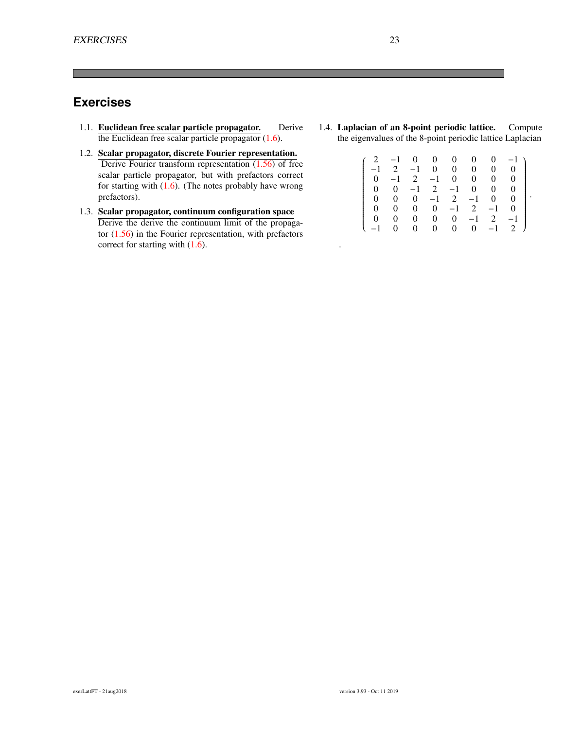## Exercises

1.1. **Euclidean free scalar particle propagator.** Derive the Euclidean free scalar particle propagator (1.6).

1.2. **Scalar propagator, discrete Fourier representation.** Derive Fourier transform representation (1.56) of free scalar particle propagator, but with prefactors correct for starting with (1.6). (The notes probably have wrong prefactors).

1.3. **Scalar propagator, continuum configuration space** Derive the derive the continuum limit of the propagator (1.56) in the Fourier representation, with prefactors correct for starting with (1.6).

1.4. **Laplacian of an 8-point periodic lattice.** Compute the eigenvalues of the 8-point periodic lattice Laplacian

$$
\left(\begin{array}{cccccccc}
2 & -1 & 0 & 0 & 0 & 0 & 0 & -1 \\
-1 & 2 & -1 & 0 & 0 & 0 & 0 & 0 \\
0 & -1 & 2 & -1 & 0 & 0 & 0 & 0 \\
0 & 0 & -1 & 2 & -1 & 0 & 0 & 0 \\
0 & 0 & 0 & -1 & 2 & -1 & 0 & 0 \\
0 & 0 & 0 & 0 & -1 & 2 & -1 & 0 \\
0 & 0 & 0 & 0 & 0 & -1 & 2 & -1 \\
-1 & 0 & 0 & 0 & 0 & 0 & -1 & 2
\end{array}\right).
$$

.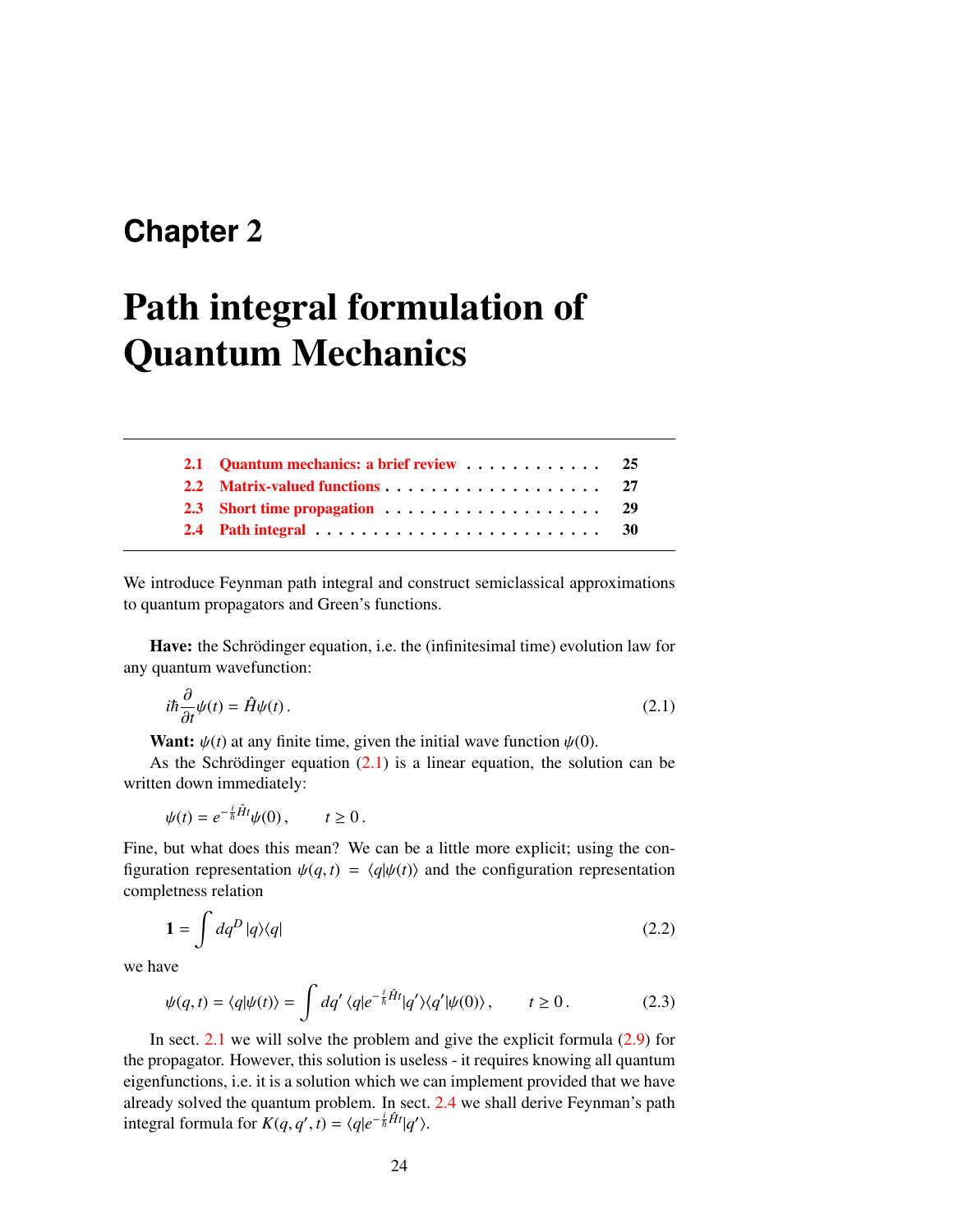# Chapter 2

# Path integral formulation of Quantum Mechanics

| | | |
|---|---|---|
| 2.1 | Quantum mechanics: a brief review | 25 |
| 2.2 | Matrix-valued functions | 27 |
| 2.3 | Short time propagation | 29 |
| 2.4 | Path integral | 30 |

We introduce Feynman path integral and construct semiclassical approximations to quantum propagators and Green's functions.

**Have:** the Schrödinger equation, i.e. the (infinitesimal time) evolution law for any quantum wavefunction:

$$i\hbar \frac{\partial}{\partial t}\psi(t) = \hat{H}\psi(t) . \tag{2.1}$$

**Want:** $\psi(t)$ at any finite time, given the initial wave function $\psi(0)$.

As the Schrödinger equation (2.1) is a linear equation, the solution can be written down immediately:

$$\psi(t) = e^{-\frac{i}{\hbar}\hat{H}t}\psi(0) , \qquad t \geq 0 .$$

Fine, but what does this mean? We can be a little more explicit; using the configuration representation $\psi(q,t) = \langle q|\psi(t)\rangle$ and the configuration representation completness relation

$$\mathbf{1} = \int dq^D \, |q\rangle\langle q| \tag{2.2}$$

we have

$$\psi(q,t) = \langle q|\psi(t)\rangle = \int dq' \, \langle q|e^{-\frac{i}{\hbar}\hat{H}t}|q'\rangle\langle q'|\psi(0)\rangle , \qquad t \geq 0 . \tag{2.3}$$

In sect. 2.1 we will solve the problem and give the explicit formula (2.9) for the propagator. However, this solution is useless - it requires knowing all quantum eigenfunctions, i.e. it is a solution which we can implement provided that we have already solved the quantum problem. In sect. 2.4 we shall derive Feynman's path integral formula for $K(q, q', t) = \langle q|e^{-\frac{i}{\hbar}\hat{H}t}|q'\rangle$.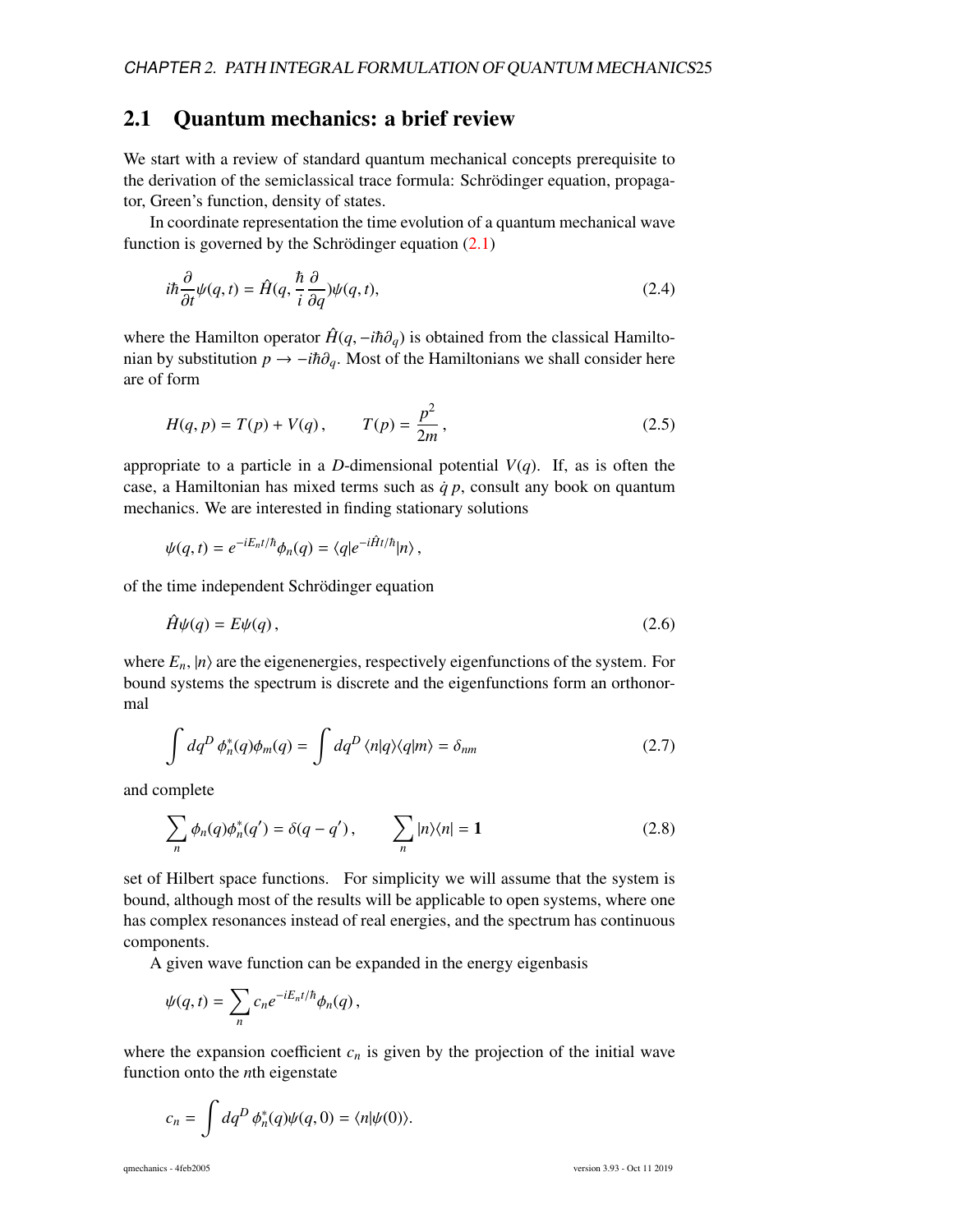## 2.1 Quantum mechanics: a brief review

We start with a review of standard quantum mechanical concepts prerequisite to the derivation of the semiclassical trace formula: Schrödinger equation, propagator, Green's function, density of states.

In coordinate representation the time evolution of a quantum mechanical wave function is governed by the Schrödinger equation (2.1)

$$i\hbar\frac{\partial}{\partial t}\psi(q,t) = \hat{H}(q, \frac{\hbar}{i}\frac{\partial}{\partial q})\psi(q,t), \tag{2.4}$$

where the Hamilton operator $\hat{H}(q, -i\hbar\partial_q)$ is obtained from the classical Hamiltonian by substitution $p \to -i\hbar\partial_q$. Most of the Hamiltonians we shall consider here are of form

$$H(q,p) = T(p) + V(q)\,, \qquad T(p) = \frac{p^2}{2m}\,, \tag{2.5}$$

appropriate to a particle in a $D$-dimensional potential $V(q)$. If, as is often the case, a Hamiltonian has mixed terms such as $\dot{q}\,p$, consult any book on quantum mechanics. We are interested in finding stationary solutions

$$\psi(q,t) = e^{-iE_n t/\hbar}\phi_n(q) = \langle q|e^{-i\hat{H}t/\hbar}|n\rangle\,,$$

of the time independent Schrödinger equation

$$\hat{H}\psi(q) = E\psi(q)\,, \tag{2.6}$$

where $E_n$, $|n\rangle$ are the eigenenergies, respectively eigenfunctions of the system. For bound systems the spectrum is discrete and the eigenfunctions form an orthonormal

$$\int dq^D\,\phi_n^*(q)\phi_m(q) = \int dq^D\,\langle n|q\rangle\langle q|m\rangle = \delta_{nm} \tag{2.7}$$

and complete

$$\sum_n \phi_n(q)\phi_n^*(q') = \delta(q-q')\,, \qquad \sum_n |n\rangle\langle n| = \mathbf{1} \tag{2.8}$$

set of Hilbert space functions. For simplicity we will assume that the system is bound, although most of the results will be applicable to open systems, where one has complex resonances instead of real energies, and the spectrum has continuous components.

A given wave function can be expanded in the energy eigenbasis

$$\psi(q,t) = \sum_n c_n e^{-iE_n t/\hbar}\phi_n(q)\,,$$

where the expansion coefficient $c_n$ is given by the projection of the initial wave function onto the $n$th eigenstate

$$c_n = \int dq^D\,\phi_n^*(q)\psi(q,0) = \langle n|\psi(0)\rangle.$$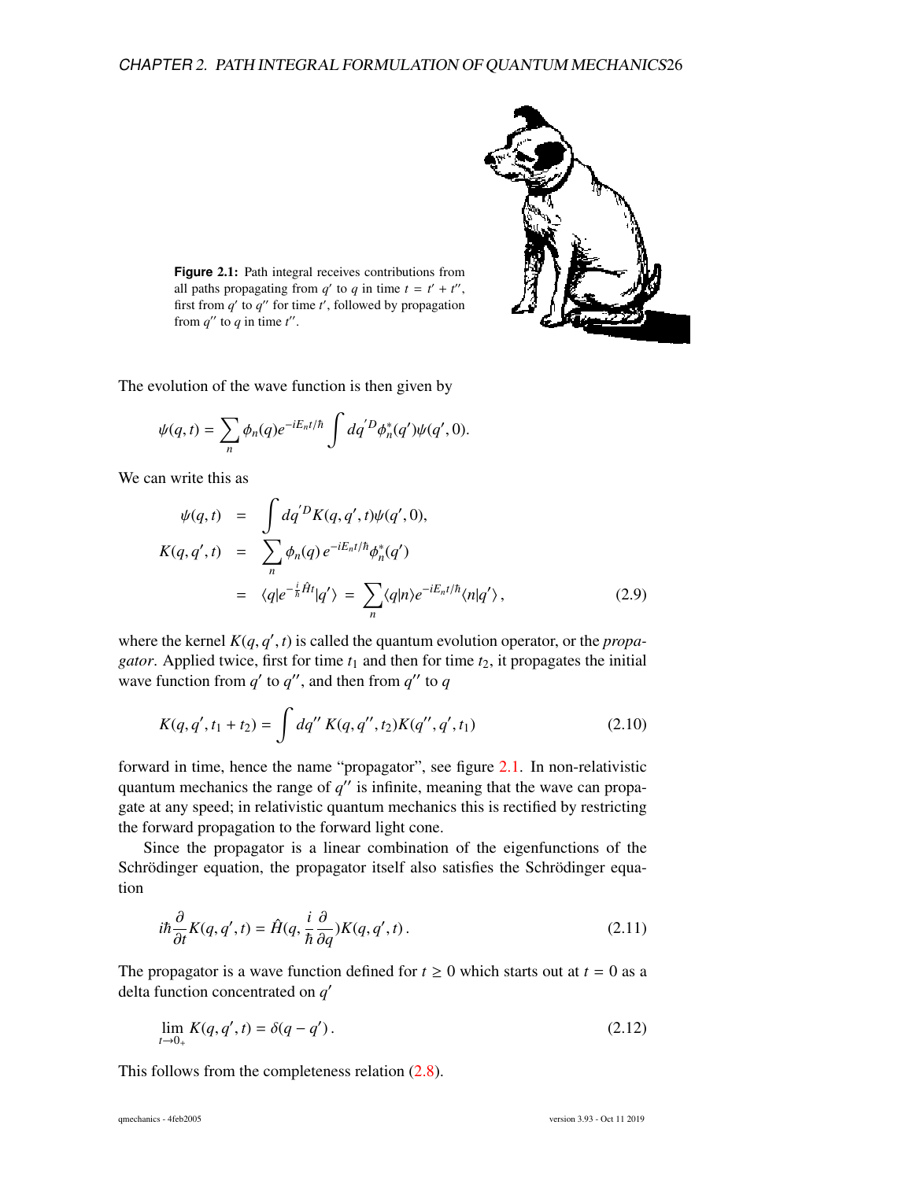**Figure 2.1:** Path integral receives contributions from all paths propagating from $q'$ to $q$ in time $t = t' + t''$, first from $q'$ to $q''$ for time $t'$, followed by propagation from $q''$ to $q$ in time $t''$.

The evolution of the wave function is then given by

$$\psi(q,t) = \sum_n \phi_n(q) e^{-iE_n t/\hbar} \int dq'^D \phi_n^*(q') \psi(q',0).$$

We can write this as

$$\begin{aligned}
\psi(q,t) &= \int dq'^D K(q,q',t)\psi(q',0), \\
K(q,q',t) &= \sum_n \phi_n(q)\, e^{-iE_n t/\hbar} \phi_n^*(q') \\
&= \langle q | e^{-\frac{i}{\hbar}\hat{H}t} | q' \rangle \;=\; \sum_n \langle q|n\rangle e^{-iE_n t/\hbar} \langle n|q'\rangle \,,
\end{aligned} \tag{2.9}$$

where the kernel $K(q,q',t)$ is called the quantum evolution operator, or the *propagator*. Applied twice, first for time $t_1$ and then for time $t_2$, it propagates the initial wave function from $q'$ to $q''$, and then from $q''$ to $q$

$$K(q,q',t_1+t_2) = \int dq''\, K(q,q'',t_2) K(q'',q',t_1) \tag{2.10}$$

forward in time, hence the name "propagator", see figure 2.1. In non-relativistic quantum mechanics the range of $q''$ is infinite, meaning that the wave can propagate at any speed; in relativistic quantum mechanics this is rectified by restricting the forward propagation to the forward light cone.

Since the propagator is a linear combination of the eigenfunctions of the Schrödinger equation, the propagator itself also satisfies the Schrödinger equation

$$i\hbar \frac{\partial}{\partial t} K(q,q',t) = \hat{H}(q, \frac{i}{\hbar}\frac{\partial}{\partial q}) K(q,q',t)\,. \tag{2.11}$$

The propagator is a wave function defined for $t \geq 0$ which starts out at $t = 0$ as a delta function concentrated on $q'$

$$\lim_{t\to 0_+} K(q,q',t) = \delta(q-q')\,. \tag{2.12}$$

This follows from the completeness relation (2.8).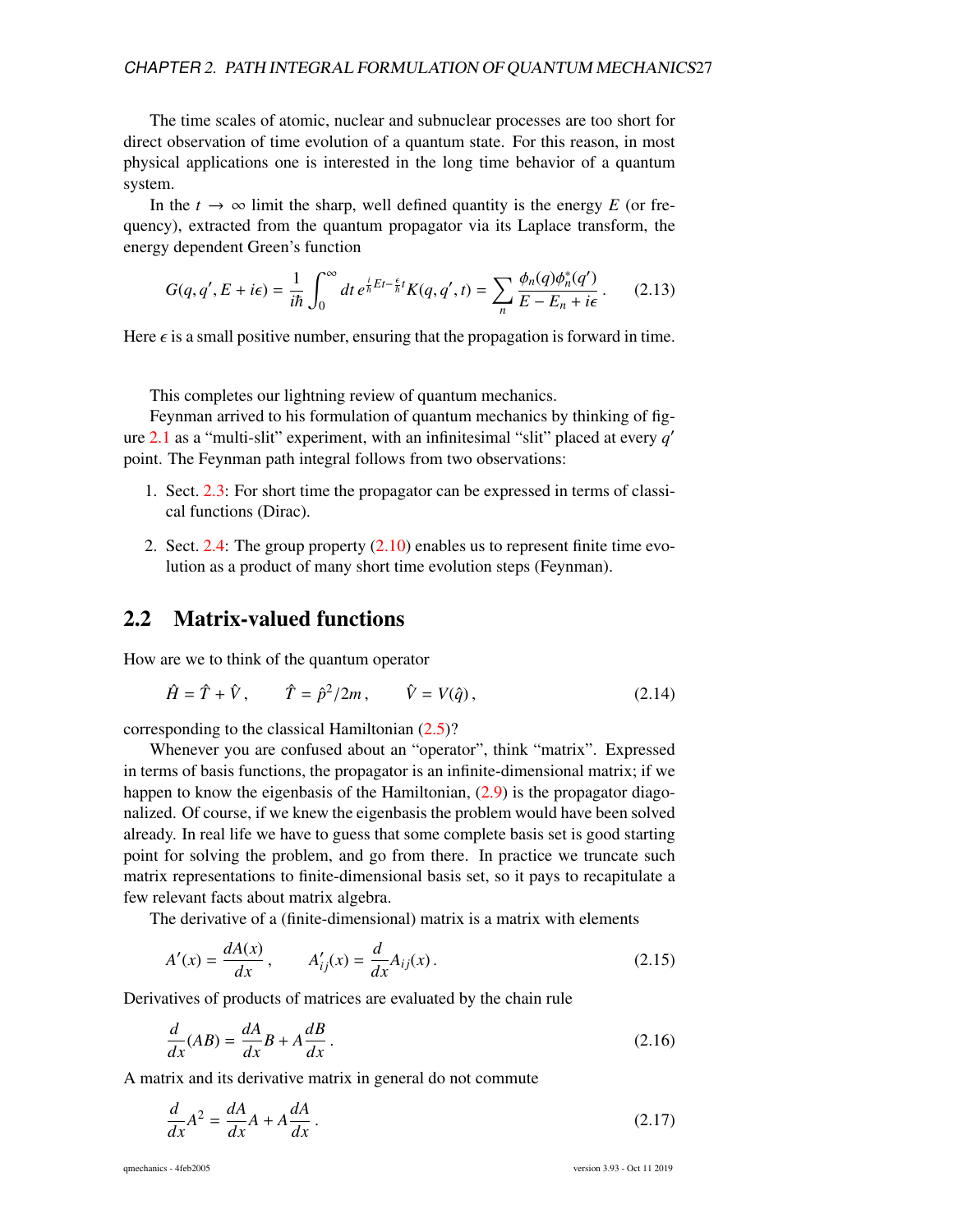The time scales of atomic, nuclear and subnuclear processes are too short for direct observation of time evolution of a quantum state. For this reason, in most physical applications one is interested in the long time behavior of a quantum system.

In the $t \to \infty$ limit the sharp, well defined quantity is the energy $E$ (or frequency), extracted from the quantum propagator via its Laplace transform, the energy dependent Green's function

$$G(q, q', E + i\epsilon) = \frac{1}{i\hbar} \int_0^\infty dt \, e^{\frac{i}{\hbar}Et - \frac{\epsilon}{\hbar}t} K(q, q', t) = \sum_n \frac{\phi_n(q)\phi_n^*(q')}{E - E_n + i\epsilon} \,. \tag{2.13}$$

Here $\epsilon$ is a small positive number, ensuring that the propagation is forward in time.

This completes our lightning review of quantum mechanics.

Feynman arrived to his formulation of quantum mechanics by thinking of figure 2.1 as a "multi-slit" experiment, with an infinitesimal "slit" placed at every $q'$ point. The Feynman path integral follows from two observations:

1. Sect. 2.3: For short time the propagator can be expressed in terms of classical functions (Dirac).

2. Sect. 2.4: The group property (2.10) enables us to represent finite time evolution as a product of many short time evolution steps (Feynman).

## 2.2 Matrix-valued functions

How are we to think of the quantum operator

$$\hat{H} = \hat{T} + \hat{V} \,, \qquad \hat{T} = \hat{p}^2/2m \,, \qquad \hat{V} = V(\hat{q}) \,, \tag{2.14}$$

corresponding to the classical Hamiltonian (2.5)?

Whenever you are confused about an "operator", think "matrix". Expressed in terms of basis functions, the propagator is an infinite-dimensional matrix; if we happen to know the eigenbasis of the Hamiltonian, (2.9) is the propagator diagonalized. Of course, if we knew the eigenbasis the problem would have been solved already. In real life we have to guess that some complete basis set is good starting point for solving the problem, and go from there. In practice we truncate such matrix representations to finite-dimensional basis set, so it pays to recapitulate a few relevant facts about matrix algebra.

The derivative of a (finite-dimensional) matrix is a matrix with elements

$$A'(x) = \frac{dA(x)}{dx} \,, \qquad A'_{ij}(x) = \frac{d}{dx} A_{ij}(x) \,. \tag{2.15}$$

Derivatives of products of matrices are evaluated by the chain rule

$$\frac{d}{dx}(AB) = \frac{dA}{dx} B + A \frac{dB}{dx} \,. \tag{2.16}$$

A matrix and its derivative matrix in general do not commute

$$\frac{d}{dx} A^2 = \frac{dA}{dx} A + A \frac{dA}{dx} \,. \tag{2.17}$$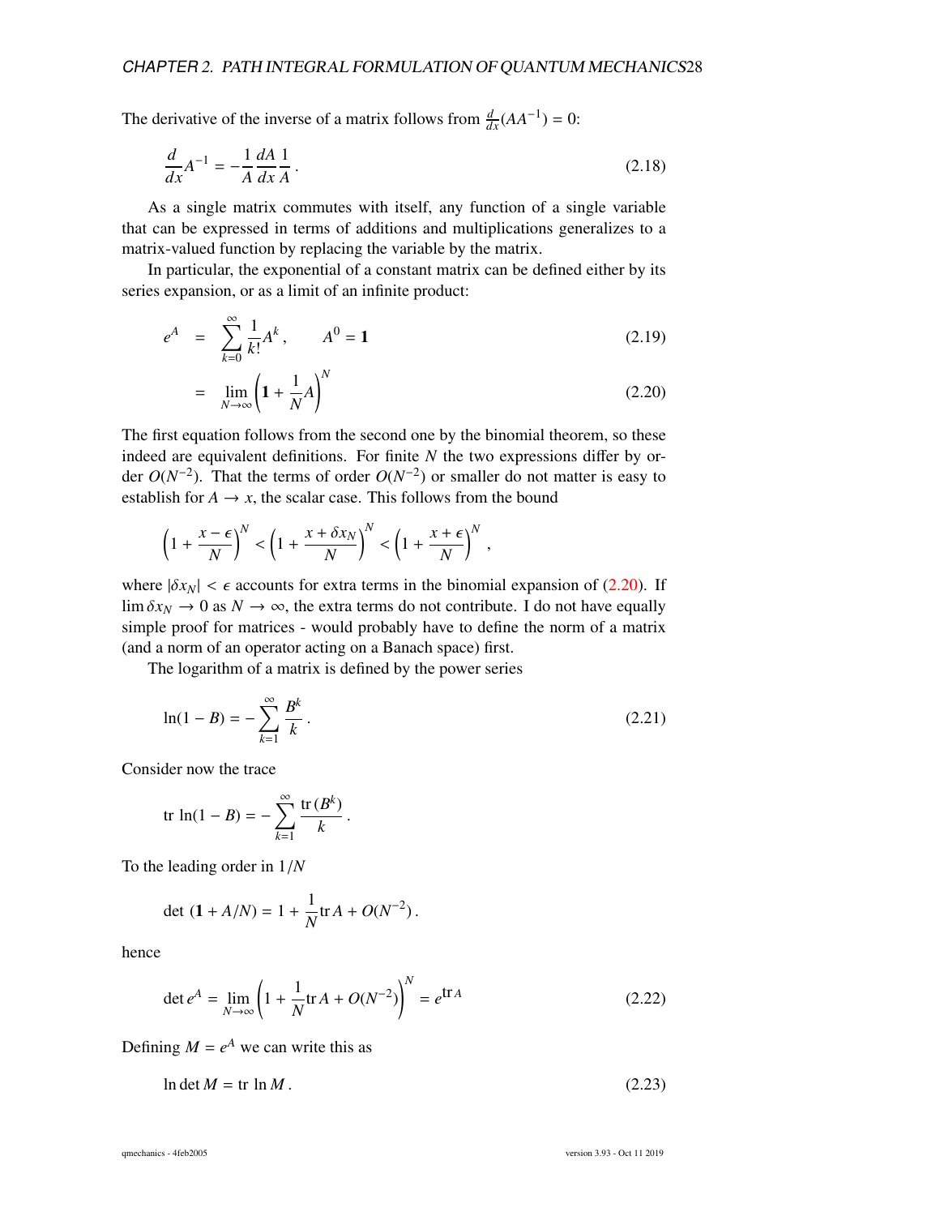The derivative of the inverse of a matrix follows from $\frac{d}{dx}(AA^{-1}) = 0$:

$$\frac{d}{dx}A^{-1} = -\frac{1}{A}\frac{dA}{dx}\frac{1}{A}\,. \tag{2.18}$$

As a single matrix commutes with itself, any function of a single variable that can be expressed in terms of additions and multiplications generalizes to a matrix-valued function by replacing the variable by the matrix.

In particular, the exponential of a constant matrix can be defined either by its series expansion, or as a limit of an infinite product:

$$e^A = \sum_{k=0}^{\infty}\frac{1}{k!}A^k\,, \qquad A^0 = \mathbf{1} \tag{2.19}$$

$$= \lim_{N\to\infty}\left(\mathbf{1} + \frac{1}{N}A\right)^N \tag{2.20}$$

The first equation follows from the second one by the binomial theorem, so these indeed are equivalent definitions. For finite $N$ the two expressions differ by order $O(N^{-2})$. That the terms of order $O(N^{-2})$ or smaller do not matter is easy to establish for $A \to x$, the scalar case. This follows from the bound

$$\left(1 + \frac{x-\epsilon}{N}\right)^N < \left(1 + \frac{x+\delta x_N}{N}\right)^N < \left(1 + \frac{x+\epsilon}{N}\right)^N\,,$$

where $|\delta x_N| < \epsilon$ accounts for extra terms in the binomial expansion of (2.20). If $\lim \delta x_N \to 0$ as $N \to \infty$, the extra terms do not contribute. I do not have equally simple proof for matrices - would probably have to define the norm of a matrix (and a norm of an operator acting on a Banach space) first.

The logarithm of a matrix is defined by the power series

$$\ln(1-B) = -\sum_{k=1}^{\infty}\frac{B^k}{k}\,. \tag{2.21}$$

Consider now the trace

$$\mathrm{tr}\,\ln(1-B) = -\sum_{k=1}^{\infty}\frac{\mathrm{tr}\,(B^k)}{k}\,.$$

To the leading order in $1/N$

$$\det\,(\mathbf{1} + A/N) = 1 + \frac{1}{N}\mathrm{tr}\,A + O(N^{-2})\,.$$

hence

$$\det e^A = \lim_{N\to\infty}\left(1 + \frac{1}{N}\mathrm{tr}\,A + O(N^{-2})\right)^N = e^{\mathrm{tr}\,A} \tag{2.22}$$

Defining $M = e^A$ we can write this as

$$\ln\det M = \mathrm{tr}\,\ln M\,. \tag{2.23}$$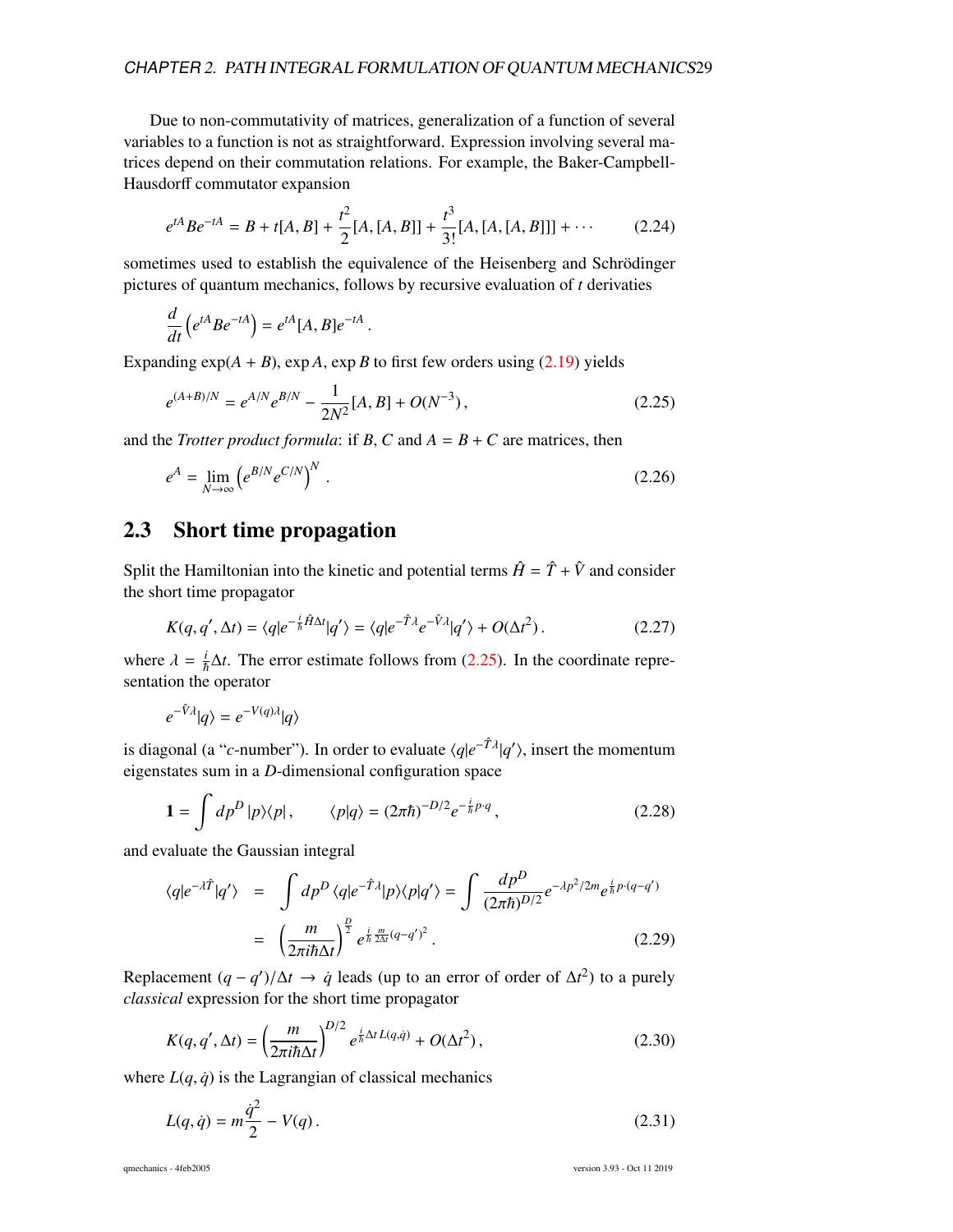Due to non-commutativity of matrices, generalization of a function of several variables to a function is not as straightforward. Expression involving several matrices depend on their commutation relations. For example, the Baker-Campbell-Hausdorff commutator expansion

$$e^{tA}Be^{-tA} = B + t[A, B] + \frac{t^2}{2}[A, [A, B]] + \frac{t^3}{3!}[A, [A, [A, B]]] + \cdots \tag{2.24}$$

sometimes used to establish the equivalence of the Heisenberg and Schrödinger pictures of quantum mechanics, follows by recursive evaluation of $t$ derivaties

$$\frac{d}{dt}\left(e^{tA}Be^{-tA}\right) = e^{tA}[A, B]e^{-tA} .$$

Expanding $\exp(A + B)$, $\exp A$, $\exp B$ to first few orders using (2.19) yields

$$e^{(A+B)/N} = e^{A/N}e^{B/N} - \frac{1}{2N^2}[A, B] + O(N^{-3}) , \tag{2.25}$$

and the *Trotter product formula*: if $B$, $C$ and $A = B + C$ are matrices, then

$$e^A = \lim_{N\to\infty}\left(e^{B/N}e^{C/N}\right)^N . \tag{2.26}$$

## 2.3 Short time propagation

Split the Hamiltonian into the kinetic and potential terms $\hat{H} = \hat{T} + \hat{V}$ and consider the short time propagator

$$K(q, q', \Delta t) = \langle q|e^{-\frac{i}{\hbar}\hat{H}\Delta t}|q'\rangle = \langle q|e^{-\hat{T}\lambda}e^{-\hat{V}\lambda}|q'\rangle + O(\Delta t^2) . \tag{2.27}$$

where $\lambda = \frac{i}{\hbar}\Delta t$. The error estimate follows from (2.25). In the coordinate representation the operator

$$e^{-\hat{V}\lambda}|q\rangle = e^{-V(q)\lambda}|q\rangle$$

is diagonal (a "$c$-number"). In order to evaluate $\langle q|e^{-\hat{T}\lambda}|q'\rangle$, insert the momentum eigenstates sum in a $D$-dimensional configuration space

$$\mathbf{1} = \int dp^D\,|p\rangle\langle p| , \qquad \langle p|q\rangle = (2\pi\hbar)^{-D/2}e^{-\frac{i}{\hbar}p\cdot q} , \tag{2.28}$$

and evaluate the Gaussian integral

$$\begin{aligned}\langle q|e^{-\lambda\hat{T}}|q'\rangle &= \int dp^D\,\langle q|e^{-\hat{T}\lambda}|p\rangle\langle p|q'\rangle = \int \frac{dp^D}{(2\pi\hbar)^{D/2}}e^{-\lambda p^2/2m}e^{\frac{i}{\hbar}p\cdot(q-q')} \\ &= \left(\frac{m}{2\pi i\hbar\Delta t}\right)^{\frac{D}{2}} e^{\frac{i}{\hbar}\frac{m}{2\Delta t}(q-q')^2} .\end{aligned} \tag{2.29}$$

Replacement $(q - q')/\Delta t \to \dot{q}$ leads (up to an error of order of $\Delta t^2$) to a purely *classical* expression for the short time propagator

$$K(q, q', \Delta t) = \left(\frac{m}{2\pi i\hbar\Delta t}\right)^{D/2} e^{\frac{i}{\hbar}\Delta t\,L(q,\dot{q})} + O(\Delta t^2) , \tag{2.30}$$

where $L(q, \dot{q})$ is the Lagrangian of classical mechanics

$$L(q, \dot{q}) = m\frac{\dot{q}^2}{2} - V(q) . \tag{2.31}$$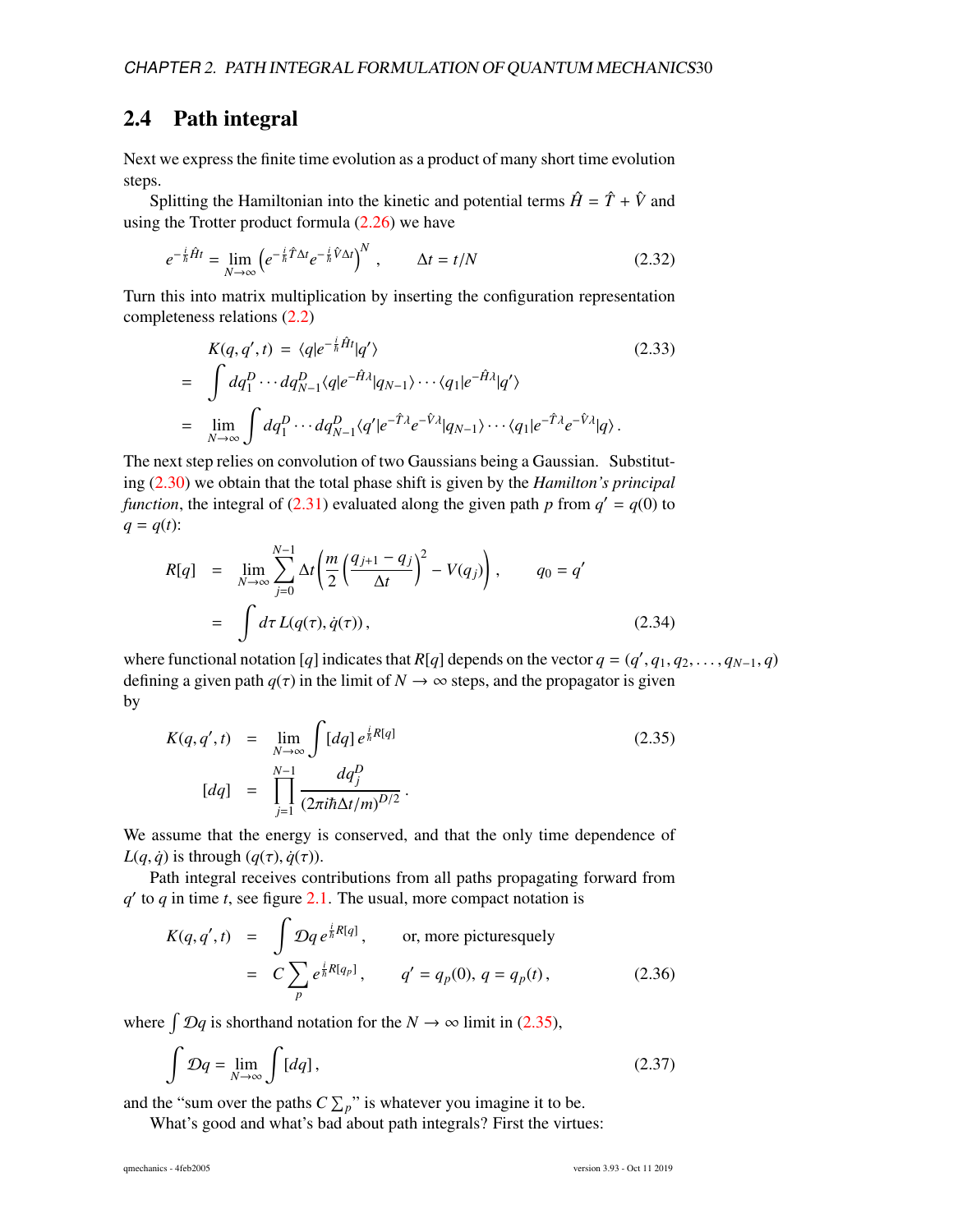## 2.4 Path integral

Next we express the finite time evolution as a product of many short time evolution steps.

Splitting the Hamiltonian into the kinetic and potential terms $\hat{H} = \hat{T} + \hat{V}$ and using the Trotter product formula (2.26) we have

$$e^{-\frac{i}{\hbar}\hat{H}t} = \lim_{N\to\infty}\left(e^{-\frac{i}{\hbar}\hat{T}\Delta t}e^{-\frac{i}{\hbar}\hat{V}\Delta t}\right)^N , \qquad \Delta t = t/N \tag{2.32}$$

Turn this into matrix multiplication by inserting the configuration representation completeness relations (2.2)

$$\begin{aligned} K(q,q',t) &= \langle q|e^{-\frac{i}{\hbar}\hat{H}t}|q'\rangle \qquad (2.33) \\ &= \int dq_1^D \cdots dq_{N-1}^D \langle q|e^{-\hat{H}\lambda}|q_{N-1}\rangle \cdots \langle q_1|e^{-\hat{H}\lambda}|q'\rangle \\ &= \lim_{N\to\infty}\int dq_1^D \cdots dq_{N-1}^D \langle q'|e^{-\hat{T}\lambda}e^{-\hat{V}\lambda}|q_{N-1}\rangle \cdots \langle q_1|e^{-\hat{T}\lambda}e^{-\hat{V}\lambda}|q\rangle . \end{aligned}$$

The next step relies on convolution of two Gaussians being a Gaussian. Substituting (2.30) we obtain that the total phase shift is given by the *Hamilton's principal function*, the integral of (2.31) evaluated along the given path $p$ from $q' = q(0)$ to $q = q(t)$:

$$\begin{aligned} R[q] &= \lim_{N\to\infty}\sum_{j=0}^{N-1}\Delta t\left(\frac{m}{2}\left(\frac{q_{j+1}-q_j}{\Delta t}\right)^2 - V(q_j)\right), \qquad q_0 = q' \\ &= \int d\tau\, L(q(\tau),\dot{q}(\tau)), \end{aligned} \tag{2.34}$$

where functional notation $[q]$ indicates that $R[q]$ depends on the vector $q = (q', q_1, q_2, \ldots, q_{N-1}, q)$ defining a given path $q(\tau)$ in the limit of $N \to \infty$ steps, and the propagator is given by

$$\begin{aligned} K(q,q',t) &= \lim_{N\to\infty}\int [dq]\, e^{\frac{i}{\hbar}R[q]} \\ [dq] &= \prod_{j=1}^{N-1}\frac{dq_j^D}{(2\pi i\hbar\Delta t/m)^{D/2}} . \end{aligned} \tag{2.35}$$

We assume that the energy is conserved, and that the only time dependence of $L(q,\dot{q})$ is through $(q(\tau),\dot{q}(\tau))$.

Path integral receives contributions from all paths propagating forward from $q'$ to $q$ in time $t$, see figure 2.1. The usual, more compact notation is

$$\begin{aligned} K(q,q',t) &= \int \mathcal{D}q\, e^{\frac{i}{\hbar}R[q]}, \qquad \text{or, more picturesquely} \\ &= C\sum_p e^{\frac{i}{\hbar}R[q_p]}, \qquad q' = q_p(0),\ q = q_p(t), \end{aligned} \tag{2.36}$$

where $\int \mathcal{D}q$ is shorthand notation for the $N \to \infty$ limit in (2.35),

$$\int \mathcal{D}q = \lim_{N\to\infty}\int [dq], \tag{2.37}$$

and the "sum over the paths $C\sum_p$" is whatever you imagine it to be.

What's good and what's bad about path integrals? First the virtues: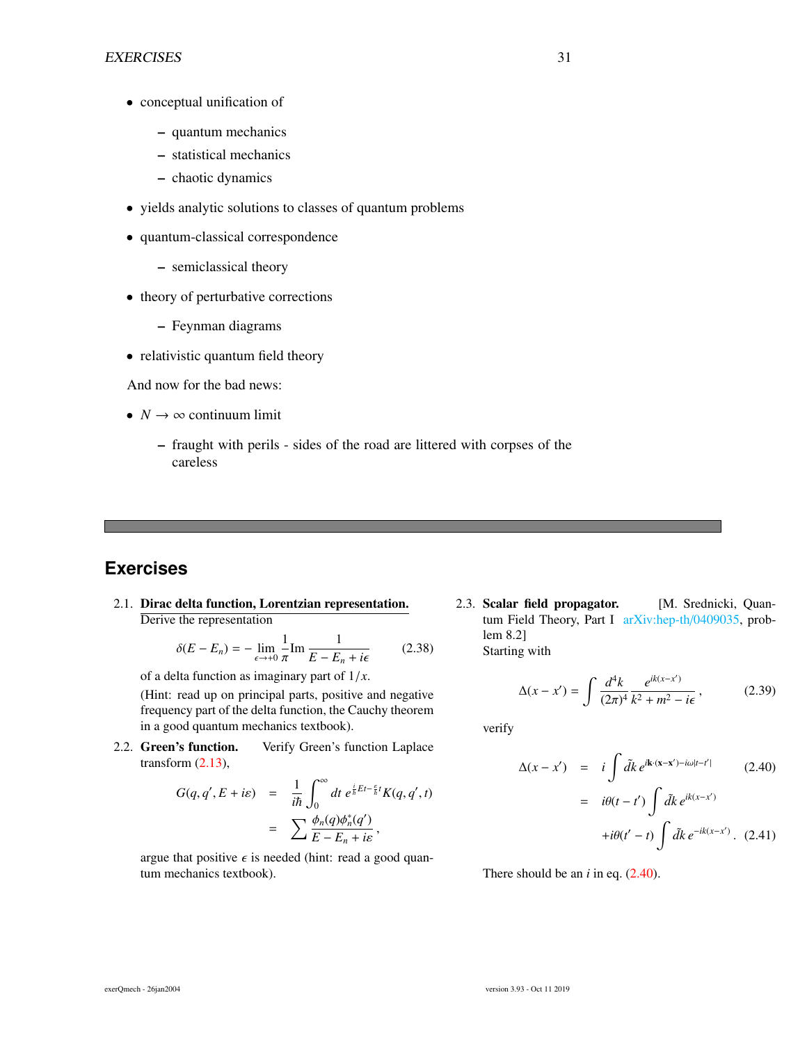- conceptual unification of
  - quantum mechanics
  - statistical mechanics
  - chaotic dynamics
- yields analytic solutions to classes of quantum problems
- quantum-classical correspondence
  - semiclassical theory
- theory of perturbative corrections
  - Feynman diagrams
- relativistic quantum field theory

And now for the bad news:

- $N \to \infty$ continuum limit
  - fraught with perils - sides of the road are littered with corpses of the careless

## Exercises

2.1. **Dirac delta function, Lorentzian representation.** Derive the representation

$$\delta(E - E_n) = - \lim_{\epsilon \to +0} \frac{1}{\pi} \text{Im} \frac{1}{E - E_n + i\epsilon} \tag{2.38}$$

of a delta function as imaginary part of $1/x$.

(Hint: read up on principal parts, positive and negative frequency part of the delta function, the Cauchy theorem in a good quantum mechanics textbook).

2.2. **Green's function.** Verify Green's function Laplace transform (2.13),

$$\begin{aligned} G(q, q', E + i\varepsilon) &= \frac{1}{i\hbar} \int_0^\infty dt\, e^{\frac{i}{\hbar}Et - \frac{\varepsilon}{\hbar}t} K(q, q', t) \\ &= \sum \frac{\phi_n(q)\phi_n^*(q')}{E - E_n + i\varepsilon}, \end{aligned}$$

argue that positive $\epsilon$ is needed (hint: read a good quantum mechanics textbook).

2.3. **Scalar field propagator.** [M. Srednicki, Quantum Field Theory, Part I arXiv:hep-th/0409035, problem 8.2]

Starting with

$$\Delta(x - x') = \int \frac{d^4k}{(2\pi)^4} \frac{e^{ik(x-x')}}{k^2 + m^2 - i\epsilon}, \tag{2.39}$$

verify

$$\Delta(x - x') = i \int \tilde{d}k\, e^{i\mathbf{k}\cdot(\mathbf{x}-\mathbf{x}') - i\omega|t-t'|} \tag{2.40}$$

$$\begin{aligned} &= i\theta(t - t') \int \tilde{d}k\, e^{ik(x-x')} \\ &\quad + i\theta(t' - t) \int \tilde{d}k\, e^{-ik(x-x')}. \end{aligned} \tag{2.41}$$

There should be an $i$ in eq. (2.40).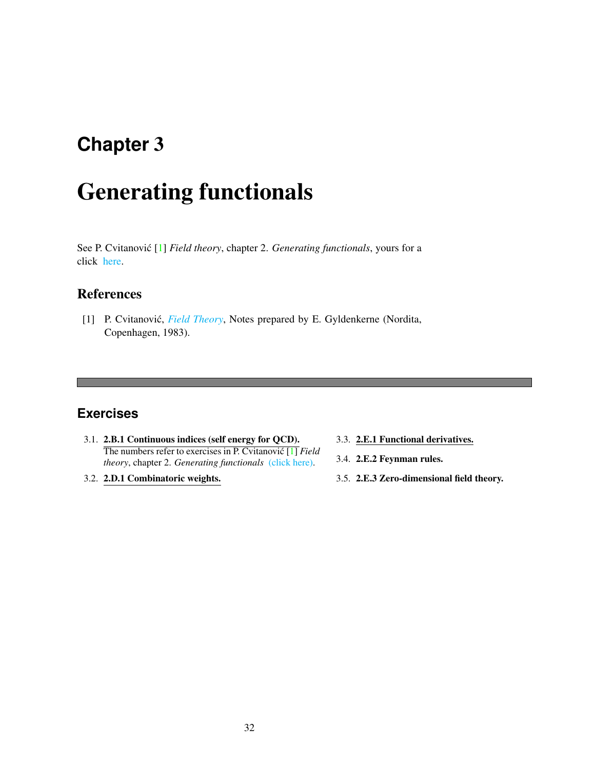# Chapter 3

# Generating functionals

See P. Cvitanović [1] *Field theory*, chapter 2. *Generating functionals*, yours for a click here.

## References

[1] P. Cvitanović, *Field Theory*, Notes prepared by E. Gyldenkerne (Nordita, Copenhagen, 1983).

---

## Exercises

3.1. **2.B.1 Continuous indices (self energy for QCD).** The numbers refer to exercises in P. Cvitanović [1] *Field theory*, chapter 2. *Generating functionals* (click here).

3.2. **2.D.1 Combinatoric weights.**

3.3. **2.E.1 Functional derivatives.**

3.4. **2.E.2 Feynman rules.**

3.5. **2.E.3 Zero-dimensional field theory.**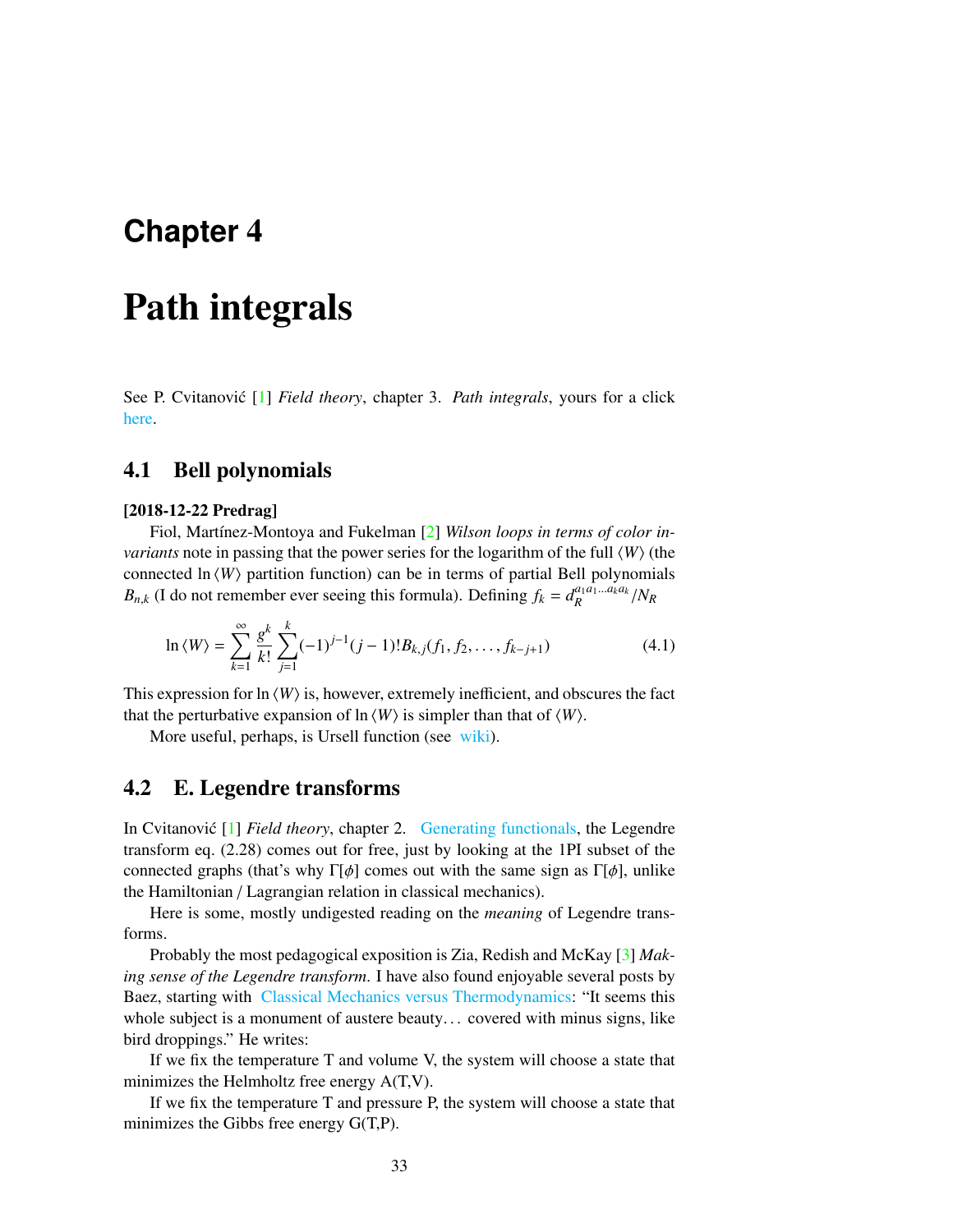# Chapter 4

# Path integrals

See P. Cvitanović [1] *Field theory*, chapter 3. *Path integrals*, yours for a click here.

## 4.1 Bell polynomials

**[2018-12-22 Predrag]**

Fiol, Martínez-Montoya and Fukelman [2] *Wilson loops in terms of color invariants* note in passing that the power series for the logarithm of the full $\langle W \rangle$ (the connected $\ln \langle W \rangle$ partition function) can be in terms of partial Bell polynomials $B_{n,k}$ (I do not remember ever seeing this formula). Defining $f_k = d_R^{a_1 a_1 \ldots a_k a_k}/N_R$

$$\ln \langle W \rangle = \sum_{k=1}^{\infty} \frac{g^k}{k!} \sum_{j=1}^{k} (-1)^{j-1}(j-1)! B_{k,j}(f_1, f_2, \ldots, f_{k-j+1}) \tag{4.1}$$

This expression for $\ln \langle W \rangle$ is, however, extremely inefficient, and obscures the fact that the perturbative expansion of $\ln \langle W \rangle$ is simpler than that of $\langle W \rangle$.

More useful, perhaps, is Ursell function (see wiki).

## 4.2 E. Legendre transforms

In Cvitanović [1] *Field theory*, chapter 2. Generating functionals, the Legendre transform eq. (2.28) comes out for free, just by looking at the 1PI subset of the connected graphs (that's why $\Gamma[\phi]$ comes out with the same sign as $\Gamma[\phi]$, unlike the Hamiltonian / Lagrangian relation in classical mechanics).

Here is some, mostly undigested reading on the *meaning* of Legendre transforms.

Probably the most pedagogical exposition is Zia, Redish and McKay [3] *Making sense of the Legendre transform*. I have also found enjoyable several posts by Baez, starting with Classical Mechanics versus Thermodynamics: "It seems this whole subject is a monument of austere beauty… covered with minus signs, like bird droppings." He writes:

If we fix the temperature T and volume V, the system will choose a state that minimizes the Helmholtz free energy A(T,V).

If we fix the temperature T and pressure P, the system will choose a state that minimizes the Gibbs free energy G(T,P).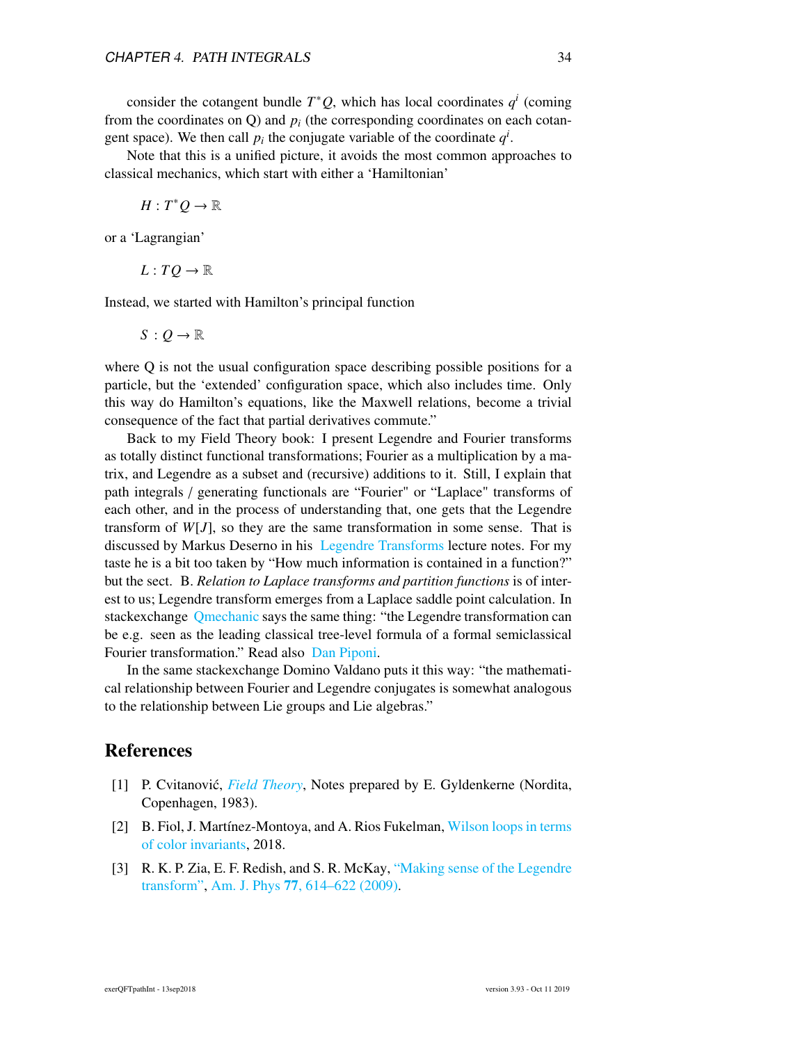consider the cotangent bundle $T^*Q$, which has local coordinates $q^i$ (coming from the coordinates on Q) and $p_i$ (the corresponding coordinates on each cotangent space). We then call $p_i$ the conjugate variable of the coordinate $q^i$.

Note that this is a unified picture, it avoids the most common approaches to classical mechanics, which start with either a 'Hamiltonian'

$$H : T^*Q \to \mathbb{R}$$

or a 'Lagrangian'

$$L : TQ \to \mathbb{R}$$

Instead, we started with Hamilton's principal function

$$S : Q \to \mathbb{R}$$

where Q is not the usual configuration space describing possible positions for a particle, but the 'extended' configuration space, which also includes time. Only this way do Hamilton's equations, like the Maxwell relations, become a trivial consequence of the fact that partial derivatives commute."

Back to my Field Theory book: I present Legendre and Fourier transforms as totally distinct functional transformations; Fourier as a multiplication by a matrix, and Legendre as a subset and (recursive) additions to it. Still, I explain that path integrals / generating functionals are "Fourier" or "Laplace" transforms of each other, and in the process of understanding that, one gets that the Legendre transform of $W[J]$, so they are the same transformation in some sense. That is discussed by Markus Deserno in his Legendre Transforms lecture notes. For my taste he is a bit too taken by "How much information is contained in a function?" but the sect. B. *Relation to Laplace transforms and partition functions* is of interest to us; Legendre transform emerges from a Laplace saddle point calculation. In stackexchange Qmechanic says the same thing: "the Legendre transformation can be e.g. seen as the leading classical tree-level formula of a formal semiclassical Fourier transformation." Read also Dan Piponi.

In the same stackexchange Domino Valdano puts it this way: "the mathematical relationship between Fourier and Legendre conjugates is somewhat analogous to the relationship between Lie groups and Lie algebras."

## References

[1] P. Cvitanović, *Field Theory*, Notes prepared by E. Gyldenkerne (Nordita, Copenhagen, 1983).

[2] B. Fiol, J. Martínez-Montoya, and A. Rios Fukelman, Wilson loops in terms of color invariants, 2018.

[3] R. K. P. Zia, E. F. Redish, and S. R. McKay, "Making sense of the Legendre transform", Am. J. Phys **77**, 614–622 (2009).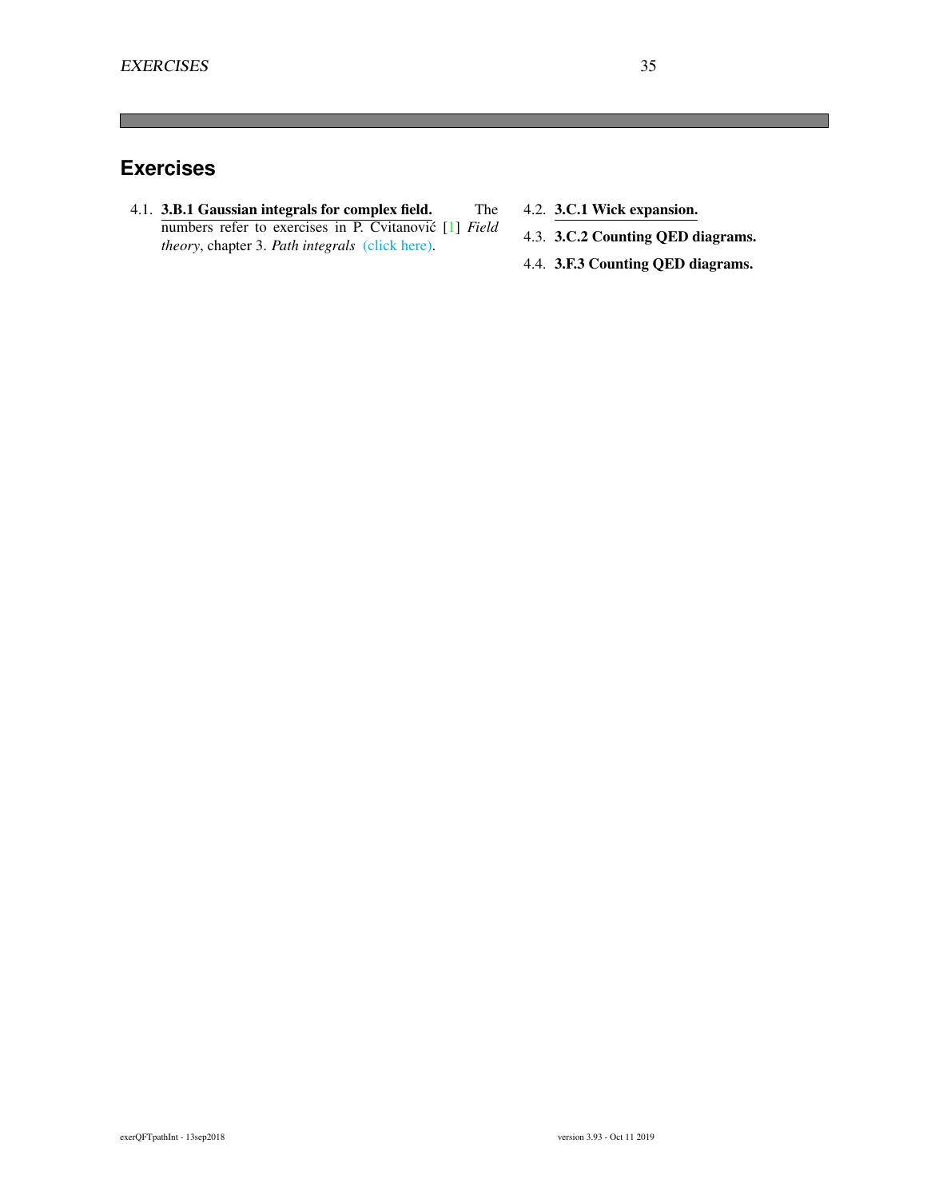## Exercises

4.1. **3.B.1 Gaussian integrals for complex field.** The numbers refer to exercises in P. Cvitanović [1] *Field theory*, chapter 3. *Path integrals* (click here).

4.2. **3.C.1 Wick expansion.**

4.3. **3.C.2 Counting QED diagrams.**

4.4. **3.F.3 Counting QED diagrams.**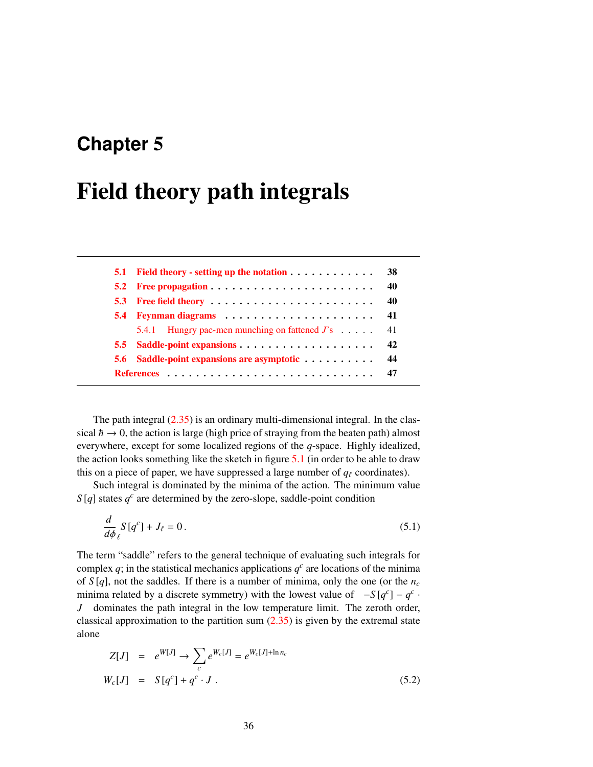# Chapter 5

# Field theory path integrals

| | | |
|---|---|---|
| **5.1** | **Field theory - setting up the notation** | **38** |
| **5.2** | **Free propagation** | **40** |
| **5.3** | **Free field theory** | **40** |
| **5.4** | **Feynman diagrams** | **41** |
| | 5.4.1 Hungry pac-men munching on fattened $J$'s | 41 |
| **5.5** | **Saddle-point expansions** | **42** |
| **5.6** | **Saddle-point expansions are asymptotic** | **44** |
| | **References** | **47** |

The path integral (2.35) is an ordinary multi-dimensional integral. In the classical $\hbar \to 0$, the action is large (high price of straying from the beaten path) almost everywhere, except for some localized regions of the $q$-space. Highly idealized, the action looks something like the sketch in figure 5.1 (in order to be able to draw this on a piece of paper, we have suppressed a large number of $q_\ell$ coordinates).

Such integral is dominated by the minima of the action. The minimum value $S[q]$ states $q^c$ are determined by the zero-slope, saddle-point condition

$$\frac{d}{d\phi_\ell} S[q^c] + J_\ell = 0\,. \tag{5.1}$$

The term "saddle" refers to the general technique of evaluating such integrals for complex $q$; in the statistical mechanics applications $q^c$ are locations of the minima of $S[q]$, not the saddles. If there is a number of minima, only the one (or the $n_c$ minima related by a discrete symmetry) with the lowest value of $-S[q^c] - q^c \cdot J$ dominates the path integral in the low temperature limit. The zeroth order, classical approximation to the partition sum (2.35) is given by the extremal state alone

$$\begin{aligned} Z[J] &= e^{W[J]} \to \sum_c e^{W_c[J]} = e^{W_c[J] + \ln n_c} \\ W_c[J] &= S[q^c] + q^c \cdot J\,. \end{aligned} \tag{5.2}$$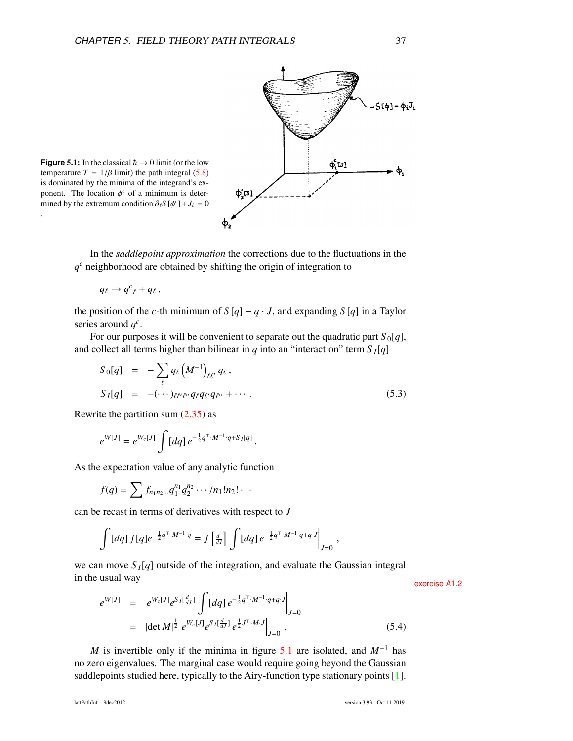**Figure 5.1:** In the classical $\hbar \to 0$ limit (or the low temperature $T = 1/\beta$ limit) the path integral (5.8) is dominated by the minima of the integrand's exponent. The location $\phi^c$ of a minimum is determined by the extremum condition $\partial_\ell S[\phi^c] + J_\ell = 0$ .

$-S[\phi] - \phi_i J_i$

$\phi^c_1[J]$

$\phi_1$

$\phi^c_2[J]$

$\phi_2$

In the *saddlepoint approximation* the corrections due to the fluctuations in the $q^c$ neighborhood are obtained by shifting the origin of integration to

$$q_\ell \to q^c{}_\ell + q_\ell \,,$$

the position of the $c$-th minimum of $S[q] - q \cdot J$, and expanding $S[q]$ in a Taylor series around $q^c$.

For our purposes it will be convenient to separate out the quadratic part $S_0[q]$, and collect all terms higher than bilinear in $q$ into an "interaction" term $S_I[q]$

$$\begin{aligned} S_0[q] &= -\sum_\ell q_\ell \left(M^{-1}\right)_{\ell\ell'} q_\ell \,, \\ S_I[q] &= -(\cdots)_{\ell\ell'\ell''} q_\ell q_{\ell'} q_{\ell''} + \cdots \,. \end{aligned} \tag{5.3}$$

Rewrite the partition sum (2.35) as

$$e^{W[J]} = e^{W_c[J]} \int [dq] \, e^{-\frac{1}{2} q^\top \cdot M^{-1} \cdot q + S_I[q]} \,.$$

As the expectation value of any analytic function

$$f(q) = \sum f_{n_1 n_2 \ldots} q_1^{n_1} q_2^{n_2} \cdots / n_1! n_2! \cdots$$

can be recast in terms of derivatives with respect to $J$

$$\int [dq] \, f[q] e^{-\frac{1}{2} q^\top \cdot M^{-1} \cdot q} = f\left[\tfrac{d}{dJ}\right] \int [dq] \, e^{-\frac{1}{2} q^\top \cdot M^{-1} \cdot q + q \cdot J} \bigg|_{J=0} \,,$$

we can move $S_I[q]$ outside of the integration, and evaluate the Gaussian integral in the usual way

exercise A1.2

$$\begin{aligned} e^{W[J]} &= e^{W_c[J]} e^{S_I[\frac{d}{dJ}]} \int [dq] \, e^{-\frac{1}{2} q^\top \cdot M^{-1} \cdot q + q \cdot J} \bigg|_{J=0} \\ &= |\det M|^{\frac{1}{2}} \, e^{W_c[J]} e^{S_I[\frac{d}{dJ}]} \, e^{\frac{1}{2} J^\top \cdot M \cdot J} \bigg|_{J=0} \,. \end{aligned} \tag{5.4}$$

$M$ is invertible only if the minima in figure 5.1 are isolated, and $M^{-1}$ has no zero eigenvalues. The marginal case would require going beyond the Gaussian saddlepoints studied here, typically to the Airy-function type stationary points [1].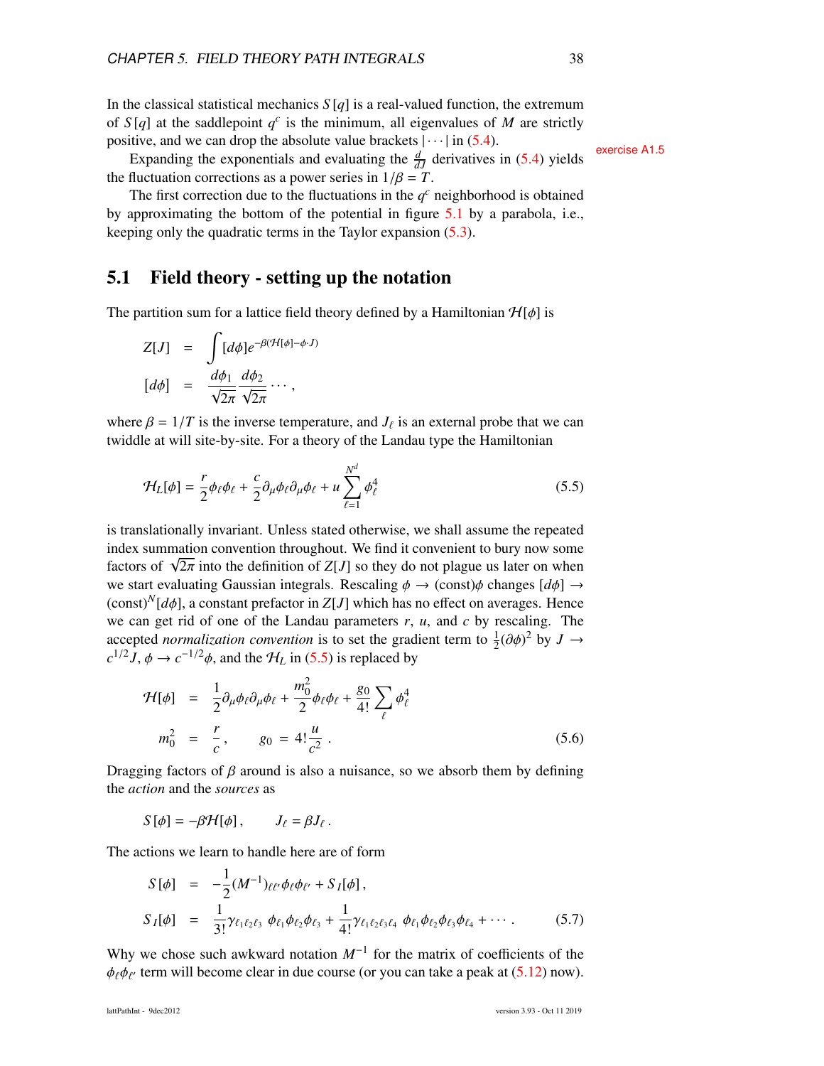In the classical statistical mechanics $S[q]$ is a real-valued function, the extremum of $S[q]$ at the saddlepoint $q^c$ is the minimum, all eigenvalues of $M$ are strictly positive, and we can drop the absolute value brackets $|\cdots|$ in (5.4).

exercise A1.5

Expanding the exponentials and evaluating the $\frac{d}{dJ}$ derivatives in (5.4) yields the fluctuation corrections as a power series in $1/\beta = T$.

The first correction due to the fluctuations in the $q^c$ neighborhood is obtained by approximating the bottom of the potential in figure 5.1 by a parabola, i.e., keeping only the quadratic terms in the Taylor expansion (5.3).

## 5.1 Field theory - setting up the notation

The partition sum for a lattice field theory defined by a Hamiltonian $\mathcal{H}[\phi]$ is

$$
\begin{aligned}
Z[J] &= \int [d\phi] e^{-\beta(\mathcal{H}[\phi]-\phi\cdot J)} \\
[d\phi] &= \frac{d\phi_1}{\sqrt{2\pi}} \frac{d\phi_2}{\sqrt{2\pi}} \cdots ,
\end{aligned}
$$

where $\beta = 1/T$ is the inverse temperature, and $J_\ell$ is an external probe that we can twiddle at will site-by-site. For a theory of the Landau type the Hamiltonian

$$
\mathcal{H}_L[\phi] = \frac{r}{2}\phi_\ell\phi_\ell + \frac{c}{2}\partial_\mu\phi_\ell\partial_\mu\phi_\ell + u\sum_{\ell=1}^{N^d}\phi_\ell^4 \tag{5.5}
$$

is translationally invariant. Unless stated otherwise, we shall assume the repeated index summation convention throughout. We find it convenient to bury now some factors of $\sqrt{2\pi}$ into the definition of $Z[J]$ so they do not plague us later on when we start evaluating Gaussian integrals. Rescaling $\phi \to (\text{const})\phi$ changes $[d\phi] \to (\text{const})^N[d\phi]$, a constant prefactor in $Z[J]$ which has no effect on averages. Hence we can get rid of one of the Landau parameters $r$, $u$, and $c$ by rescaling. The accepted *normalization convention* is to set the gradient term to $\frac{1}{2}(\partial\phi)^2$ by $J \to c^{1/2}J$, $\phi \to c^{-1/2}\phi$, and the $\mathcal{H}_L$ in (5.5) is replaced by

$$
\begin{aligned}
\mathcal{H}[\phi] &= \frac{1}{2}\partial_\mu\phi_\ell\partial_\mu\phi_\ell + \frac{m_0^2}{2}\phi_\ell\phi_\ell + \frac{g_0}{4!}\sum_\ell \phi_\ell^4 \\
m_0^2 &= \frac{r}{c}, \qquad g_0 = 4!\frac{u}{c^2} .
\end{aligned} \tag{5.6}
$$

Dragging factors of $\beta$ around is also a nuisance, so we absorb them by defining the *action* and the *sources* as

$$
S[\phi] = -\beta\mathcal{H}[\phi], \qquad J_\ell = \beta J_\ell .
$$

The actions we learn to handle here are of form

$$
\begin{aligned}
S[\phi] &= -\frac{1}{2}(M^{-1})_{\ell\ell'}\phi_\ell\phi_{\ell'} + S_I[\phi], \\
S_I[\phi] &= \frac{1}{3!}\gamma_{\ell_1\ell_2\ell_3}\ \phi_{\ell_1}\phi_{\ell_2}\phi_{\ell_3} + \frac{1}{4!}\gamma_{\ell_1\ell_2\ell_3\ell_4}\ \phi_{\ell_1}\phi_{\ell_2}\phi_{\ell_3}\phi_{\ell_4} + \cdots .
\end{aligned} \tag{5.7}
$$

Why we chose such awkward notation $M^{-1}$ for the matrix of coefficients of the $\phi_\ell\phi_{\ell'}$ term will become clear in due course (or you can take a peak at (5.12) now).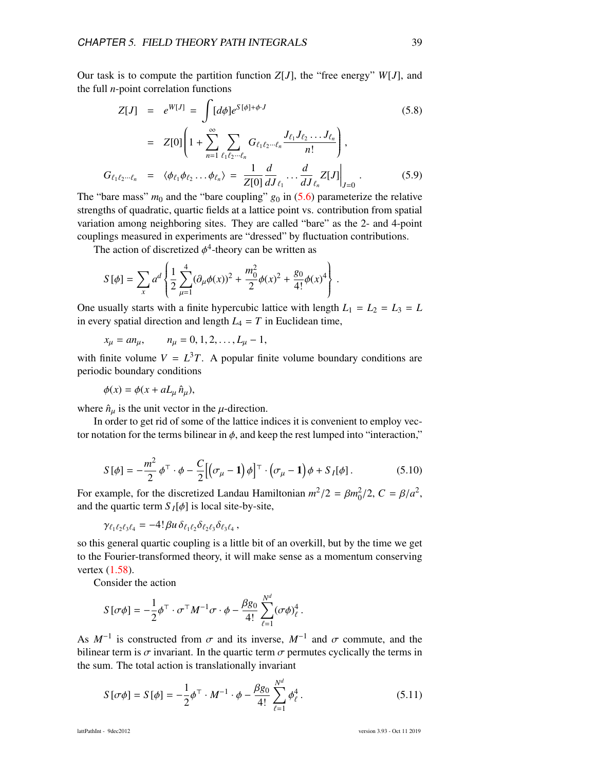Our task is to compute the partition function $Z[J]$, the "free energy" $W[J]$, and the full $n$-point correlation functions

$$
\begin{aligned}
Z[J] &= e^{W[J]} = \int [d\phi] e^{S[\phi]+\phi\cdot J} \qquad (5.8)\\
&= Z[0]\left(1+\sum_{n=1}^{\infty}\sum_{\ell_1\ell_2\cdots\ell_n} G_{\ell_1\ell_2\cdots\ell_n}\frac{J_{\ell_1}J_{\ell_2}\ldots J_{\ell_n}}{n!}\right),\\
G_{\ell_1\ell_2\cdots\ell_n} &= \langle\phi_{\ell_1}\phi_{\ell_2}\ldots\phi_{\ell_n}\rangle = \frac{1}{Z[0]}\frac{d}{dJ_{\ell_1}}\cdots\frac{d}{dJ_{\ell_n}}Z[J]\bigg|_{J=0}. \qquad (5.9)
\end{aligned}
$$

The "bare mass" $m_0$ and the "bare coupling" $g_0$ in (5.6) parameterize the relative strengths of quadratic, quartic fields at a lattice point vs. contribution from spatial variation among neighboring sites. They are called "bare" as the 2- and 4-point couplings measured in experiments are "dressed" by fluctuation contributions.

The action of discretized $\phi^4$-theory can be written as

$$
S[\phi] = \sum_x a^d\left\{\frac{1}{2}\sum_{\mu=1}^{4}(\partial_\mu\phi(x))^2 + \frac{m_0^2}{2}\phi(x)^2 + \frac{g_0}{4!}\phi(x)^4\right\}.
$$

One usually starts with a finite hypercubic lattice with length $L_1 = L_2 = L_3 = L$ in every spatial direction and length $L_4 = T$ in Euclidean time,

$$
x_\mu = an_\mu, \qquad n_\mu = 0, 1, 2, \ldots, L_\mu - 1,
$$

with finite volume $V = L^3T$. A popular finite volume boundary conditions are periodic boundary conditions

$$
\phi(x) = \phi(x + aL_\mu\,\hat{n}_\mu),
$$

where $\hat{n}_\mu$ is the unit vector in the $\mu$-direction.

In order to get rid of some of the lattice indices it is convenient to employ vector notation for the terms bilinear in $\phi$, and keep the rest lumped into "interaction,"

$$
S[\phi] = -\frac{m^2}{2}\,\phi^\top\cdot\phi - \frac{C}{2}\left[\left(\sigma_\mu - \mathbf{1}\right)\phi\right]^\top\cdot\left(\sigma_\mu - \mathbf{1}\right)\phi + S_I[\phi]. \qquad (5.10)
$$

For example, for the discretized Landau Hamiltonian $m^2/2 = \beta m_0^2/2$, $C = \beta/a^2$, and the quartic term $S_I[\phi]$ is local site-by-site,

$$
\gamma_{\ell_1\ell_2\ell_3\ell_4} = -4!\,\beta u\,\delta_{\ell_1\ell_2}\delta_{\ell_2\ell_3}\delta_{\ell_3\ell_4},
$$

so this general quartic coupling is a little bit of an overkill, but by the time we get to the Fourier-transformed theory, it will make sense as a momentum conserving vertex (1.58).

Consider the action

$$
S[\sigma\phi] = -\frac{1}{2}\phi^\top\cdot\sigma^\top M^{-1}\sigma\cdot\phi - \frac{\beta g_0}{4!}\sum_{\ell=1}^{N^d}(\sigma\phi)_\ell^4.
$$

As $M^{-1}$ is constructed from $\sigma$ and its inverse, $M^{-1}$ and $\sigma$ commute, and the bilinear term is $\sigma$ invariant. In the quartic term $\sigma$ permutes cyclically the terms in the sum. The total action is translationally invariant

$$
S[\sigma\phi] = S[\phi] = -\frac{1}{2}\phi^\top\cdot M^{-1}\cdot\phi - \frac{\beta g_0}{4!}\sum_{\ell=1}^{N^d}\phi_\ell^4. \qquad (5.11)
$$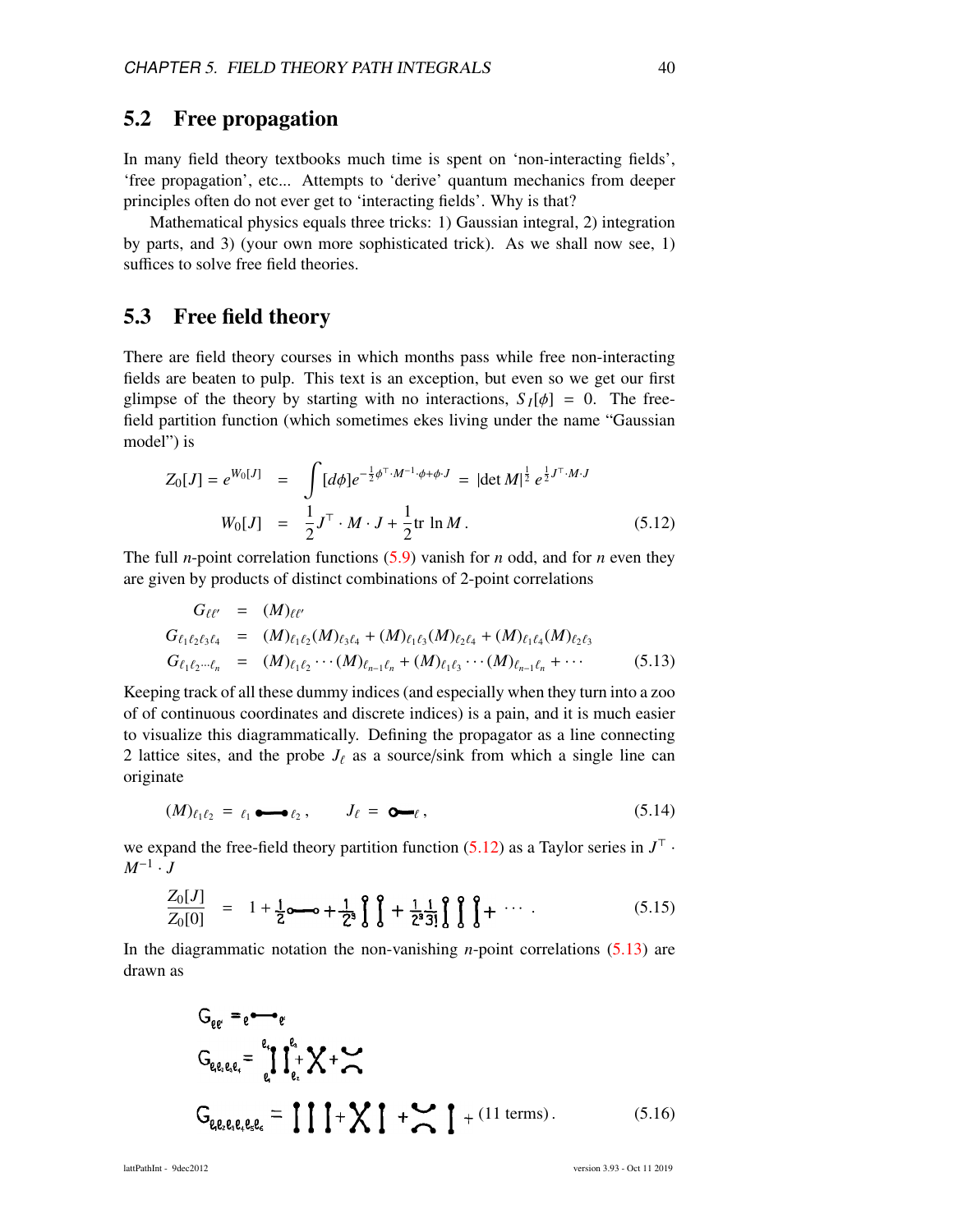## 5.2 Free propagation

In many field theory textbooks much time is spent on 'non-interacting fields', 'free propagation', etc... Attempts to 'derive' quantum mechanics from deeper principles often do not ever get to 'interacting fields'. Why is that?

Mathematical physics equals three tricks: 1) Gaussian integral, 2) integration by parts, and 3) (your own more sophisticated trick). As we shall now see, 1) suffices to solve free field theories.

## 5.3 Free field theory

There are field theory courses in which months pass while free non-interacting fields are beaten to pulp. This text is an exception, but even so we get our first glimpse of the theory by starting with no interactions, $S_I[\phi] = 0$. The free-field partition function (which sometimes ekes living under the name "Gaussian model") is

$$
\begin{aligned}
Z_0[J] = e^{W_0[J]} &= \int [d\phi] e^{-\frac{1}{2}\phi^\top \cdot M^{-1} \cdot \phi + \phi \cdot J} = |\det M|^{\frac{1}{2}} \, e^{\frac{1}{2} J^\top \cdot M \cdot J} \\
W_0[J] &= \frac{1}{2} J^\top \cdot M \cdot J + \frac{1}{2} \mathrm{tr} \, \ln M \, . \qquad (5.12)
\end{aligned}
$$

The full $n$-point correlation functions (5.9) vanish for $n$ odd, and for $n$ even they are given by products of distinct combinations of 2-point correlations

$$
\begin{aligned}
G_{\ell\ell'} &= (M)_{\ell\ell'} \\
G_{\ell_1\ell_2\ell_3\ell_4} &= (M)_{\ell_1\ell_2}(M)_{\ell_3\ell_4} + (M)_{\ell_1\ell_3}(M)_{\ell_2\ell_4} + (M)_{\ell_1\ell_4}(M)_{\ell_2\ell_3} \\
G_{\ell_1\ell_2\cdots\ell_n} &= (M)_{\ell_1\ell_2}\cdots(M)_{\ell_{n-1}\ell_n} + (M)_{\ell_1\ell_3}\cdots(M)_{\ell_{n-1}\ell_n} + \cdots \qquad (5.13)
\end{aligned}
$$

Keeping track of all these dummy indices (and especially when they turn into a zoo of of continuous coordinates and discrete indices) is a pain, and it is much easier to visualize this diagrammatically. Defining the propagator as a line connecting 2 lattice sites, and the probe $J_\ell$ as a source/sink from which a single line can originate

$$
(M)_{\ell_1\ell_2} = {}_{\ell_1} \bullet\!\!-\!\!\bullet_{\ell_2} \, , \qquad J_\ell = \circ\!\!-_{\ell} \, , \qquad (5.14)
$$

we expand the free-field theory partition function (5.12) as a Taylor series in $J^\top \cdot M^{-1} \cdot J$

$$
\frac{Z_0[J]}{Z_0[0]} = 1 + \frac{1}{2} \circ\!\!-\!\!\circ + \frac{1}{2^2} [\,][\,] + \frac{1}{2^3}\frac{1}{3!} [\,][\,][\,] + \cdots \, . \qquad (5.15)
$$

In the diagrammatic notation the non-vanishing $n$-point correlations (5.13) are drawn as

$$
\begin{aligned}
G_{\ell\ell'} &= {}_{\ell}\bullet\!\!-\!\!\bullet_{\ell'} \\
G_{\ell_1\ell_2\ell_3\ell_4} &= [\,][\,] + X + \asymp \\
G_{\ell_1\ell_2\ell_3\ell_4\ell_5\ell_6} &= [\,][\,][\,] + X[\,] + \asymp[\,] + (11 \text{ terms}) \, . \qquad (5.16)
\end{aligned}
$$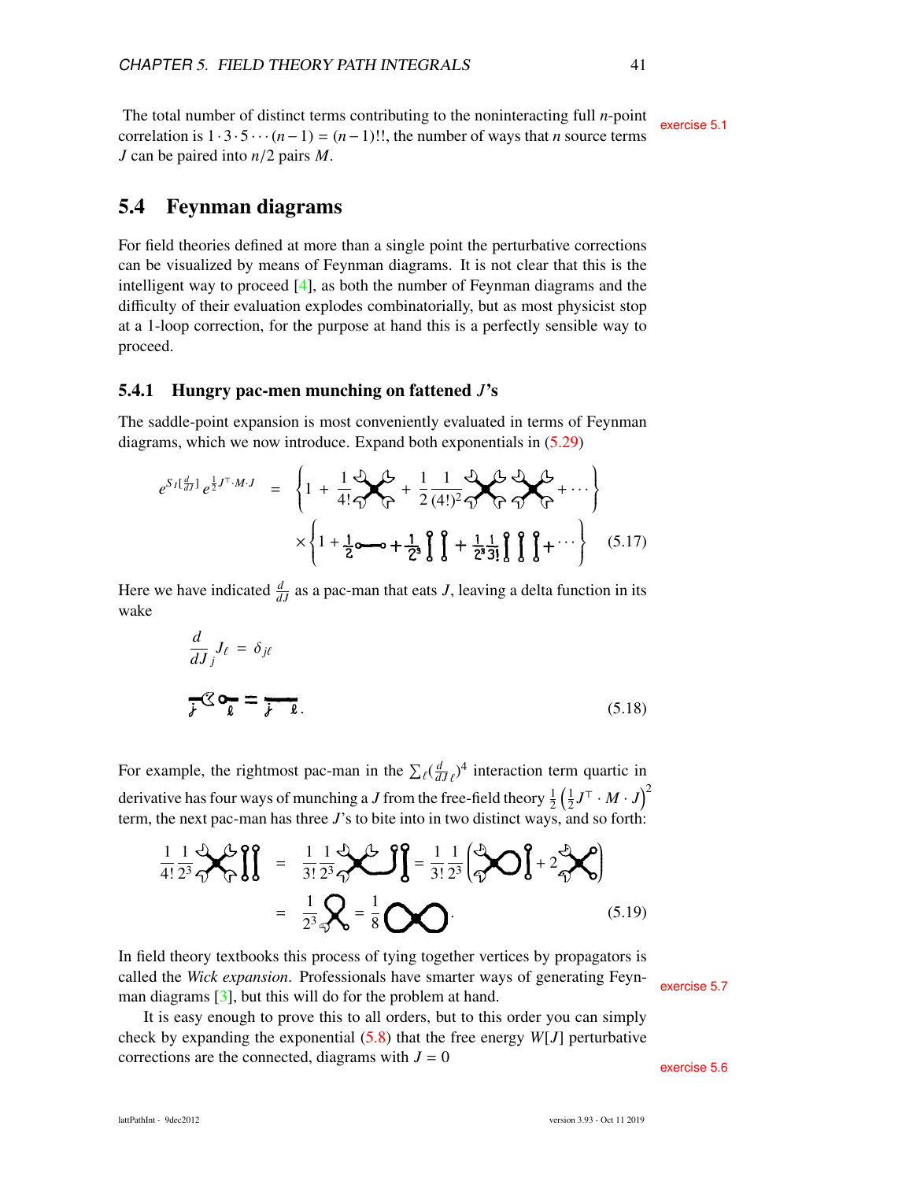The total number of distinct terms contributing to the noninteracting full $n$-point correlation is $1 \cdot 3 \cdot 5 \cdots (n-1) = (n-1)!!$, the number of ways that $n$ source terms $J$ can be paired into $n/2$ pairs $M$.

exercise 5.1

## 5.4 Feynman diagrams

For field theories defined at more than a single point the perturbative corrections can be visualized by means of Feynman diagrams. It is not clear that this is the intelligent way to proceed [4], as both the number of Feynman diagrams and the difficulty of their evaluation explodes combinatorially, but as most physicist stop at a 1-loop correction, for the purpose at hand this is a perfectly sensible way to proceed.

### 5.4.1 Hungry pac-men munching on fattened $J$'s

The saddle-point expansion is most conveniently evaluated in terms of Feynman diagrams, which we now introduce. Expand both exponentials in (5.29)

$$e^{S_I[\frac{d}{dJ}]}\, e^{\frac{1}{2}J^\top \cdot M \cdot J} \;=\; \left\{ 1 + \frac{1}{4!} \,[\ldots]\, + \frac{1}{2}\frac{1}{(4!)^2} \,[\ldots]\, + \cdots \right\} \times \left\{ 1 + \frac{1}{2} \,[\ldots]\, + \frac{1}{2^3} \,[\ldots]\, + \frac{1}{2^3}\frac{1}{3!} \,[\ldots]\, + \cdots \right\} \qquad (5.17)$$

Here we have indicated $\frac{d}{dJ}$ as a pac-man that eats $J$, leaving a delta function in its wake

$$\frac{d}{dJ_j} J_\ell \;=\; \delta_{j\ell}$$

$$[\ldots] = [\ldots]\,. \qquad (5.18)$$

For example, the rightmost pac-man in the $\sum_\ell (\frac{d}{dJ_\ell})^4$ interaction term quartic in derivative has four ways of munching a $J$ from the free-field theory $\frac{1}{2}\left(\frac{1}{2}J^\top \cdot M \cdot J\right)^2$ term, the next pac-man has three $J$'s to bite into in two distinct ways, and so forth:

$$\frac{1}{4!}\frac{1}{2^3} \,[\ldots]\, = \frac{1}{3!}\frac{1}{2^3} \,[\ldots]\, = \frac{1}{3!}\frac{1}{2^3}\left( [\ldots] + 2\,[\ldots] \right)$$

$$= \frac{1}{2^3} \,[\ldots]\, = \frac{1}{8} \,[\ldots]\,. \qquad (5.19)$$

In field theory textbooks this process of tying together vertices by propagators is called the *Wick expansion*. Professionals have smarter ways of generating Feynman diagrams [3], but this will do for the problem at hand.

exercise 5.7

It is easy enough to prove this to all orders, but to this order you can simply check by expanding the exponential (5.8) that the free energy $W[J]$ perturbative corrections are the connected, diagrams with $J = 0$

exercise 5.6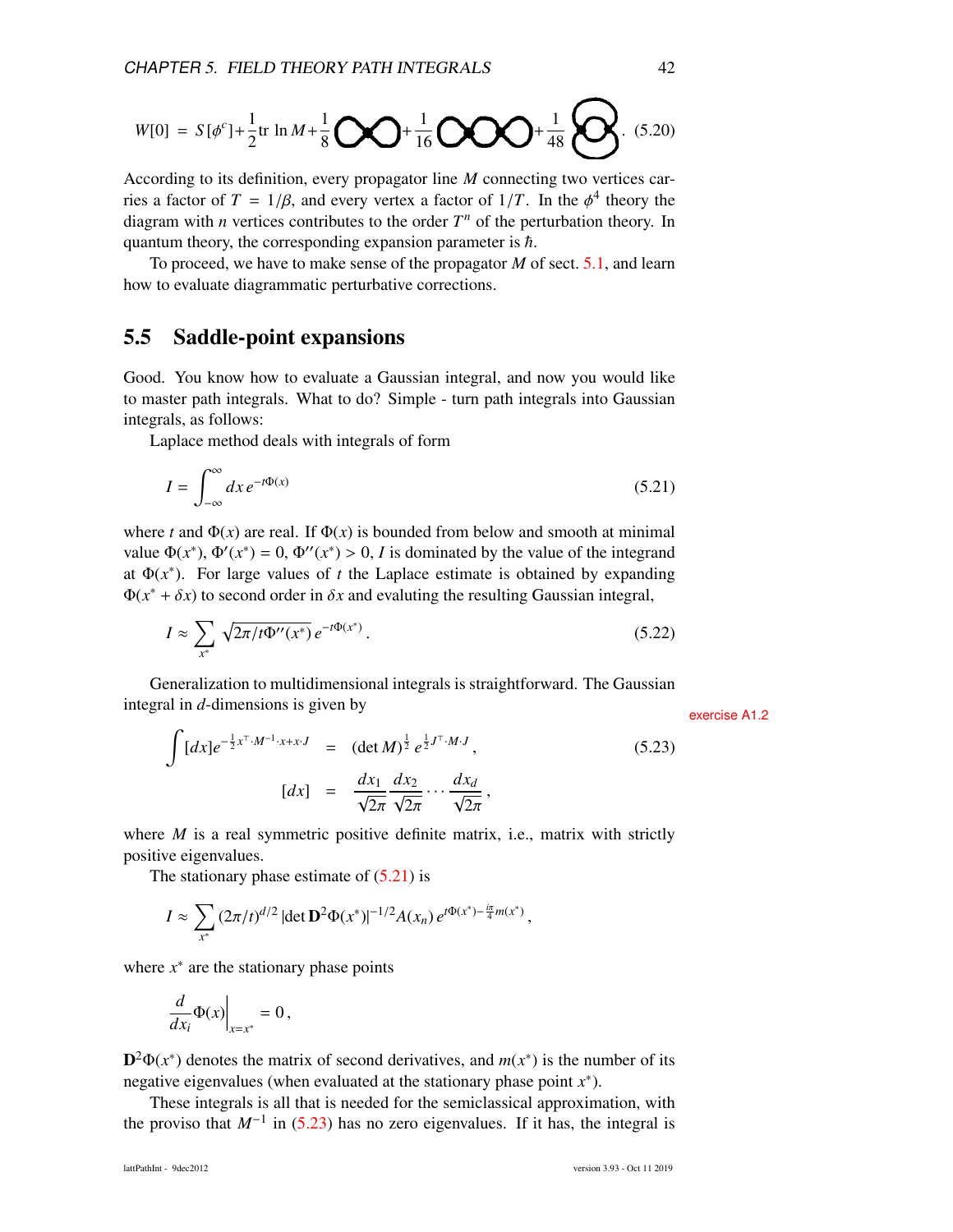$$W[0] = S[\phi^c] + \frac{1}{2}\text{tr}\ln M + \frac{1}{8}\,(\text{diagram}) + \frac{1}{16}\,(\text{diagram}) + \frac{1}{48}\,(\text{diagram})\,. \tag{5.20}$$

According to its definition, every propagator line $M$ connecting two vertices carries a factor of $T = 1/\beta$, and every vertex a factor of $1/T$. In the $\phi^4$ theory the diagram with $n$ vertices contributes to the order $T^n$ of the perturbation theory. In quantum theory, the corresponding expansion parameter is $\hbar$.

To proceed, we have to make sense of the propagator $M$ of sect. 5.1, and learn how to evaluate diagrammatic perturbative corrections.

## 5.5 Saddle-point expansions

Good. You know how to evaluate a Gaussian integral, and now you would like to master path integrals. What to do? Simple - turn path integrals into Gaussian integrals, as follows:

Laplace method deals with integrals of form

$$I = \int_{-\infty}^{\infty} dx\, e^{-t\Phi(x)} \tag{5.21}$$

where $t$ and $\Phi(x)$ are real. If $\Phi(x)$ is bounded from below and smooth at minimal value $\Phi(x^*)$, $\Phi'(x^*) = 0$, $\Phi''(x^*) > 0$, $I$ is dominated by the value of the integrand at $\Phi(x^*)$. For large values of $t$ the Laplace estimate is obtained by expanding $\Phi(x^* + \delta x)$ to second order in $\delta x$ and evaluting the resulting Gaussian integral,

$$I \approx \sum_{x^*} \sqrt{2\pi/t\Phi''(x^*)}\, e^{-t\Phi(x^*)}\,. \tag{5.22}$$

Generalization to multidimensional integrals is straightforward. The Gaussian integral in $d$-dimensions is given by

exercise A1.2

$$\begin{aligned}
\int [dx] e^{-\frac{1}{2}x^\top \cdot M^{-1}\cdot x + x\cdot J} &= (\det M)^{\frac{1}{2}}\, e^{\frac{1}{2}J^\top \cdot M \cdot J}\,, \\
[dx] &= \frac{dx_1}{\sqrt{2\pi}}\frac{dx_2}{\sqrt{2\pi}}\cdots\frac{dx_d}{\sqrt{2\pi}}\,,
\end{aligned} \tag{5.23}$$

where $M$ is a real symmetric positive definite matrix, i.e., matrix with strictly positive eigenvalues.

The stationary phase estimate of (5.21) is

$$I \approx \sum_{x^*} (2\pi/t)^{d/2}\, |\det \mathbf{D}^2\Phi(x^*)|^{-1/2} A(x_n)\, e^{t\Phi(x^*) - \frac{i\pi}{4}m(x^*)}\,,$$

where $x^*$ are the stationary phase points

$$\left.\frac{d}{dx_i}\Phi(x)\right|_{x=x^*} = 0\,,$$

$\mathbf{D}^2\Phi(x^*)$ denotes the matrix of second derivatives, and $m(x^*)$ is the number of its negative eigenvalues (when evaluated at the stationary phase point $x^*$).

These integrals is all that is needed for the semiclassical approximation, with the proviso that $M^{-1}$ in (5.23) has no zero eigenvalues. If it has, the integral is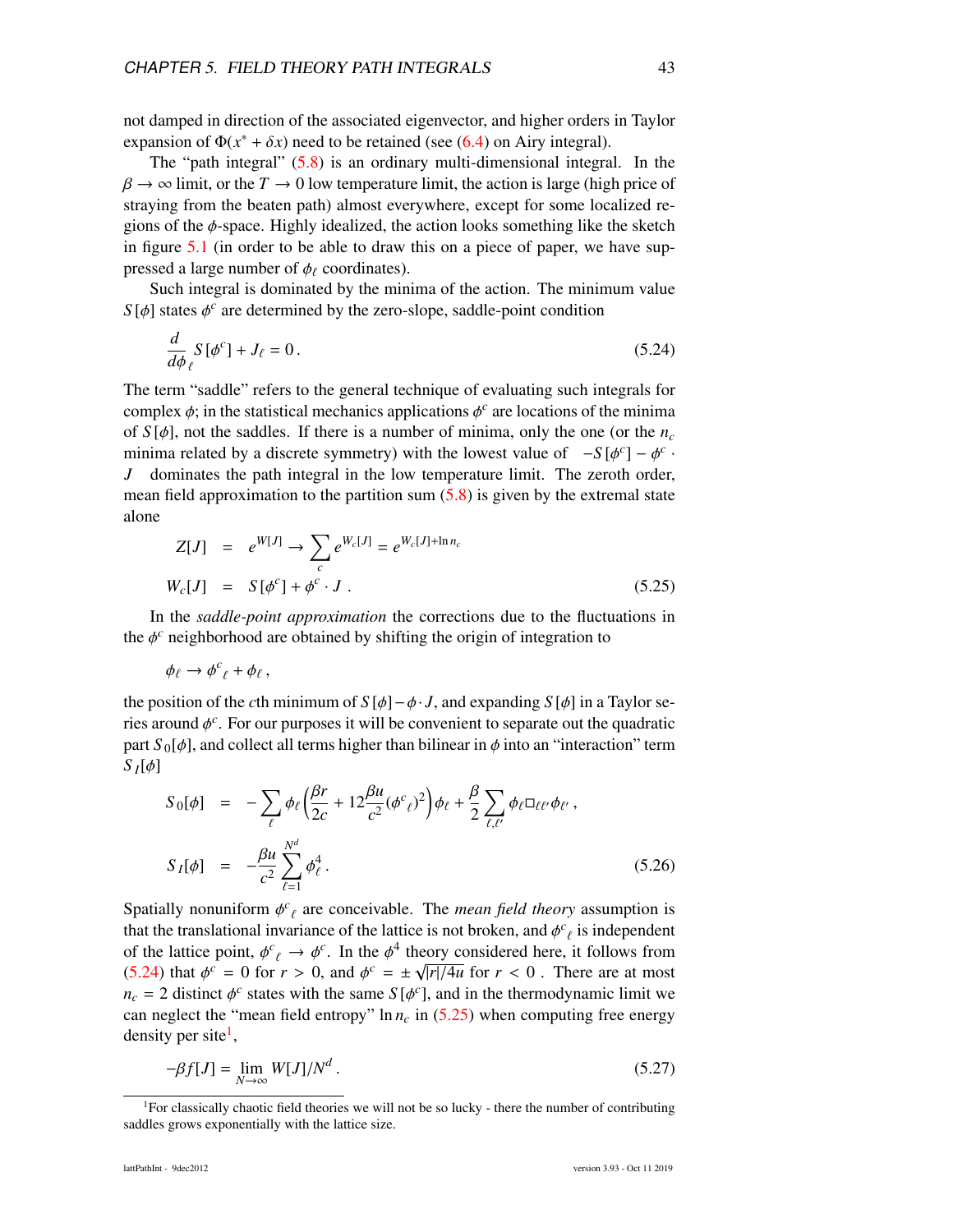not damped in direction of the associated eigenvector, and higher orders in Taylor expansion of $\Phi(x^* + \delta x)$ need to be retained (see (6.4) on Airy integral).

The "path integral" (5.8) is an ordinary multi-dimensional integral. In the $\beta \to \infty$ limit, or the $T \to 0$ low temperature limit, the action is large (high price of straying from the beaten path) almost everywhere, except for some localized regions of the $\phi$-space. Highly idealized, the action looks something like the sketch in figure 5.1 (in order to be able to draw this on a piece of paper, we have suppressed a large number of $\phi_\ell$ coordinates).

Such integral is dominated by the minima of the action. The minimum value $S[\phi]$ states $\phi^c$ are determined by the zero-slope, saddle-point condition

$$\frac{d}{d\phi_\ell} S[\phi^c] + J_\ell = 0\,. \tag{5.24}$$

The term "saddle" refers to the general technique of evaluating such integrals for complex $\phi$; in the statistical mechanics applications $\phi^c$ are locations of the minima of $S[\phi]$, not the saddles. If there is a number of minima, only the one (or the $n_c$ minima related by a discrete symmetry) with the lowest value of $-S[\phi^c] - \phi^c \cdot J$ dominates the path integral in the low temperature limit. The zeroth order, mean field approximation to the partition sum (5.8) is given by the extremal state alone

$$\begin{aligned}
Z[J] &= e^{W[J]} \to \sum_c e^{W_c[J]} = e^{W_c[J] + \ln n_c} \\
W_c[J] &= S[\phi^c] + \phi^c \cdot J\,.
\end{aligned} \tag{5.25}$$

In the *saddle-point approximation* the corrections due to the fluctuations in the $\phi^c$ neighborhood are obtained by shifting the origin of integration to

$$\phi_\ell \to {\phi^c}_\ell + \phi_\ell\,,$$

the position of the $c$th minimum of $S[\phi] - \phi \cdot J$, and expanding $S[\phi]$ in a Taylor series around $\phi^c$. For our purposes it will be convenient to separate out the quadratic part $S_0[\phi]$, and collect all terms higher than bilinear in $\phi$ into an "interaction" term $S_I[\phi]$

$$\begin{aligned}
S_0[\phi] &= -\sum_\ell \phi_\ell \left( \frac{\beta r}{2c} + 12 \frac{\beta u}{c^2} ({\phi^c}_\ell)^2 \right) \phi_\ell + \frac{\beta}{2} \sum_{\ell,\ell'} \phi_\ell \Box_{\ell\ell'} \phi_{\ell'}\,, \\
S_I[\phi] &= -\frac{\beta u}{c^2} \sum_{\ell=1}^{N^d} \phi_\ell^4\,.
\end{aligned} \tag{5.26}$$

Spatially nonuniform ${\phi^c}_\ell$ are conceivable. The *mean field theory* assumption is that the translational invariance of the lattice is not broken, and ${\phi^c}_\ell$ is independent of the lattice point, ${\phi^c}_\ell \to \phi^c$. In the $\phi^4$ theory considered here, it follows from (5.24) that $\phi^c = 0$ for $r > 0$, and $\phi^c = \pm\sqrt{|r|/4u}$ for $r < 0$. There are at most $n_c = 2$ distinct $\phi^c$ states with the same $S[\phi^c]$, and in the thermodynamic limit we can neglect the "mean field entropy" $\ln n_c$ in (5.25) when computing free energy density per site[1],

$$-\beta f[J] = \lim_{N\to\infty} W[J]/N^d\,. \tag{5.27}$$

[1] For classically chaotic field theories we will not be so lucky - there the number of contributing saddles grows exponentially with the lattice size.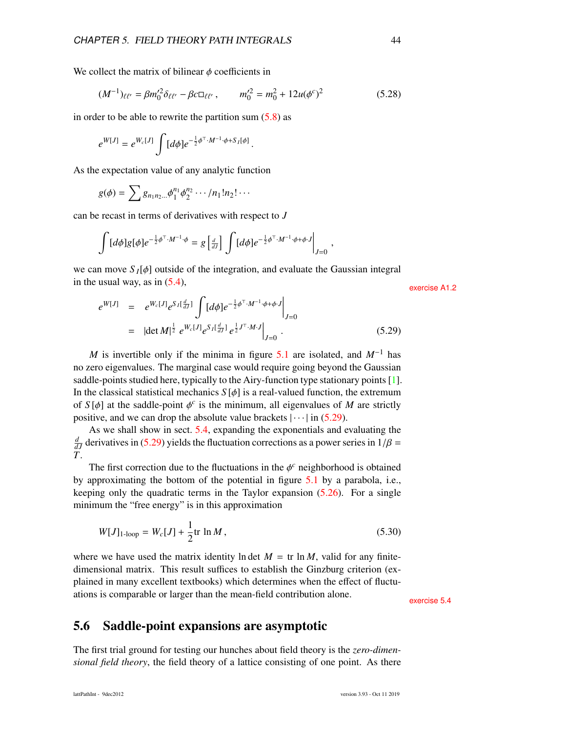We collect the matrix of bilinear $\phi$ coefficients in

$$(M^{-1})_{\ell\ell'} = \beta m_0'^2 \delta_{\ell\ell'} - \beta c \Box_{\ell\ell'}\,, \qquad m_0'^2 = m_0^2 + 12u(\phi^c)^2 \tag{5.28}$$

in order to be able to rewrite the partition sum (5.8) as

$$e^{W[J]} = e^{W_c[J]} \int [d\phi] e^{-\frac{1}{2}\phi^\top \cdot M^{-1} \cdot \phi + S_I[\phi]}\,.$$

As the expectation value of any analytic function

$$g(\phi) = \sum g_{n_1 n_2 \ldots} \phi_1^{n_1} \phi_2^{n_2} \cdots / n_1! n_2! \cdots$$

can be recast in terms of derivatives with respect to $J$

$$\int [d\phi] g[\phi] e^{-\frac{1}{2}\phi^\top \cdot M^{-1} \cdot \phi} = g\left[\tfrac{d}{dJ}\right] \int [d\phi] e^{-\frac{1}{2}\phi^\top \cdot M^{-1} \cdot \phi + \phi \cdot J}\Big|_{J=0}\,,$$

we can move $S_I[\phi]$ outside of the integration, and evaluate the Gaussian integral in the usual way, as in (5.4),

exercise A1.2

$$\begin{aligned} e^{W[J]} &= e^{W_c[J]} e^{S_I[\frac{d}{dJ}]} \int [d\phi] e^{-\frac{1}{2}\phi^\top \cdot M^{-1} \cdot \phi + \phi \cdot J}\Big|_{J=0} \\ &= |\det M|^{\frac{1}{2}}\; e^{W_c[J]} e^{S_I[\frac{d}{dJ}]}\, e^{\frac{1}{2}J^\top \cdot M \cdot J}\Big|_{J=0}\,. \end{aligned} \tag{5.29}$$

$M$ is invertible only if the minima in figure 5.1 are isolated, and $M^{-1}$ has no zero eigenvalues. The marginal case would require going beyond the Gaussian saddle-points studied here, typically to the Airy-function type stationary points [1]. In the classical statistical mechanics $S[\phi]$ is a real-valued function, the extremum of $S[\phi]$ at the saddle-point $\phi^c$ is the minimum, all eigenvalues of $M$ are strictly positive, and we can drop the absolute value brackets $|\cdots|$ in (5.29).

As we shall show in sect. 5.4, expanding the exponentials and evaluating the $\frac{d}{dJ}$ derivatives in (5.29) yields the fluctuation corrections as a power series in $1/\beta = T$.

The first correction due to the fluctuations in the $\phi^c$ neighborhood is obtained by approximating the bottom of the potential in figure 5.1 by a parabola, i.e., keeping only the quadratic terms in the Taylor expansion (5.26). For a single minimum the "free energy" is in this approximation

$$W[J]_{\text{1-loop}} = W_c[J] + \frac{1}{2}\text{tr}\,\ln M\,, \tag{5.30}$$

where we have used the matrix identity $\ln\det M = \text{tr}\,\ln M$, valid for any finite-dimensional matrix. This result suffices to establish the Ginzburg criterion (explained in many excellent textbooks) which determines when the effect of fluctuations is comparable or larger than the mean-field contribution alone.

exercise 5.4

## 5.6 Saddle-point expansions are asymptotic

The first trial ground for testing our hunches about field theory is the *zero-dimensional field theory*, the field theory of a lattice consisting of one point. As there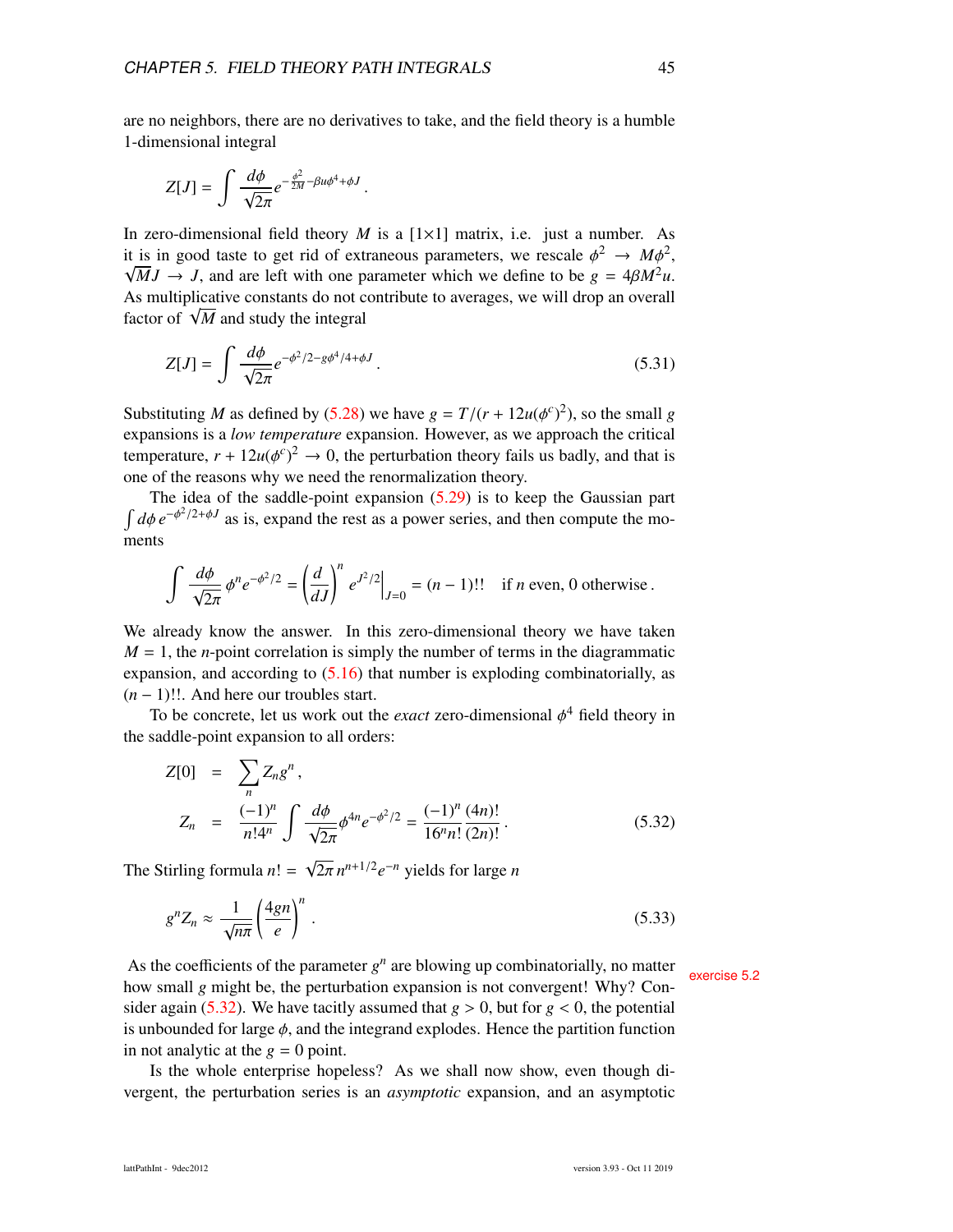are no neighbors, there are no derivatives to take, and the field theory is a humble 1-dimensional integral

$$Z[J] = \int \frac{d\phi}{\sqrt{2\pi}} e^{-\frac{\phi^2}{2M} - \beta u \phi^4 + \phi J} .$$

In zero-dimensional field theory $M$ is a $[1{\times}1]$ matrix, i.e. just a number. As it is in good taste to get rid of extraneous parameters, we rescale $\phi^2 \to M\phi^2$, $\sqrt{M}J \to J$, and are left with one parameter which we define to be $g = 4\beta M^2 u$. As multiplicative constants do not contribute to averages, we will drop an overall factor of $\sqrt{M}$ and study the integral

$$Z[J] = \int \frac{d\phi}{\sqrt{2\pi}} e^{-\phi^2/2 - g\phi^4/4 + \phi J} . \tag{5.31}$$

Substituting $M$ as defined by (5.28) we have $g = T/(r + 12u(\phi^c)^2)$, so the small $g$ expansions is a *low temperature* expansion. However, as we approach the critical temperature, $r + 12u(\phi^c)^2 \to 0$, the perturbation theory fails us badly, and that is one of the reasons why we need the renormalization theory.

The idea of the saddle-point expansion (5.29) is to keep the Gaussian part $\int d\phi \, e^{-\phi^2/2 + \phi J}$ as is, expand the rest as a power series, and then compute the moments

$$\int \frac{d\phi}{\sqrt{2\pi}} \phi^n e^{-\phi^2/2} = \left(\frac{d}{dJ}\right)^n e^{J^2/2}\bigg|_{J=0} = (n-1)!! \quad \text{if } n \text{ even, 0 otherwise} .$$

We already know the answer. In this zero-dimensional theory we have taken $M = 1$, the $n$-point correlation is simply the number of terms in the diagrammatic expansion, and according to (5.16) that number is exploding combinatorially, as $(n-1)!!$. And here our troubles start.

To be concrete, let us work out the *exact* zero-dimensional $\phi^4$ field theory in the saddle-point expansion to all orders:

$$
\begin{aligned}
Z[0] &= \sum_n Z_n g^n , \\
Z_n &= \frac{(-1)^n}{n! 4^n} \int \frac{d\phi}{\sqrt{2\pi}} \phi^{4n} e^{-\phi^2/2} = \frac{(-1)^n}{16^n n!} \frac{(4n)!}{(2n)!} .
\end{aligned} \tag{5.32}
$$

The Stirling formula $n! = \sqrt{2\pi}\, n^{n+1/2} e^{-n}$ yields for large $n$

$$g^n Z_n \approx \frac{1}{\sqrt{n\pi}} \left(\frac{4gn}{e}\right)^n . \tag{5.33}$$

As the coefficients of the parameter $g^n$ are blowing up combinatorially, no matter how small $g$ might be, the perturbation expansion is not convergent! Why? Consider again (5.32). We have tacitly assumed that $g > 0$, but for $g < 0$, the potential is unbounded for large $\phi$, and the integrand explodes. Hence the partition function in not analytic at the $g = 0$ point.

exercise 5.2

Is the whole enterprise hopeless? As we shall now show, even though divergent, the perturbation series is an *asymptotic* expansion, and an asymptotic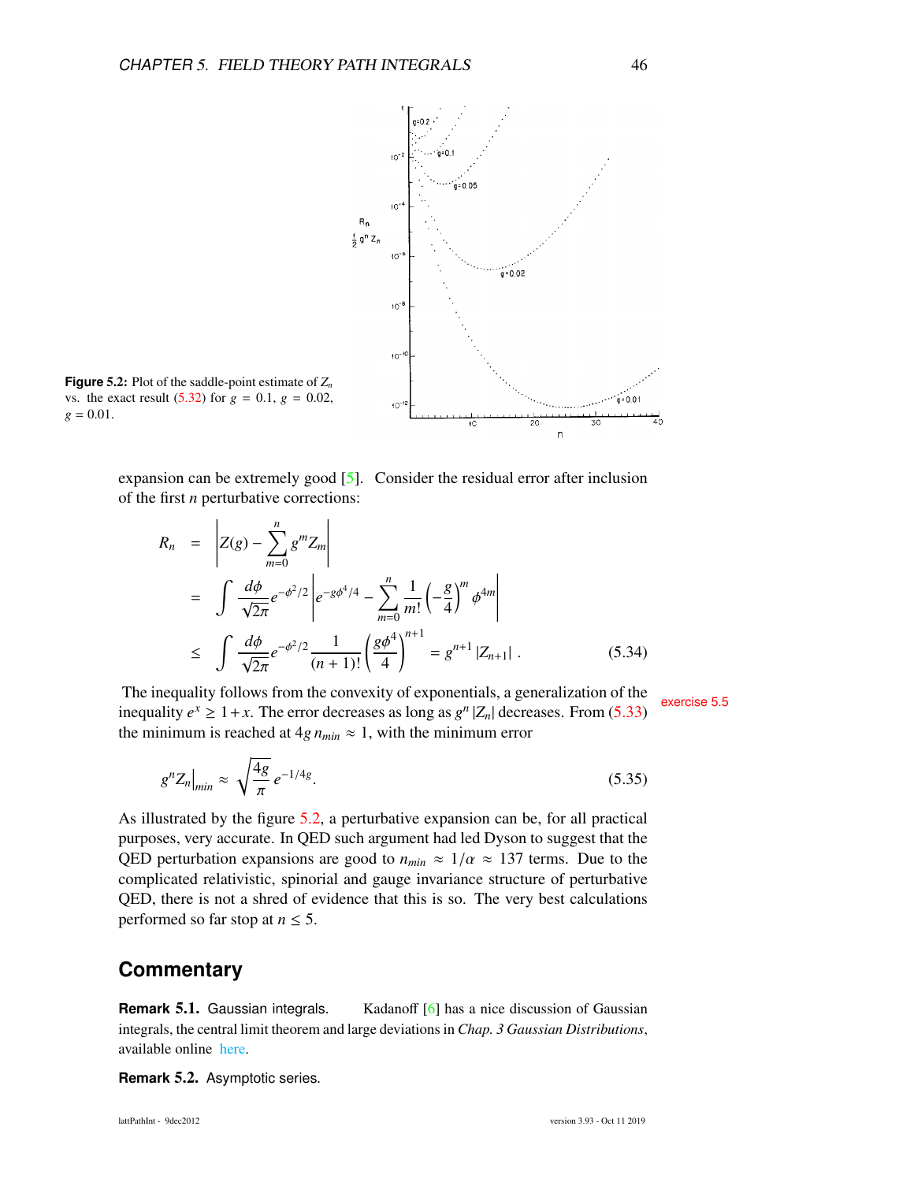$R_n$

$\frac{1}{2} g^n Z_n$

1

$10^{-2}$

$10^{-4}$

$10^{-6}$

$10^{-8}$

$10^{-10}$

$10^{-12}$

g=0.2

g=0.1

g=0.05

g=0.02

g=0.01

10

20

30

40

n

**Figure 5.2:** Plot of the saddle-point estimate of $Z_n$ vs. the exact result (5.32) for $g = 0.1$, $g = 0.02$, $g = 0.01$.

expansion can be extremely good [5]. Consider the residual error after inclusion of the first $n$ perturbative corrections:

$$
\begin{aligned}
R_n &= \left| Z(g) - \sum_{m=0}^{n} g^m Z_m \right| \\
&= \int \frac{d\phi}{\sqrt{2\pi}} e^{-\phi^2/2} \left| e^{-g\phi^4/4} - \sum_{m=0}^{n} \frac{1}{m!} \left(-\frac{g}{4}\right)^m \phi^{4m} \right| \\
&\leq \int \frac{d\phi}{\sqrt{2\pi}} e^{-\phi^2/2} \frac{1}{(n+1)!} \left(\frac{g\phi^4}{4}\right)^{n+1} = g^{n+1} |Z_{n+1}| \, . \qquad (5.34)
\end{aligned}
$$

The inequality follows from the convexity of exponentials, a generalization of the inequality $e^x \geq 1 + x$. The error decreases as long as $g^n |Z_n|$ decreases. From (5.33) the minimum is reached at $4g\, n_{min} \approx 1$, with the minimum error

exercise 5.5

$$
g^n Z_n\big|_{min} \approx \sqrt{\frac{4g}{\pi}}\, e^{-1/4g}. \qquad (5.35)
$$

As illustrated by the figure 5.2, a perturbative expansion can be, for all practical purposes, very accurate. In QED such argument had led Dyson to suggest that the QED perturbation expansions are good to $n_{min} \approx 1/\alpha \approx 137$ terms. Due to the complicated relativistic, spinorial and gauge invariance structure of perturbative QED, there is not a shred of evidence that this is so. The very best calculations performed so far stop at $n \leq 5$.

## Commentary

**Remark 5.1.** Gaussian integrals. Kadanoff [6] has a nice discussion of Gaussian integrals, the central limit theorem and large deviations in *Chap. 3 Gaussian Distributions*, available online here.

**Remark 5.2.** Asymptotic series.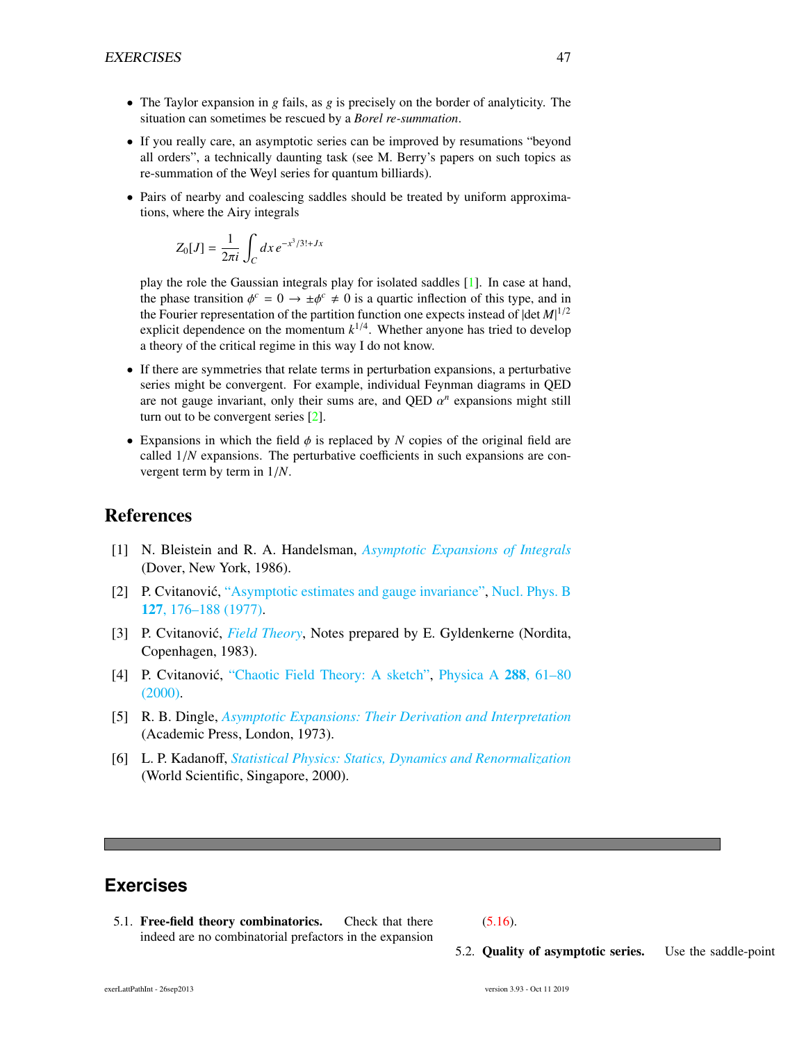- The Taylor expansion in $g$ fails, as $g$ is precisely on the border of analyticity. The situation can sometimes be rescued by a *Borel re-summation*.
- If you really care, an asymptotic series can be improved by resumations "beyond all orders", a technically daunting task (see M. Berry's papers on such topics as re-summation of the Weyl series for quantum billiards).
- Pairs of nearby and coalescing saddles should be treated by uniform approximations, where the Airy integrals

$$Z_0[J] = \frac{1}{2\pi i} \int_C dx\, e^{-x^3/3!+Jx}$$

play the role the Gaussian integrals play for isolated saddles [1]. In case at hand, the phase transition $\phi^c = 0 \to \pm\phi^c \neq 0$ is a quartic inflection of this type, and in the Fourier representation of the partition function one expects instead of $|\det M|^{1/2}$ explicit dependence on the momentum $k^{1/4}$. Whether anyone has tried to develop a theory of the critical regime in this way I do not know.
- If there are symmetries that relate terms in perturbation expansions, a perturbative series might be convergent. For example, individual Feynman diagrams in QED are not gauge invariant, only their sums are, and QED $\alpha^n$ expansions might still turn out to be convergent series [2].
- Expansions in which the field $\phi$ is replaced by $N$ copies of the original field are called $1/N$ expansions. The perturbative coefficients in such expansions are convergent term by term in $1/N$.

## References

[1] N. Bleistein and R. A. Handelsman, *Asymptotic Expansions of Integrals* (Dover, New York, 1986).

[2] P. Cvitanović, "Asymptotic estimates and gauge invariance", Nucl. Phys. B **127**, 176–188 (1977).

[3] P. Cvitanović, *Field Theory*, Notes prepared by E. Gyldenkerne (Nordita, Copenhagen, 1983).

[4] P. Cvitanović, "Chaotic Field Theory: A sketch", Physica A **288**, 61–80 (2000).

[5] R. B. Dingle, *Asymptotic Expansions: Their Derivation and Interpretation* (Academic Press, London, 1973).

[6] L. P. Kadanoff, *Statistical Physics: Statics, Dynamics and Renormalization* (World Scientific, Singapore, 2000).

## Exercises

5.1. **Free-field theory combinatorics.** Check that there indeed are no combinatorial prefactors in the expansion (5.16).

5.2. **Quality of asymptotic series.** Use the saddle-point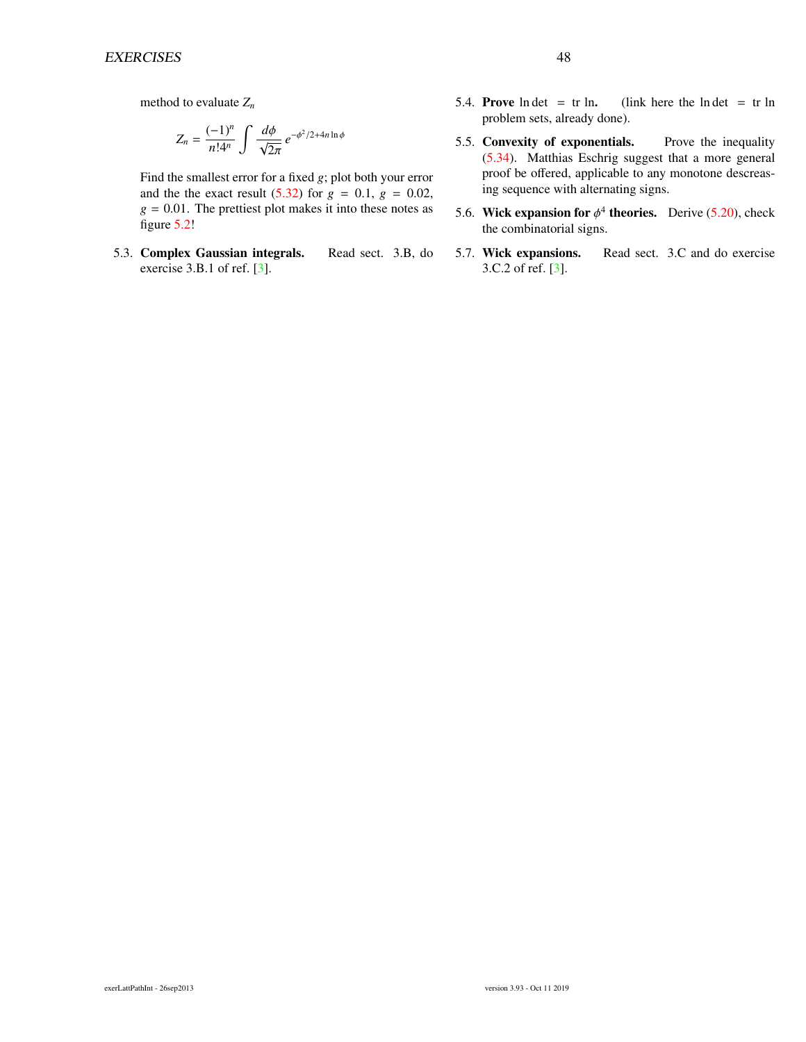method to evaluate $Z_n$

$$Z_n = \frac{(-1)^n}{n!4^n} \int \frac{d\phi}{\sqrt{2\pi}} e^{-\phi^2/2+4n\ln\phi}$$

Find the smallest error for a fixed $g$; plot both your error and the the exact result (5.32) for $g = 0.1$, $g = 0.02$, $g = 0.01$. The prettiest plot makes it into these notes as figure 5.2!

5.3. **Complex Gaussian integrals.** Read sect. 3.B, do exercise 3.B.1 of ref. [3].

5.4. **Prove** $\ln\det = \mathrm{tr}\ln$**.** (link here the $\ln\det = \mathrm{tr}\ln$ problem sets, already done).

5.5. **Convexity of exponentials.** Prove the inequality (5.34). Matthias Eschrig suggest that a more general proof be offered, applicable to any monotone descreasing sequence with alternating signs.

5.6. **Wick expansion for $\phi^4$ theories.** Derive (5.20), check the combinatorial signs.

5.7. **Wick expansions.** Read sect. 3.C and do exercise 3.C.2 of ref. [3].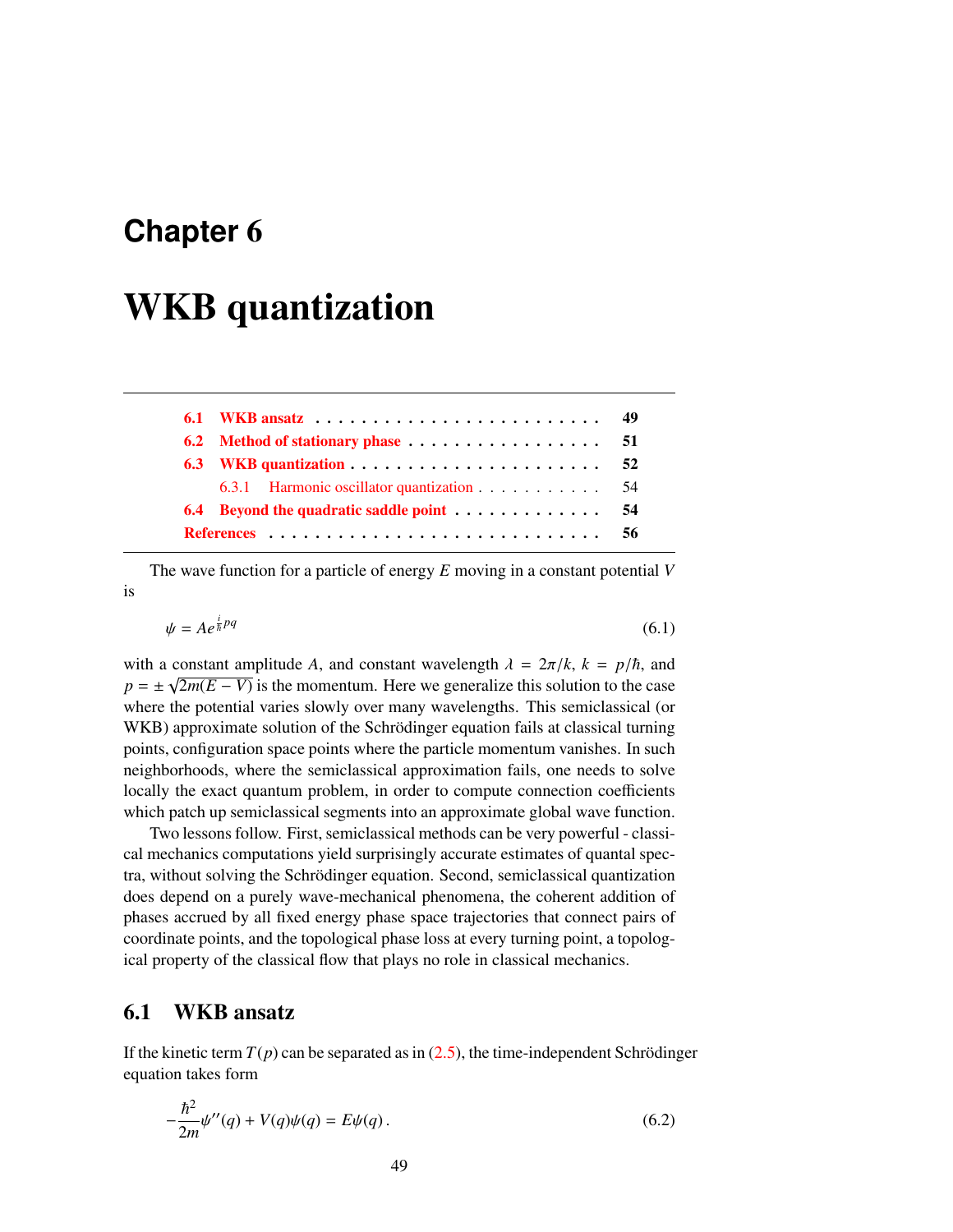# Chapter 6

# WKB quantization

| | | |
|---|---|---|
| 6.1 | WKB ansatz | 49 |
| 6.2 | Method of stationary phase | 51 |
| 6.3 | WKB quantization | 52 |
| 6.3.1 | Harmonic oscillator quantization | 54 |
| 6.4 | Beyond the quadratic saddle point | 54 |
| | References | 56 |

The wave function for a particle of energy $E$ moving in a constant potential $V$ is

$$\psi = Ae^{\frac{i}{\hbar}pq} \tag{6.1}$$

with a constant amplitude $A$, and constant wavelength $\lambda = 2\pi/k$, $k = p/\hbar$, and $p = \pm\sqrt{2m(E-V)}$ is the momentum. Here we generalize this solution to the case where the potential varies slowly over many wavelengths. This semiclassical (or WKB) approximate solution of the Schrödinger equation fails at classical turning points, configuration space points where the particle momentum vanishes. In such neighborhoods, where the semiclassical approximation fails, one needs to solve locally the exact quantum problem, in order to compute connection coefficients which patch up semiclassical segments into an approximate global wave function.

Two lessons follow. First, semiclassical methods can be very powerful - classical mechanics computations yield surprisingly accurate estimates of quantal spectra, without solving the Schrödinger equation. Second, semiclassical quantization does depend on a purely wave-mechanical phenomena, the coherent addition of phases accrued by all fixed energy phase space trajectories that connect pairs of coordinate points, and the topological phase loss at every turning point, a topological property of the classical flow that plays no role in classical mechanics.

## 6.1 WKB ansatz

If the kinetic term $T(p)$ can be separated as in (2.5), the time-independent Schrödinger equation takes form

$$-\frac{\hbar^2}{2m}\psi''(q) + V(q)\psi(q) = E\psi(q)\,. \tag{6.2}$$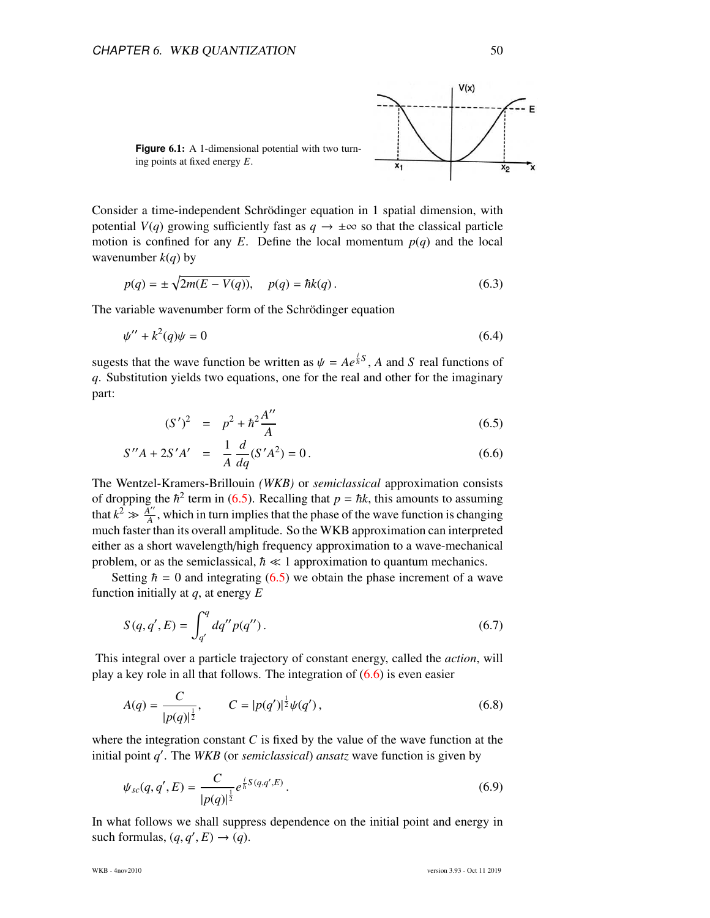Figure 6.1: A 1-dimensional potential with two turning points at fixed energy $E$.

V(x)

E

$x_1$

$x_2$

x

Consider a time-independent Schrödinger equation in 1 spatial dimension, with potential $V(q)$ growing sufficiently fast as $q \to \pm\infty$ so that the classical particle motion is confined for any $E$. Define the local momentum $p(q)$ and the local wavenumber $k(q)$ by

$$p(q) = \pm\sqrt{2m(E - V(q))}, \quad p(q) = \hbar k(q)\,. \tag{6.3}$$

The variable wavenumber form of the Schrödinger equation

$$\psi'' + k^2(q)\psi = 0 \tag{6.4}$$

sugests that the wave function be written as $\psi = Ae^{\frac{i}{\hbar}S}$, $A$ and $S$ real functions of $q$. Substitution yields two equations, one for the real and other for the imaginary part:

$$(S')^2 = p^2 + \hbar^2 \frac{A''}{A} \tag{6.5}$$

$$S''A + 2S'A' = \frac{1}{A}\frac{d}{dq}(S'A^2) = 0\,. \tag{6.6}$$

The Wentzel-Kramers-Brillouin *(WKB)* or *semiclassical* approximation consists of dropping the $\hbar^2$ term in (6.5). Recalling that $p = \hbar k$, this amounts to assuming that $k^2 \gg \frac{A''}{A}$, which in turn implies that the phase of the wave function is changing much faster than its overall amplitude. So the WKB approximation can interpreted either as a short wavelength/high frequency approximation to a wave-mechanical problem, or as the semiclassical, $\hbar \ll 1$ approximation to quantum mechanics.

Setting $\hbar = 0$ and integrating (6.5) we obtain the phase increment of a wave function initially at $q$, at energy $E$

$$S(q, q', E) = \int_{q'}^{q} dq'' p(q'')\,. \tag{6.7}$$

This integral over a particle trajectory of constant energy, called the *action*, will play a key role in all that follows. The integration of (6.6) is even easier

$$A(q) = \frac{C}{|p(q)|^{\frac{1}{2}}}, \qquad C = |p(q')|^{\frac{1}{2}}\psi(q')\,, \tag{6.8}$$

where the integration constant $C$ is fixed by the value of the wave function at the initial point $q'$. The *WKB* (or *semiclassical*) *ansatz* wave function is given by

$$\psi_{sc}(q, q', E) = \frac{C}{|p(q)|^{\frac{1}{2}}} e^{\frac{i}{\hbar}S(q,q',E)}\,. \tag{6.9}$$

In what follows we shall suppress dependence on the initial point and energy in such formulas, $(q, q', E) \to (q)$.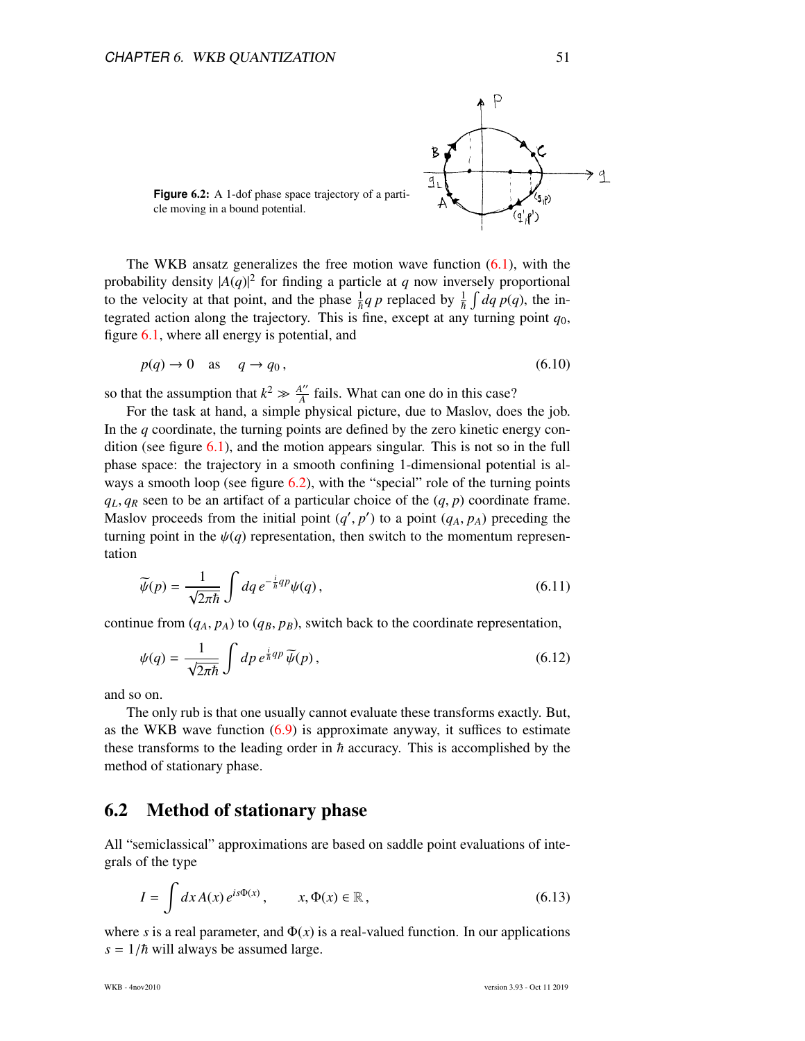Figure 6.2: A 1-dof phase space trajectory of a particle moving in a bound potential.

The WKB ansatz generalizes the free motion wave function (6.1), with the probability density $|A(q)|^2$ for finding a particle at $q$ now inversely proportional to the velocity at that point, and the phase $\frac{1}{\hbar} q\, p$ replaced by $\frac{1}{\hbar}\int dq\, p(q)$, the integrated action along the trajectory. This is fine, except at any turning point $q_0$, figure 6.1, where all energy is potential, and

$$p(q) \to 0 \quad \text{as} \quad q \to q_0\,, \tag{6.10}$$

so that the assumption that $k^2 \gg \frac{A''}{A}$ fails. What can one do in this case?

For the task at hand, a simple physical picture, due to Maslov, does the job. In the $q$ coordinate, the turning points are defined by the zero kinetic energy condition (see figure 6.1), and the motion appears singular. This is not so in the full phase space: the trajectory in a smooth confining 1-dimensional potential is always a smooth loop (see figure 6.2), with the "special" role of the turning points $q_L, q_R$ seen to be an artifact of a particular choice of the $(q, p)$ coordinate frame. Maslov proceeds from the initial point $(q', p')$ to a point $(q_A, p_A)$ preceding the turning point in the $\psi(q)$ representation, then switch to the momentum representation

$$\widetilde{\psi}(p) = \frac{1}{\sqrt{2\pi\hbar}} \int dq\, e^{-\frac{i}{\hbar}qp} \psi(q)\,, \tag{6.11}$$

continue from $(q_A, p_A)$ to $(q_B, p_B)$, switch back to the coordinate representation,

$$\psi(q) = \frac{1}{\sqrt{2\pi\hbar}} \int dp\, e^{\frac{i}{\hbar}qp}\, \widetilde{\psi}(p)\,, \tag{6.12}$$

and so on.

The only rub is that one usually cannot evaluate these transforms exactly. But, as the WKB wave function (6.9) is approximate anyway, it suffices to estimate these transforms to the leading order in $\hbar$ accuracy. This is accomplished by the method of stationary phase.

## 6.2 Method of stationary phase

All "semiclassical" approximations are based on saddle point evaluations of integrals of the type

$$I = \int dx\, A(x)\, e^{is\Phi(x)}\,, \qquad x, \Phi(x) \in \mathbb{R}\,, \tag{6.13}$$

where $s$ is a real parameter, and $\Phi(x)$ is a real-valued function. In our applications $s = 1/\hbar$ will always be assumed large.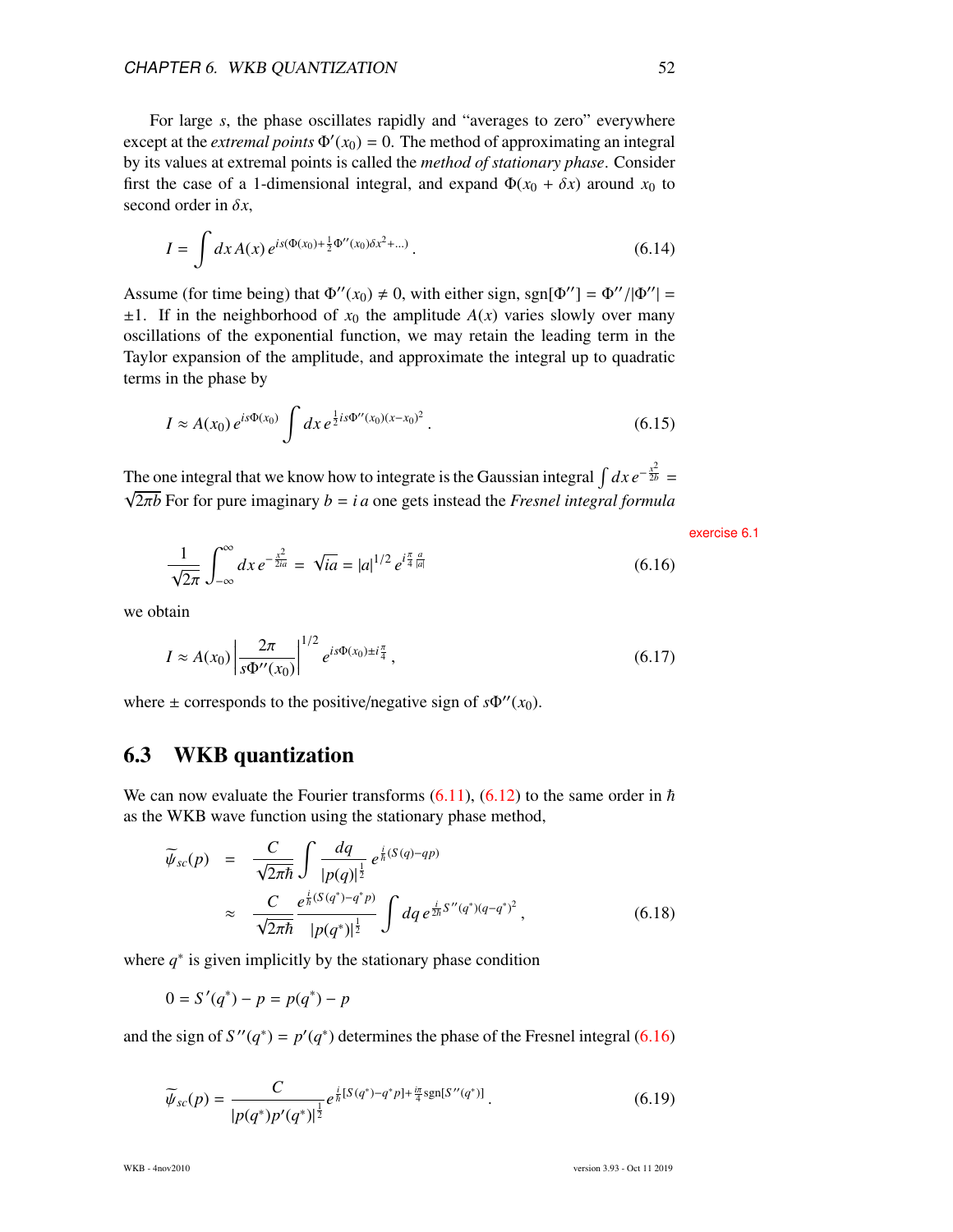For large $s$, the phase oscillates rapidly and "averages to zero" everywhere except at the *extremal points* $\Phi'(x_0) = 0$. The method of approximating an integral by its values at extremal points is called the *method of stationary phase*. Consider first the case of a 1-dimensional integral, and expand $\Phi(x_0 + \delta x)$ around $x_0$ to second order in $\delta x$,

$$
I = \int dx\, A(x)\, e^{is(\Phi(x_0)+\frac{1}{2}\Phi''(x_0)\delta x^2+\dots)} \,. \tag{6.14}
$$

Assume (for time being) that $\Phi''(x_0) \neq 0$, with either sign, $\mathrm{sgn}[\Phi''] = \Phi''/|\Phi''| = \pm 1$. If in the neighborhood of $x_0$ the amplitude $A(x)$ varies slowly over many oscillations of the exponential function, we may retain the leading term in the Taylor expansion of the amplitude, and approximate the integral up to quadratic terms in the phase by

$$
I \approx A(x_0)\, e^{is\Phi(x_0)} \int dx\, e^{\frac{1}{2}is\Phi''(x_0)(x-x_0)^2} \,. \tag{6.15}
$$

The one integral that we know how to integrate is the Gaussian integral $\int dx\, e^{-\frac{x^2}{2b}} = \sqrt{2\pi b}$ For for pure imaginary $b = i\,a$ one gets instead the *Fresnel integral formula*

exercise 6.1

$$
\frac{1}{\sqrt{2\pi}} \int_{-\infty}^{\infty} dx\, e^{-\frac{x^2}{2ia}} = \sqrt{ia} = |a|^{1/2}\, e^{i\frac{\pi}{4}\frac{a}{|a|}} \tag{6.16}
$$

we obtain

$$
I \approx A(x_0) \left| \frac{2\pi}{s\Phi''(x_0)} \right|^{1/2} e^{is\Phi(x_0) \pm i\frac{\pi}{4}} \,, \tag{6.17}
$$

where $\pm$ corresponds to the positive/negative sign of $s\Phi''(x_0)$.

## 6.3 WKB quantization

We can now evaluate the Fourier transforms (6.11), (6.12) to the same order in $\hbar$ as the WKB wave function using the stationary phase method,

$$
\begin{aligned}
\widetilde{\psi}_{sc}(p) &= \frac{C}{\sqrt{2\pi\hbar}} \int \frac{dq}{|p(q)|^{\frac{1}{2}}}\, e^{\frac{i}{\hbar}(S(q)-qp)} \\
&\approx \frac{C}{\sqrt{2\pi\hbar}} \frac{e^{\frac{i}{\hbar}(S(q^*)-q^* p)}}{|p(q^*)|^{\frac{1}{2}}} \int dq\, e^{\frac{i}{2\hbar}S''(q^*)(q-q^*)^2} \,,
\end{aligned} \tag{6.18}
$$

where $q^*$ is given implicitly by the stationary phase condition

$$
0 = S'(q^*) - p = p(q^*) - p
$$

and the sign of $S''(q^*) = p'(q^*)$ determines the phase of the Fresnel integral (6.16)

$$
\widetilde{\psi}_{sc}(p) = \frac{C}{|p(q^*)p'(q^*)|^{\frac{1}{2}}}\, e^{\frac{i}{\hbar}[S(q^*)-q^* p] + \frac{i\pi}{4}\mathrm{sgn}[S''(q^*)]} \,. \tag{6.19}
$$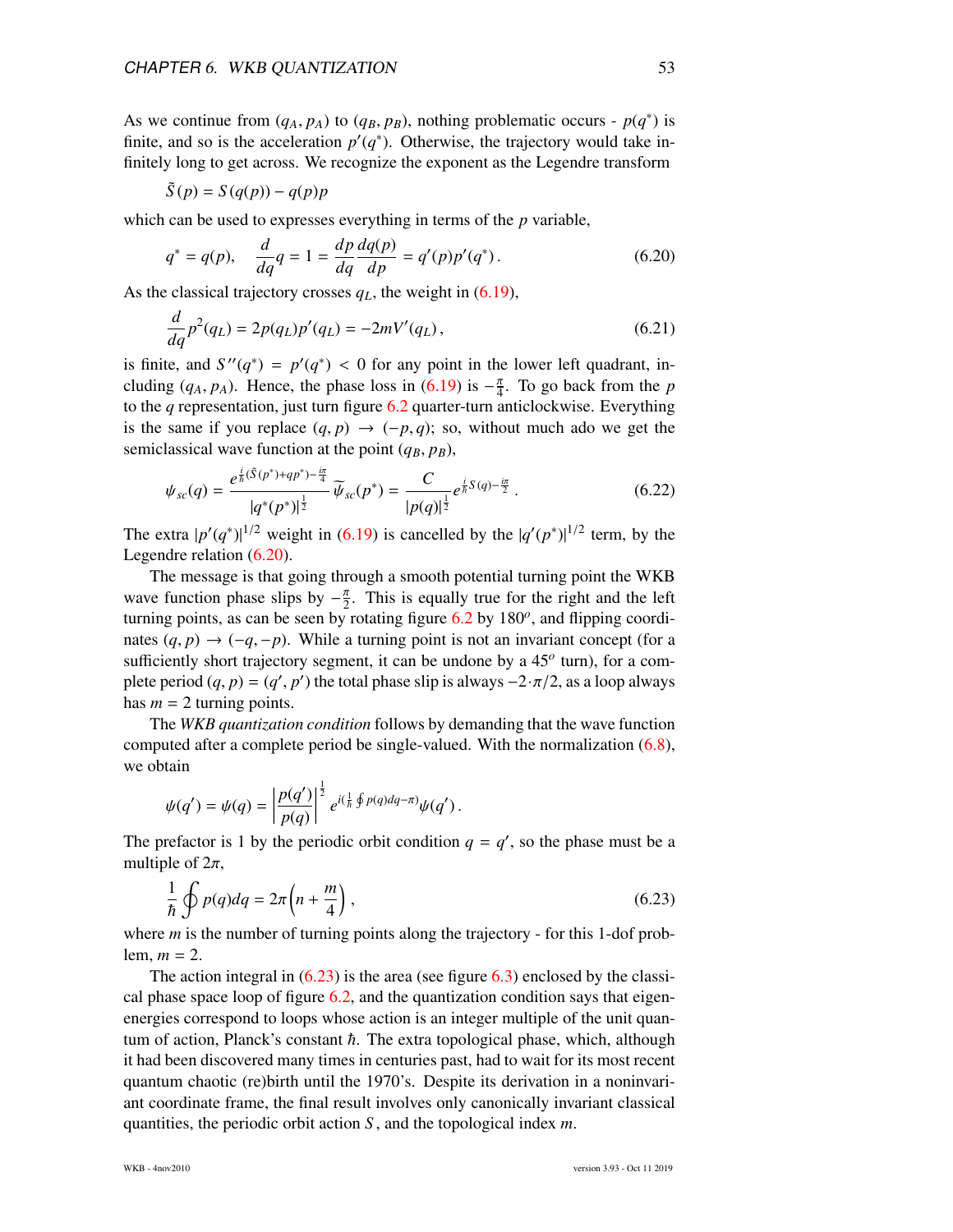As we continue from $(q_A, p_A)$ to $(q_B, p_B)$, nothing problematic occurs - $p(q^*)$ is finite, and so is the acceleration $p'(q^*)$. Otherwise, the trajectory would take infinitely long to get across. We recognize the exponent as the Legendre transform

$$\tilde{S}(p) = S(q(p)) - q(p)p$$

which can be used to expresses everything in terms of the $p$ variable,

$$q^* = q(p), \quad \frac{d}{dq}q = 1 = \frac{dp}{dq}\frac{dq(p)}{dp} = q'(p)p'(q^*) . \tag{6.20}$$

As the classical trajectory crosses $q_L$, the weight in (6.19),

$$\frac{d}{dq}p^2(q_L) = 2p(q_L)p'(q_L) = -2mV'(q_L) , \tag{6.21}$$

is finite, and $S''(q^*) = p'(q^*) < 0$ for any point in the lower left quadrant, including $(q_A, p_A)$. Hence, the phase loss in (6.19) is $-\frac{\pi}{4}$. To go back from the $p$ to the $q$ representation, just turn figure 6.2 quarter-turn anticlockwise. Everything is the same if you replace $(q, p) \to (-p, q)$; so, without much ado we get the semiclassical wave function at the point $(q_B, p_B)$,

$$\psi_{sc}(q) = \frac{e^{\frac{i}{\hbar}(\tilde{S}(p^*)+qp^*)-\frac{i\pi}{4}}}{|q^*(p^*)|^{\frac{1}{2}}}\widetilde{\psi}_{sc}(p^*) = \frac{C}{|p(q)|^{\frac{1}{2}}}e^{\frac{i}{\hbar}S(q)-\frac{i\pi}{2}} . \tag{6.22}$$

The extra $|p'(q^*)|^{1/2}$ weight in (6.19) is cancelled by the $|q'(p^*)|^{1/2}$ term, by the Legendre relation (6.20).

The message is that going through a smooth potential turning point the WKB wave function phase slips by $-\frac{\pi}{2}$. This is equally true for the right and the left turning points, as can be seen by rotating figure 6.2 by $180^o$, and flipping coordinates $(q, p) \to (-q, -p)$. While a turning point is not an invariant concept (for a sufficiently short trajectory segment, it can be undone by a $45^o$ turn), for a complete period $(q, p) = (q', p')$ the total phase slip is always $-2 \cdot \pi/2$, as a loop always has $m = 2$ turning points.

The *WKB quantization condition* follows by demanding that the wave function computed after a complete period be single-valued. With the normalization (6.8), we obtain

$$\psi(q') = \psi(q) = \left|\frac{p(q')}{p(q)}\right|^{\frac{1}{2}} e^{i(\frac{1}{\hbar}\oint p(q)dq - \pi)}\psi(q') .$$

The prefactor is 1 by the periodic orbit condition $q = q'$, so the phase must be a multiple of $2\pi$,

$$\frac{1}{\hbar}\oint p(q)dq = 2\pi\left(n + \frac{m}{4}\right) , \tag{6.23}$$

where $m$ is the number of turning points along the trajectory - for this 1-dof problem, $m = 2$.

The action integral in (6.23) is the area (see figure 6.3) enclosed by the classical phase space loop of figure 6.2, and the quantization condition says that eigenenergies correspond to loops whose action is an integer multiple of the unit quantum of action, Planck's constant $\hbar$. The extra topological phase, which, although it had been discovered many times in centuries past, had to wait for its most recent quantum chaotic (re)birth until the 1970's. Despite its derivation in a noninvariant coordinate frame, the final result involves only canonically invariant classical quantities, the periodic orbit action $S$, and the topological index $m$.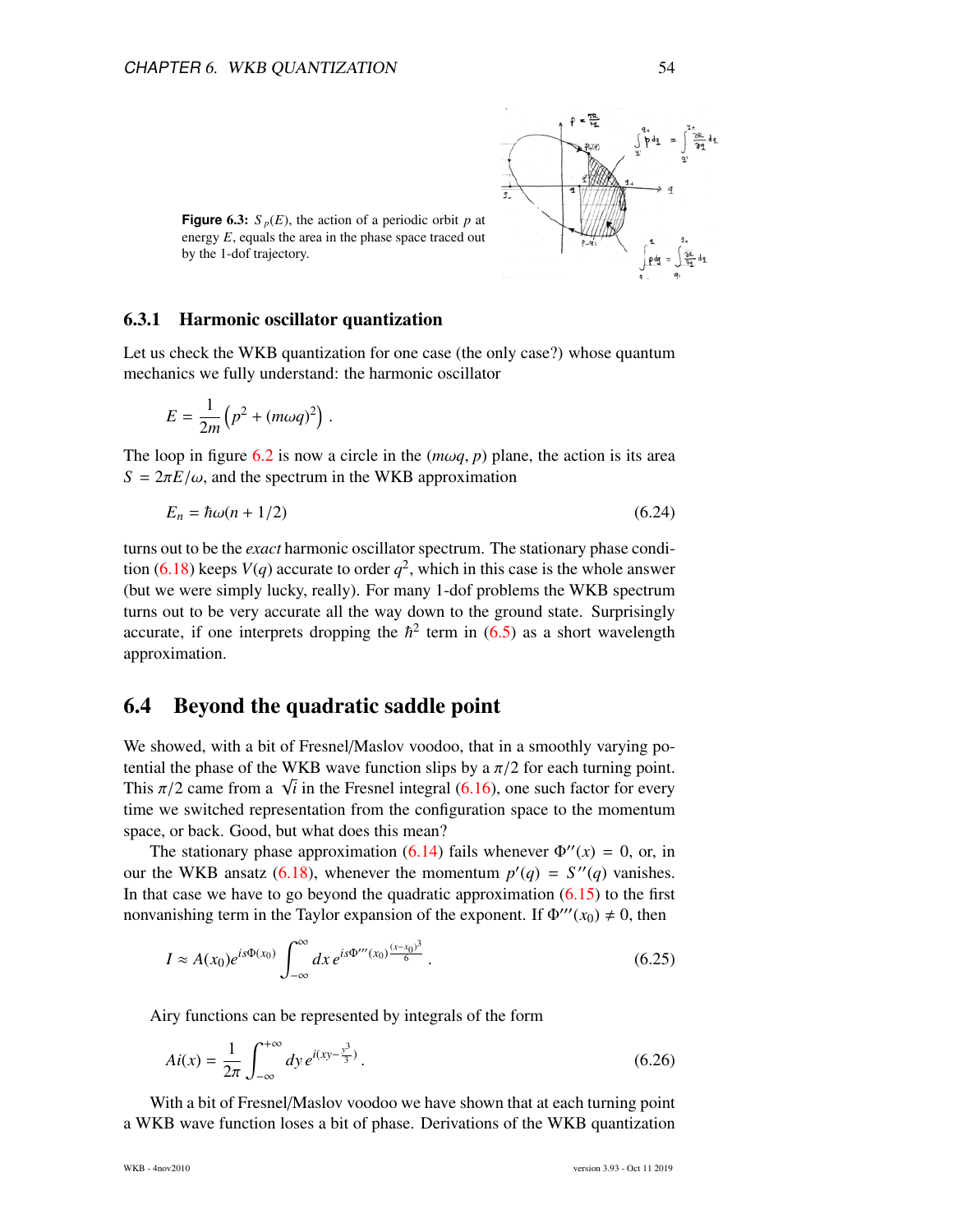**Figure 6.3:** $S_p(E)$, the action of a periodic orbit $p$ at energy $E$, equals the area in the phase space traced out by the 1-dof trajectory.

### 6.3.1 Harmonic oscillator quantization

Let us check the WKB quantization for one case (the only case?) whose quantum mechanics we fully understand: the harmonic oscillator

$$E = \frac{1}{2m}\left(p^2 + (m\omega q)^2\right) .$$

The loop in figure 6.2 is now a circle in the $(m\omega q, p)$ plane, the action is its area $S = 2\pi E/\omega$, and the spectrum in the WKB approximation

$$E_n = \hbar\omega(n + 1/2) \tag{6.24}$$

turns out to be the *exact* harmonic oscillator spectrum. The stationary phase condition (6.18) keeps $V(q)$ accurate to order $q^2$, which in this case is the whole answer (but we were simply lucky, really). For many 1-dof problems the WKB spectrum turns out to be very accurate all the way down to the ground state. Surprisingly accurate, if one interprets dropping the $\hbar^2$ term in (6.5) as a short wavelength approximation.

## 6.4 Beyond the quadratic saddle point

We showed, with a bit of Fresnel/Maslov voodoo, that in a smoothly varying potential the phase of the WKB wave function slips by a $\pi/2$ for each turning point. This $\pi/2$ came from a $\sqrt{i}$ in the Fresnel integral (6.16), one such factor for every time we switched representation from the configuration space to the momentum space, or back. Good, but what does this mean?

The stationary phase approximation (6.14) fails whenever $\Phi''(x) = 0$, or, in our the WKB ansatz (6.18), whenever the momentum $p'(q) = S''(q)$ vanishes. In that case we have to go beyond the quadratic approximation (6.15) to the first nonvanishing term in the Taylor expansion of the exponent. If $\Phi'''(x_0) \neq 0$, then

$$I \approx A(x_0)e^{is\Phi(x_0)} \int_{-\infty}^{\infty} dx\, e^{is\Phi'''(x_0)\frac{(x-x_0)^3}{6}} . \tag{6.25}$$

Airy functions can be represented by integrals of the form

$$Ai(x) = \frac{1}{2\pi} \int_{-\infty}^{+\infty} dy\, e^{i(xy - \frac{y^3}{3})} . \tag{6.26}$$

With a bit of Fresnel/Maslov voodoo we have shown that at each turning point a WKB wave function loses a bit of phase. Derivations of the WKB quantization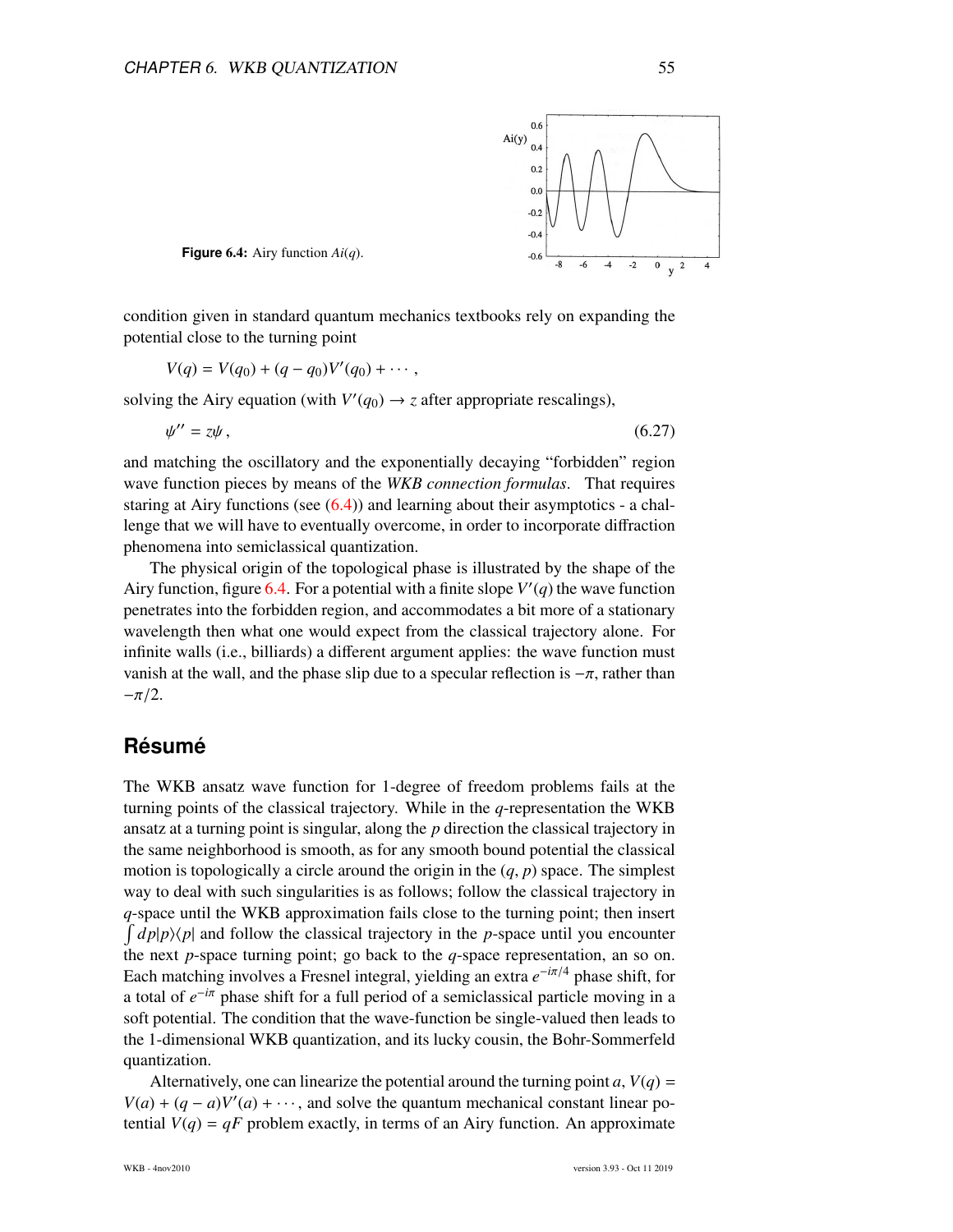Ai(y)

0.6
0.4
0.2
0.0
-0.2
-0.4
-0.6

-8 -6 -4 -2 0 2 4

y

**Figure 6.4:** Airy function $Ai(q)$.

condition given in standard quantum mechanics textbooks rely on expanding the potential close to the turning point

$$V(q) = V(q_0) + (q - q_0)V'(q_0) + \cdots ,$$

solving the Airy equation (with $V'(q_0) \to z$ after appropriate rescalings),

$$\psi'' = z\psi , \tag{6.27}$$

and matching the oscillatory and the exponentially decaying "forbidden" region wave function pieces by means of the *WKB connection formulas*. That requires staring at Airy functions (see (6.4)) and learning about their asymptotics - a challenge that we will have to eventually overcome, in order to incorporate diffraction phenomena into semiclassical quantization.

The physical origin of the topological phase is illustrated by the shape of the Airy function, figure 6.4. For a potential with a finite slope $V'(q)$ the wave function penetrates into the forbidden region, and accommodates a bit more of a stationary wavelength then what one would expect from the classical trajectory alone. For infinite walls (i.e., billiards) a different argument applies: the wave function must vanish at the wall, and the phase slip due to a specular reflection is $-\pi$, rather than $-\pi/2$.

## Résumé

The WKB ansatz wave function for 1-degree of freedom problems fails at the turning points of the classical trajectory. While in the $q$-representation the WKB ansatz at a turning point is singular, along the $p$ direction the classical trajectory in the same neighborhood is smooth, as for any smooth bound potential the classical motion is topologically a circle around the origin in the $(q, p)$ space. The simplest way to deal with such singularities is as follows; follow the classical trajectory in $q$-space until the WKB approximation fails close to the turning point; then insert $\int dp|p\rangle\langle p|$ and follow the classical trajectory in the $p$-space until you encounter the next $p$-space turning point; go back to the $q$-space representation, an so on. Each matching involves a Fresnel integral, yielding an extra $e^{-i\pi/4}$ phase shift, for a total of $e^{-i\pi}$ phase shift for a full period of a semiclassical particle moving in a soft potential. The condition that the wave-function be single-valued then leads to the 1-dimensional WKB quantization, and its lucky cousin, the Bohr-Sommerfeld quantization.

Alternatively, one can linearize the potential around the turning point $a$, $V(q) = V(a) + (q - a)V'(a) + \cdots$, and solve the quantum mechanical constant linear potential $V(q) = qF$ problem exactly, in terms of an Airy function. An approximate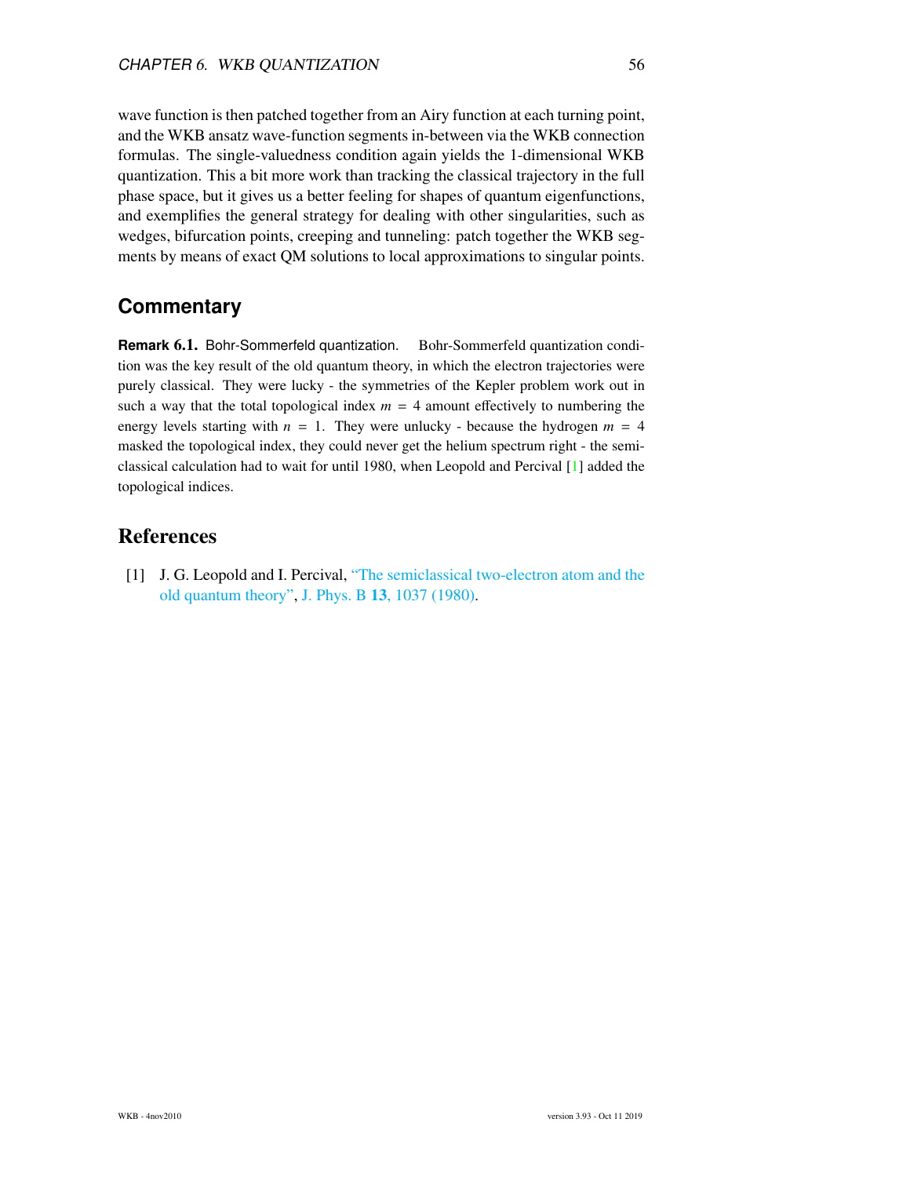wave function is then patched together from an Airy function at each turning point, and the WKB ansatz wave-function segments in-between via the WKB connection formulas. The single-valuedness condition again yields the 1-dimensional WKB quantization. This a bit more work than tracking the classical trajectory in the full phase space, but it gives us a better feeling for shapes of quantum eigenfunctions, and exemplifies the general strategy for dealing with other singularities, such as wedges, bifurcation points, creeping and tunneling: patch together the WKB segments by means of exact QM solutions to local approximations to singular points.

## Commentary

**Remark 6.1.** Bohr-Sommerfeld quantization. Bohr-Sommerfeld quantization condition was the key result of the old quantum theory, in which the electron trajectories were purely classical. They were lucky - the symmetries of the Kepler problem work out in such a way that the total topological index $m = 4$ amount effectively to numbering the energy levels starting with $n = 1$. They were unlucky - because the hydrogen $m = 4$ masked the topological index, they could never get the helium spectrum right - the semiclassical calculation had to wait for until 1980, when Leopold and Percival [1] added the topological indices.

## References

[1] J. G. Leopold and I. Percival, "The semiclassical two-electron atom and the old quantum theory", J. Phys. B **13**, 1037 (1980).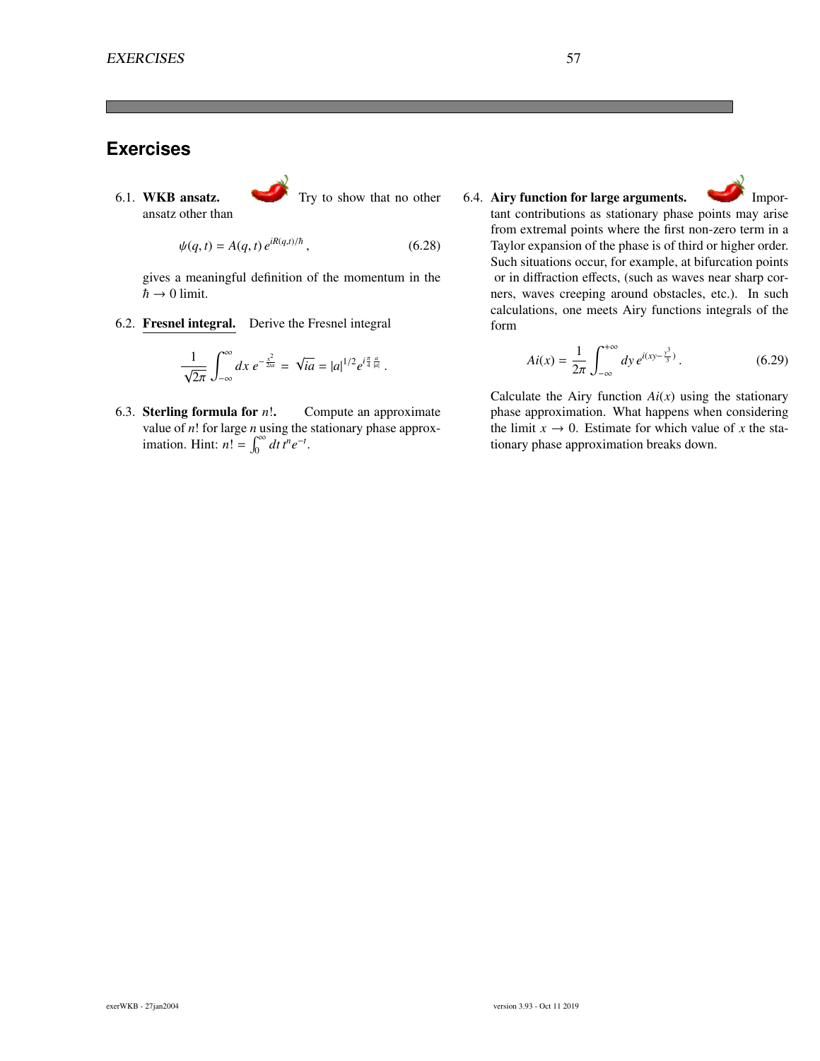## Exercises

6.1. **WKB ansatz.** Try to show that no other ansatz other than

$$\psi(q,t) = A(q,t)\, e^{iR(q,t)/\hbar}\,, \qquad (6.28)$$

gives a meaningful definition of the momentum in the $\hbar \to 0$ limit.

6.2. Fresnel integral. Derive the Fresnel integral

$$\frac{1}{\sqrt{2\pi}}\int_{-\infty}^{\infty} dx\, e^{-\frac{x^2}{2ia}} = \sqrt{ia} = |a|^{1/2} e^{i\frac{\pi}{4}\frac{a}{|a|}}\,.$$

6.3. **Sterling formula for $n!$.** Compute an approximate value of $n!$ for large $n$ using the stationary phase approximation. Hint: $n! = \int_0^\infty dt\, t^n e^{-t}$.

6.4. **Airy function for large arguments.** Important contributions as stationary phase points may arise from extremal points where the first non-zero term in a Taylor expansion of the phase is of third or higher order. Such situations occur, for example, at bifurcation points or in diffraction effects, (such as waves near sharp corners, waves creeping around obstacles, etc.). In such calculations, one meets Airy functions integrals of the form

$$Ai(x) = \frac{1}{2\pi}\int_{-\infty}^{+\infty} dy\, e^{i(xy - \frac{y^3}{3})}\,. \qquad (6.29)$$

Calculate the Airy function $Ai(x)$ using the stationary phase approximation. What happens when considering the limit $x \to 0$. Estimate for which value of $x$ the stationary phase approximation breaks down.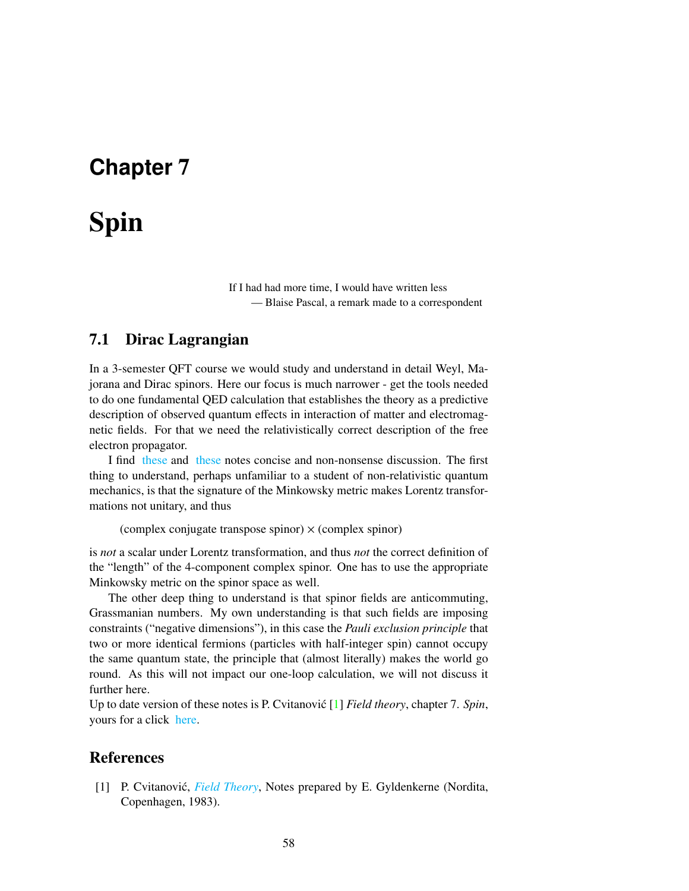# Chapter 7

# Spin

If I had had more time, I would have written less
— Blaise Pascal, a remark made to a correspondent

## 7.1 Dirac Lagrangian

In a 3-semester QFT course we would study and understand in detail Weyl, Majorana and Dirac spinors. Here our focus is much narrower - get the tools needed to do one fundamental QED calculation that establishes the theory as a predictive description of observed quantum effects in interaction of matter and electromagnetic fields. For that we need the relativistically correct description of the free electron propagator.

I find these and these notes concise and non-nonsense discussion. The first thing to understand, perhaps unfamiliar to a student of non-relativistic quantum mechanics, is that the signature of the Minkowsky metric makes Lorentz transformations not unitary, and thus

(complex conjugate transpose spinor) $\times$ (complex spinor)

is *not* a scalar under Lorentz transformation, and thus *not* the correct definition of the "length" of the 4-component complex spinor. One has to use the appropriate Minkowsky metric on the spinor space as well.

The other deep thing to understand is that spinor fields are anticommuting, Grassmanian numbers. My own understanding is that such fields are imposing constraints ("negative dimensions"), in this case the *Pauli exclusion principle* that two or more identical fermions (particles with half-integer spin) cannot occupy the same quantum state, the principle that (almost literally) makes the world go round. As this will not impact our one-loop calculation, we will not discuss it further here.

Up to date version of these notes is P. Cvitanović [1] *Field theory*, chapter 7. *Spin*, yours for a click here.

## References

[1] P. Cvitanović, *Field Theory*, Notes prepared by E. Gyldenkerne (Nordita, Copenhagen, 1983).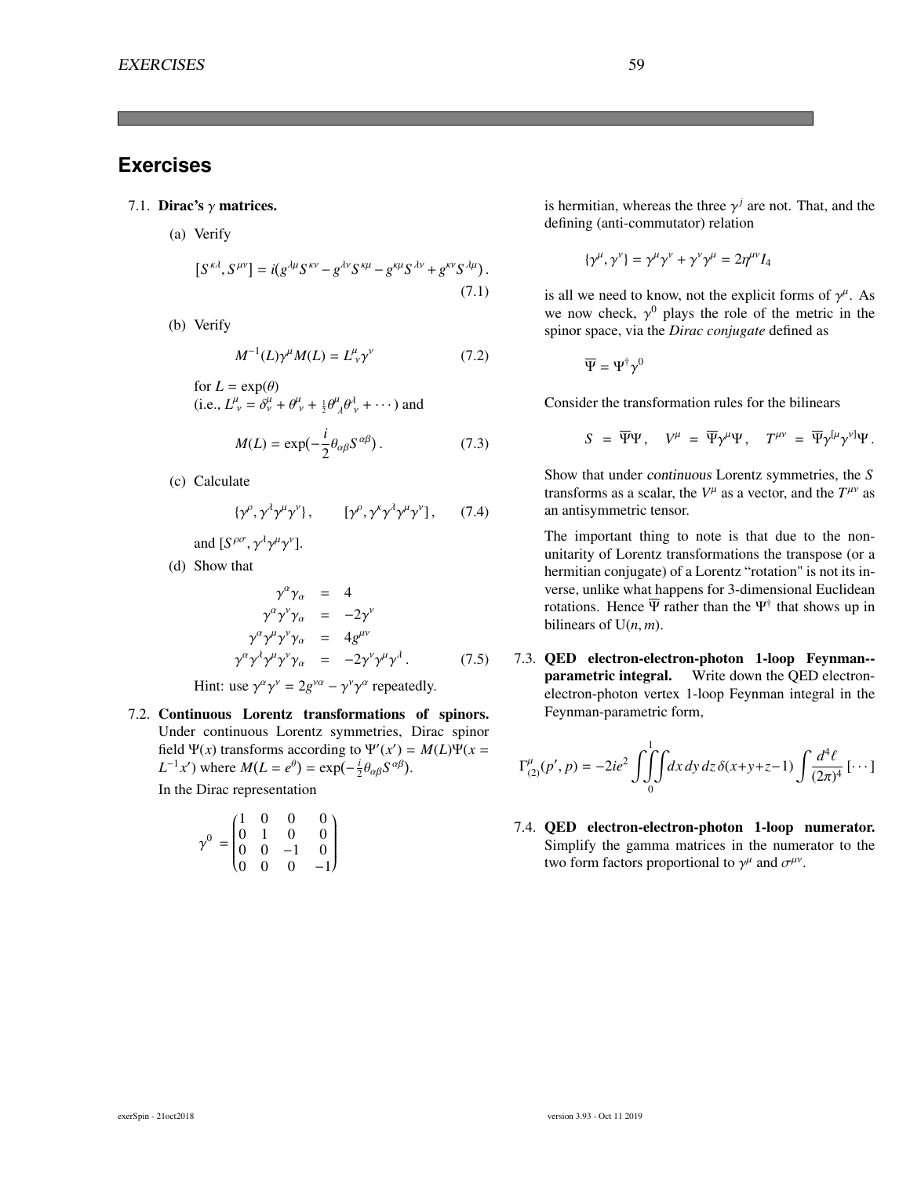## Exercises

7.1. **Dirac's $\gamma$ matrices.**

(a) Verify

$$[S^{\kappa\lambda}, S^{\mu\nu}] = i(g^{\lambda\mu}S^{\kappa\nu} - g^{\lambda\nu}S^{\kappa\mu} - g^{\kappa\mu}S^{\lambda\nu} + g^{\kappa\nu}S^{\lambda\mu}) . \tag{7.1}$$

(b) Verify

$$M^{-1}(L)\gamma^\mu M(L) = L^\mu{}_\nu \gamma^\nu \tag{7.2}$$

for $L = \exp(\theta)$
(i.e., $L^\mu{}_\nu = \delta^\mu_\nu + \theta^\mu{}_\nu + \frac{1}{2}\theta^\mu{}_\lambda \theta^\lambda{}_\nu + \cdots$) and

$$M(L) = \exp(-\frac{i}{2}\theta_{\alpha\beta}S^{\alpha\beta}) . \tag{7.3}$$

(c) Calculate

$$\{\gamma^\rho, \gamma^\lambda\gamma^\mu\gamma^\nu\} , \qquad [\gamma^\rho, \gamma^\kappa\gamma^\lambda\gamma^\mu\gamma^\nu] , \tag{7.4}$$

and $[S^{\rho\sigma}, \gamma^\lambda\gamma^\mu\gamma^\nu]$.

(d) Show that

$$\begin{aligned}
\gamma^\alpha\gamma_\alpha &= 4 \\
\gamma^\alpha\gamma^\nu\gamma_\alpha &= -2\gamma^\nu \\
\gamma^\alpha\gamma^\mu\gamma^\nu\gamma_\alpha &= 4g^{\mu\nu} \\
\gamma^\alpha\gamma^\lambda\gamma^\mu\gamma^\nu\gamma_\alpha &= -2\gamma^\nu\gamma^\mu\gamma^\lambda .
\end{aligned} \tag{7.5}$$

Hint: use $\gamma^\alpha\gamma^\nu = 2g^{\nu\alpha} - \gamma^\nu\gamma^\alpha$ repeatedly.

7.2. **Continuous Lorentz transformations of spinors.** Under continuous Lorentz symmetries, Dirac spinor field $\Psi(x)$ transforms according to $\Psi'(x') = M(L)\Psi(x = L^{-1}x')$ where $M(L = e^\theta) = \exp(-\frac{i}{2}\theta_{\alpha\beta}S^{\alpha\beta})$.

In the Dirac representation

$$\gamma^0 = \begin{pmatrix} 1 & 0 & 0 & 0 \\ 0 & 1 & 0 & 0 \\ 0 & 0 & -1 & 0 \\ 0 & 0 & 0 & -1 \end{pmatrix}$$

is hermitian, whereas the three $\gamma^j$ are not. That, and the defining (anti-commutator) relation

$$\{\gamma^\mu, \gamma^\nu\} = \gamma^\mu\gamma^\nu + \gamma^\nu\gamma^\mu = 2\eta^{\mu\nu} I_4$$

is all we need to know, not the explicit forms of $\gamma^\mu$. As we now check, $\gamma^0$ plays the role of the metric in the spinor space, via the *Dirac conjugate* defined as

$$\overline{\Psi} = \Psi^\dagger\gamma^0$$

Consider the transformation rules for the bilinears

$$S = \overline{\Psi}\Psi , \quad V^\mu = \overline{\Psi}\gamma^\mu\Psi , \quad T^{\mu\nu} = \overline{\Psi}\gamma^{[\mu}\gamma^{\nu]}\Psi .$$

Show that under *continuous* Lorentz symmetries, the $S$ transforms as a scalar, the $V^\mu$ as a vector, and the $T^{\mu\nu}$ as an antisymmetric tensor.

The important thing to note is that due to the non-unitarity of Lorentz transformations the transpose (or a hermitian conjugate) of a Lorentz "rotation" is not its inverse, unlike what happens for 3-dimensional Euclidean rotations. Hence $\overline{\Psi}$ rather than the $\Psi^\dagger$ that shows up in bilinears of U$(n, m)$.

7.3. **QED electron-electron-photon 1-loop Feynman-parametric integral.** Write down the QED electron-electron-photon vertex 1-loop Feynman integral in the Feynman-parametric form,

$$\Gamma^\mu_{(2)}(p', p) = -2ie^2 \iiint_0^1 dx\, dy\, dz\, \delta(x+y+z-1) \int \frac{d^4\ell}{(2\pi)^4} [\cdots]$$

7.4. **QED electron-electron-photon 1-loop numerator.** Simplify the gamma matrices in the numerator to the two form factors proportional to $\gamma^\mu$ and $\sigma^{\mu\nu}$.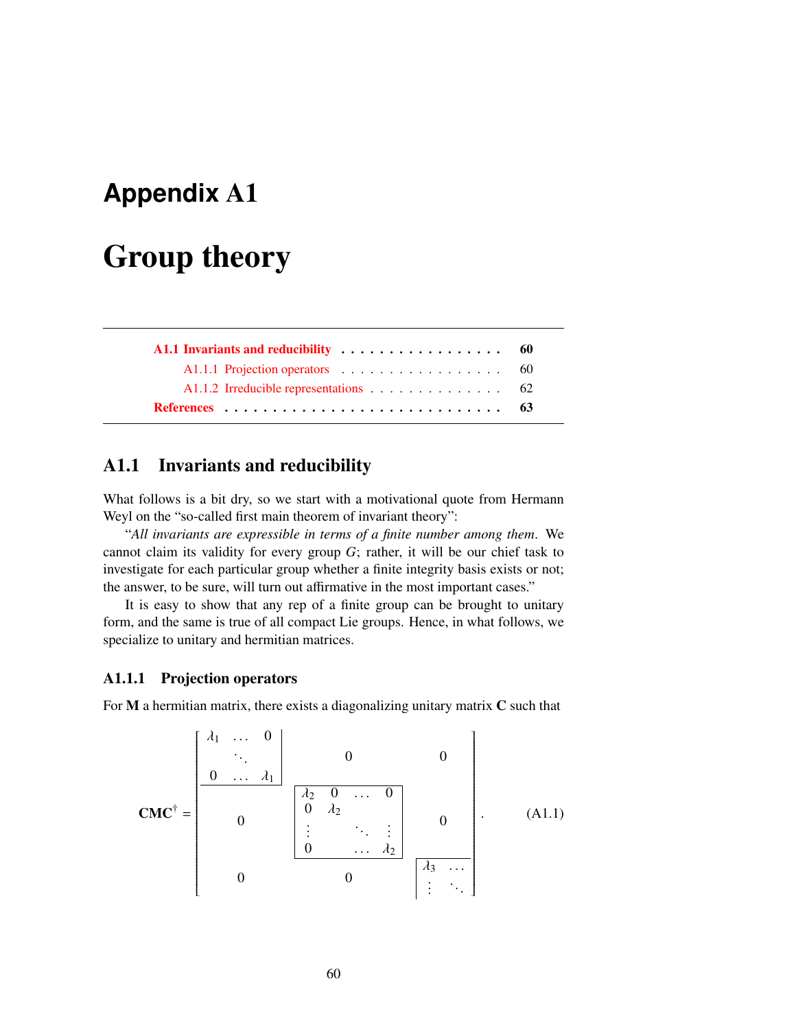# Appendix A1

# Group theory

| | |
|---|---|
| A1.1 Invariants and reducibility | 60 |
| A1.1.1 Projection operators | 60 |
| A1.1.2 Irreducible representations | 62 |
| References | 63 |

## A1.1 Invariants and reducibility

What follows is a bit dry, so we start with a motivational quote from Hermann Weyl on the "so-called first main theorem of invariant theory":

"*All invariants are expressible in terms of a finite number among them*. We cannot claim its validity for every group $G$; rather, it will be our chief task to investigate for each particular group whether a finite integrity basis exists or not; the answer, to be sure, will turn out affirmative in the most important cases."

It is easy to show that any rep of a finite group can be brought to unitary form, and the same is true of all compact Lie groups. Hence, in what follows, we specialize to unitary and hermitian matrices.

### A1.1.1 Projection operators

For $\mathbf{M}$ a hermitian matrix, there exists a diagonalizing unitary matrix $\mathbf{C}$ such that

$$
\mathbf{C}\mathbf{M}\mathbf{C}^\dagger = \left[\begin{array}{ccc|cccc|cc}
\lambda_1 & \dots & 0 & & & & & & \\
 & \ddots & & & & 0 & & 0 & \\
0 & \dots & \lambda_1 & & & & & & \\
\hline
 & & & \lambda_2 & 0 & \dots & 0 & & \\
 & 0 & & 0 & \lambda_2 & & & 0 & \\
 & & & \vdots & & \ddots & \vdots & & \\
 & & & 0 & & \dots & \lambda_2 & & \\
\hline
 & 0 & & & & 0 & & \lambda_3 & \dots \\
 & & & & & & & \vdots & \ddots
\end{array}\right]. \tag{A1.1}
$$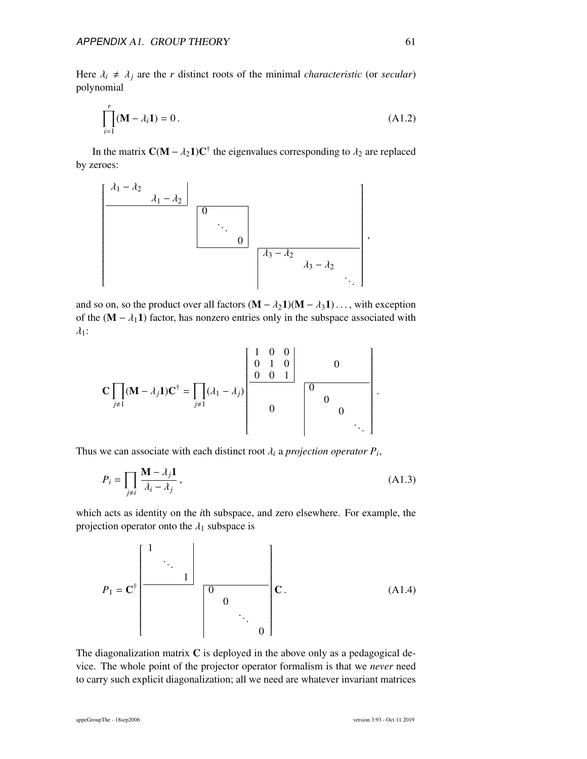Here $\lambda_i \neq \lambda_j$ are the $r$ distinct roots of the minimal *characteristic* (or *secular*) polynomial

$$\prod_{i=1}^{r} (\mathbf{M} - \lambda_i \mathbf{1}) = 0 \,. \tag{A1.2}$$

In the matrix $\mathbf{C}(\mathbf{M} - \lambda_2 \mathbf{1})\mathbf{C}^\dagger$ the eigenvalues corresponding to $\lambda_2$ are replaced by zeroes:

$$\begin{bmatrix} \lambda_1 - \lambda_2 & & & & & & & \\ & \lambda_1 - \lambda_2 & & & & & & \\ & & 0 & & & & & \\ & & & \ddots & & & & \\ & & & & 0 & & & \\ & & & & & \lambda_3 - \lambda_2 & & \\ & & & & & & \lambda_3 - \lambda_2 & \\ & & & & & & & \ddots \end{bmatrix},$$

and so on, so the product over all factors $(\mathbf{M} - \lambda_2 \mathbf{1})(\mathbf{M} - \lambda_3 \mathbf{1}) \ldots$, with exception of the $(\mathbf{M} - \lambda_1 \mathbf{1})$ factor, has nonzero entries only in the subspace associated with $\lambda_1$:

$$\mathbf{C} \prod_{j \neq 1} (\mathbf{M} - \lambda_j \mathbf{1}) \mathbf{C}^\dagger = \prod_{j \neq 1} (\lambda_1 - \lambda_j) \begin{bmatrix} \begin{matrix} 1 & 0 & 0 \\ 0 & 1 & 0 \\ 0 & 0 & 1 \end{matrix} & 0 \\ 0 & \begin{matrix} 0 & & & \\ & 0 & & \\ & & 0 & \\ & & & \ddots \end{matrix} \end{bmatrix}.$$

Thus we can associate with each distinct root $\lambda_i$ a *projection operator* $P_i$,

$$P_i = \prod_{j \neq i} \frac{\mathbf{M} - \lambda_j \mathbf{1}}{\lambda_i - \lambda_j} \,, \tag{A1.3}$$

which acts as identity on the $i$th subspace, and zero elsewhere. For example, the projection operator onto the $\lambda_1$ subspace is

$$P_1 = \mathbf{C}^\dagger \begin{bmatrix} 1 & & & & & & \\ & \ddots & & & & & \\ & & 1 & & & & \\ & & & 0 & & & \\ & & & & 0 & & \\ & & & & & \ddots & \\ & & & & & & 0 \end{bmatrix} \mathbf{C} \,. \tag{A1.4}$$

The diagonalization matrix $\mathbf{C}$ is deployed in the above only as a pedagogical device. The whole point of the projector operator formalism is that we *never* need to carry such explicit diagonalization; all we need are whatever invariant matrices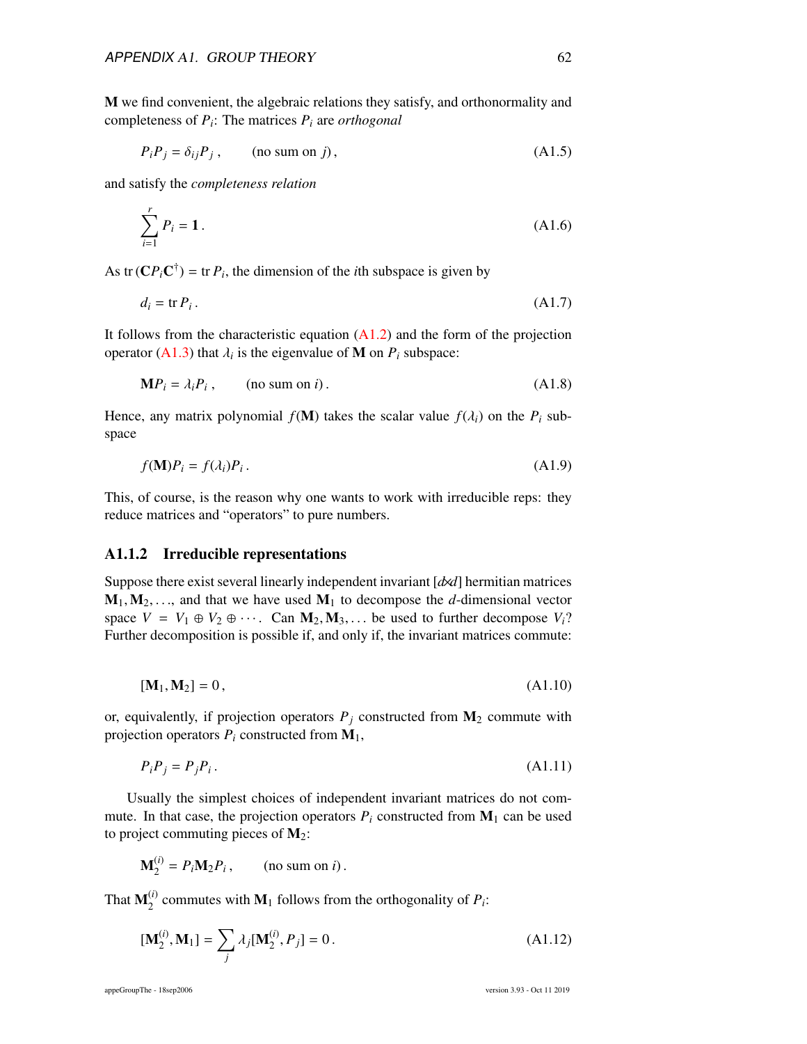$\mathbf{M}$ we find convenient, the algebraic relations they satisfy, and orthonormality and completeness of $P_i$: The matrices $P_i$ are *orthogonal*

$$P_i P_j = \delta_{ij} P_j \,, \qquad \text{(no sum on } j) \,, \tag{A1.5}$$

and satisfy the *completeness relation*

$$\sum_{i=1}^{r} P_i = \mathbf{1} \,. \tag{A1.6}$$

As $\mathrm{tr}\,(\mathbf{C} P_i \mathbf{C}^\dagger) = \mathrm{tr}\, P_i$, the dimension of the $i$th subspace is given by

$$d_i = \mathrm{tr}\, P_i \,. \tag{A1.7}$$

It follows from the characteristic equation (A1.2) and the form of the projection operator (A1.3) that $\lambda_i$ is the eigenvalue of $\mathbf{M}$ on $P_i$ subspace:

$$\mathbf{M} P_i = \lambda_i P_i \,, \qquad \text{(no sum on } i) \,. \tag{A1.8}$$

Hence, any matrix polynomial $f(\mathbf{M})$ takes the scalar value $f(\lambda_i)$ on the $P_i$ subspace

$$f(\mathbf{M}) P_i = f(\lambda_i) P_i \,. \tag{A1.9}$$

This, of course, is the reason why one wants to work with irreducible reps: they reduce matrices and "operators" to pure numbers.

### A1.1.2 Irreducible representations

Suppose there exist several linearly independent invariant $[d\times d]$ hermitian matrices $\mathbf{M}_1, \mathbf{M}_2, \ldots$, and that we have used $\mathbf{M}_1$ to decompose the $d$-dimensional vector space $V = V_1 \oplus V_2 \oplus \cdots$. Can $\mathbf{M}_2, \mathbf{M}_3, \ldots$ be used to further decompose $V_i$? Further decomposition is possible if, and only if, the invariant matrices commute:

$$[\mathbf{M}_1, \mathbf{M}_2] = 0 \,, \tag{A1.10}$$

or, equivalently, if projection operators $P_j$ constructed from $\mathbf{M}_2$ commute with projection operators $P_i$ constructed from $\mathbf{M}_1$,

$$P_i P_j = P_j P_i \,. \tag{A1.11}$$

Usually the simplest choices of independent invariant matrices do not commute. In that case, the projection operators $P_i$ constructed from $\mathbf{M}_1$ can be used to project commuting pieces of $\mathbf{M}_2$:

$$\mathbf{M}_2^{(i)} = P_i \mathbf{M}_2 P_i \,, \qquad \text{(no sum on } i) \,.$$

That $\mathbf{M}_2^{(i)}$ commutes with $\mathbf{M}_1$ follows from the orthogonality of $P_i$:

$$[\mathbf{M}_2^{(i)}, \mathbf{M}_1] = \sum_j \lambda_j [\mathbf{M}_2^{(i)}, P_j] = 0 \,. \tag{A1.12}$$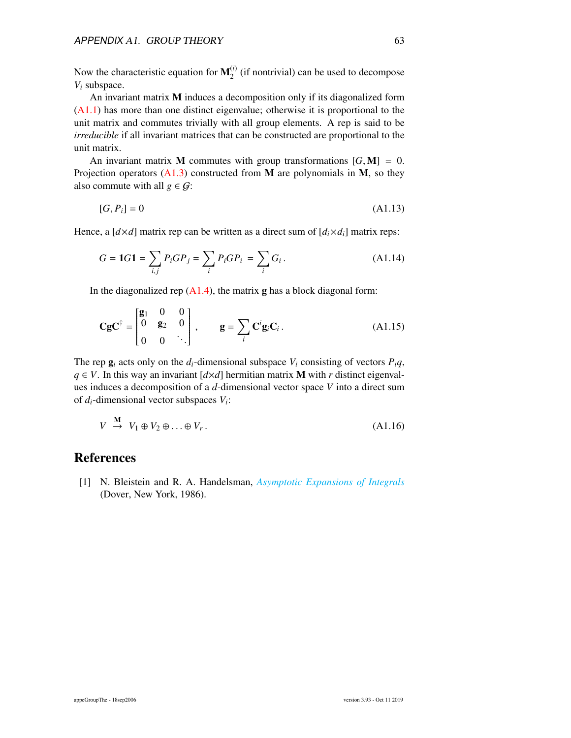Now the characteristic equation for $\mathbf{M}_2^{(i)}$ (if nontrivial) can be used to decompose $V_i$ subspace.

An invariant matrix $\mathbf{M}$ induces a decomposition only if its diagonalized form (A1.1) has more than one distinct eigenvalue; otherwise it is proportional to the unit matrix and commutes trivially with all group elements. A rep is said to be *irreducible* if all invariant matrices that can be constructed are proportional to the unit matrix.

An invariant matrix $\mathbf{M}$ commutes with group transformations $[G, \mathbf{M}] = 0$. Projection operators (A1.3) constructed from $\mathbf{M}$ are polynomials in $\mathbf{M}$, so they also commute with all $g \in \mathcal{G}$:

$$[G, P_i] = 0 \tag{A1.13}$$

Hence, a $[d \times d]$ matrix rep can be written as a direct sum of $[d_i \times d_i]$ matrix reps:

$$G = \mathbf{1}G\mathbf{1} = \sum_{i,j} P_i G P_j = \sum_i P_i G P_i = \sum_i G_i \,. \tag{A1.14}$$

In the diagonalized rep (A1.4), the matrix $\mathbf{g}$ has a block diagonal form:

$$\mathbf{C}\mathbf{g}\mathbf{C}^\dagger = \begin{bmatrix} \mathbf{g}_1 & 0 & 0 \\ 0 & \mathbf{g}_2 & 0 \\ 0 & 0 & \ddots \end{bmatrix} , \qquad \mathbf{g} = \sum_i \mathbf{C}^i \mathbf{g}_i \mathbf{C}_i \,. \tag{A1.15}$$

The rep $\mathbf{g}_i$ acts only on the $d_i$-dimensional subspace $V_i$ consisting of vectors $P_i q$, $q \in V$. In this way an invariant $[d \times d]$ hermitian matrix $\mathbf{M}$ with $r$ distinct eigenvalues induces a decomposition of a $d$-dimensional vector space $V$ into a direct sum of $d_i$-dimensional vector subspaces $V_i$:

$$V \xrightarrow{\mathbf{M}} V_1 \oplus V_2 \oplus \ldots \oplus V_r \,. \tag{A1.16}$$

## References

[1] N. Bleistein and R. A. Handelsman, *Asymptotic Expansions of Integrals* (Dover, New York, 1986).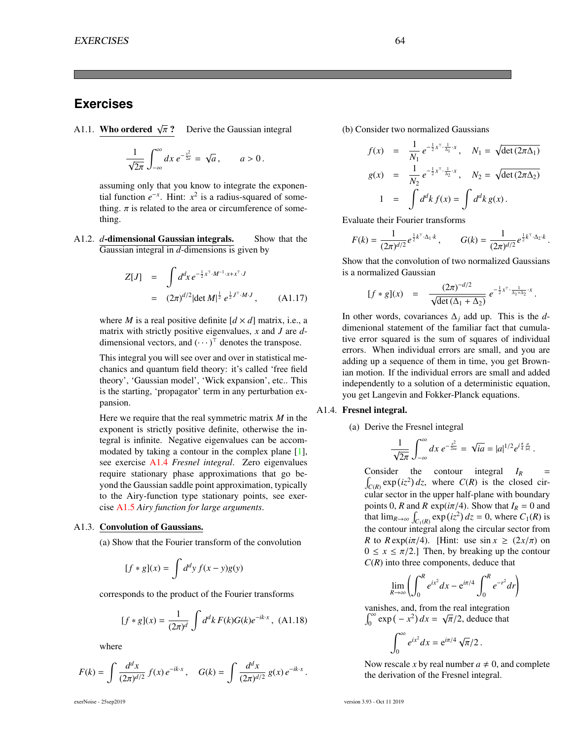# Exercises

A1.1. **Who ordered $\sqrt{\pi}$ ?** Derive the Gaussian integral

$$\frac{1}{\sqrt{2\pi}}\int_{-\infty}^{\infty} dx\, e^{-\frac{x^2}{2a}} = \sqrt{a}\,, \qquad a > 0\,.$$

assuming only that you know to integrate the exponential function $e^{-x}$. Hint: $x^2$ is a radius-squared of something. $\pi$ is related to the area or circumference of something.

A1.2. **$d$-dimensional Gaussian integrals.** Show that the Gaussian integral in $d$-dimensions is given by

$$\begin{aligned} Z[J] &= \int d^d x\, e^{-\frac{1}{2}x^\top \cdot M^{-1}\cdot x + x^\top \cdot J} \\ &= (2\pi)^{d/2} |\det M|^{\frac{1}{2}}\, e^{\frac{1}{2}J^\top \cdot M \cdot J}\,, \qquad \text{(A1.17)} \end{aligned}$$

where $M$ is a real positive definite $[d \times d]$ matrix, i.e., a matrix with strictly positive eigenvalues, $x$ and $J$ are $d$-dimensional vectors, and $(\cdots)^\top$ denotes the transpose.

This integral you will see over and over in statistical mechanics and quantum field theory: it's called 'free field theory', 'Gaussian model', 'Wick expansion', etc.. This is the starting, 'propagator' term in any perturbation expansion.

Here we require that the real symmetric matrix $M$ in the exponent is strictly positive definite, otherwise the integral is infinite. Negative eigenvalues can be accommodated by taking a contour in the complex plane [1], see exercise A1.4 *Fresnel integral*. Zero eigenvalues require stationary phase approximations that go beyond the Gaussian saddle point approximation, typically to the Airy-function type stationary points, see exercise A1.5 *Airy function for large arguments*.

A1.3. **Convolution of Gaussians.**

(a) Show that the Fourier transform of the convolution

$$[f * g](x) = \int d^d y\, f(x-y) g(y)$$

corresponds to the product of the Fourier transforms

$$[f * g](x) = \frac{1}{(2\pi)^d}\int d^d k\, F(k) G(k) e^{-ik\cdot x}\,, \quad \text{(A1.18)}$$

where

$$F(k) = \int \frac{d^d x}{(2\pi)^{d/2}}\, f(x)\, e^{-ik\cdot x}\,, \quad G(k) = \int \frac{d^d x}{(2\pi)^{d/2}}\, g(x)\, e^{-ik\cdot x}\,.$$

(b) Consider two normalized Gaussians

$$\begin{aligned} f(x) &= \frac{1}{N_1}\, e^{-\frac{1}{2}x^\top \cdot \frac{1}{\Delta_1}\cdot x}\,, \quad N_1 = \sqrt{\det(2\pi\Delta_1)} \\ g(x) &= \frac{1}{N_2}\, e^{-\frac{1}{2}x^\top \cdot \frac{1}{\Delta_2}\cdot x}\,, \quad N_2 = \sqrt{\det(2\pi\Delta_2)} \\ 1 &= \int d^d k\, f(x) = \int d^d k\, g(x)\,. \end{aligned}$$

Evaluate their Fourier transforms

$$F(k) = \frac{1}{(2\pi)^{d/2}} e^{\frac{1}{2}k^\top \cdot \Delta_1 \cdot k}\,, \qquad G(k) = \frac{1}{(2\pi)^{d/2}} e^{\frac{1}{2}k^\top \cdot \Delta_2 \cdot k}\,.$$

Show that the convolution of two normalized Gaussians is a normalized Gaussian

$$[f * g](x) = \frac{(2\pi)^{-d/2}}{\sqrt{\det(\Delta_1 + \Delta_2)}}\, e^{-\frac{1}{2}x^\top \cdot \frac{1}{\Delta_1 + \Delta_2}\cdot x}\,.$$

In other words, covariances $\Delta_j$ add up. This is the $d$-dimensional statement of the familiar fact that cumulative error squared is the sum of squares of individual errors. When individual errors are small, and you are adding up a sequence of them in time, you get Brownian motion. If the individual errors are small and added independently to a solution of a deterministic equation, you get Langevin and Fokker-Planck equations.

A1.4. **Fresnel integral.**

(a) Derive the Fresnel integral

$$\frac{1}{\sqrt{2\pi}}\int_{-\infty}^{\infty} dx\, e^{-\frac{x^2}{2ia}} = \sqrt{ia} = |a|^{1/2} e^{i\frac{\pi}{4}\frac{a}{|a|}}\,.$$

Consider the contour integral $I_R = \int_{C(R)} \exp(iz^2)\, dz$, where $C(R)$ is the closed circular sector in the upper half-plane with boundary points 0, $R$ and $R\exp(i\pi/4)$. Show that $I_R = 0$ and that $\lim_{R\to\infty}\int_{C_1(R)} \exp(iz^2)\, dz = 0$, where $C_1(R)$ is the contour integral along the circular sector from $R$ to $R\exp(i\pi/4)$. [Hint: use $\sin x \geq (2x/\pi)$ on $0 \leq x \leq \pi/2$.] Then, by breaking up the contour $C(R)$ into three components, deduce that

$$\lim_{R\to\infty}\left(\int_0^R e^{ix^2} dx - e^{i\pi/4}\int_0^R e^{-r^2} dr\right)$$

vanishes, and, from the real integration $\int_0^\infty \exp(-x^2)\, dx = \sqrt{\pi}/2$, deduce that

$$\int_0^\infty e^{ix^2} dx = e^{i\pi/4}\sqrt{\pi}/2\,.$$

Now rescale $x$ by real number $a \neq 0$, and complete the derivation of the Fresnel integral.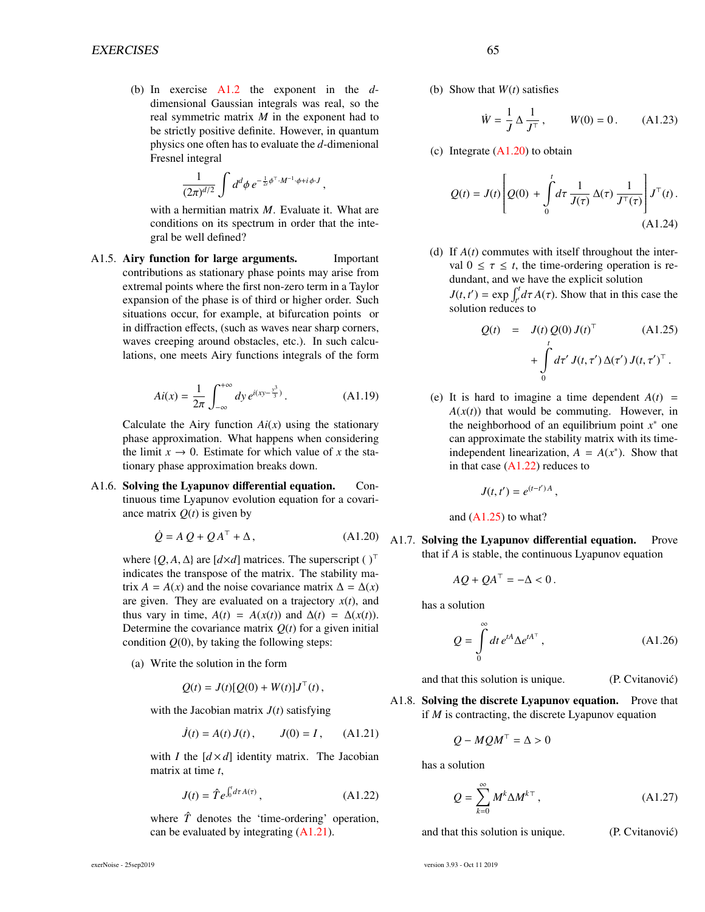(b) In exercise A1.2 the exponent in the $d$-dimensional Gaussian integrals was real, so the real symmetric matrix $M$ in the exponent had to be strictly positive definite. However, in quantum physics one often has to evaluate the $d$-dimenional Fresnel integral

$$\frac{1}{(2\pi)^{d/2}} \int d^d\phi \, e^{-\frac{1}{2i}\phi^\top \cdot M^{-1} \cdot \phi + i\,\phi \cdot J},$$

with a hermitian matrix $M$. Evaluate it. What are conditions on its spectrum in order that the integral be well defined?

A1.5. **Airy function for large arguments.** Important contributions as stationary phase points may arise from extremal points where the first non-zero term in a Taylor expansion of the phase is of third or higher order. Such situations occur, for example, at bifurcation points or in diffraction effects, (such as waves near sharp corners, waves creeping around obstacles, etc.). In such calculations, one meets Airy functions integrals of the form

$$Ai(x) = \frac{1}{2\pi} \int_{-\infty}^{+\infty} dy \, e^{i(xy - \frac{y^3}{3})}. \qquad \text{(A1.19)}$$

Calculate the Airy function $Ai(x)$ using the stationary phase approximation. What happens when considering the limit $x \to 0$. Estimate for which value of $x$ the stationary phase approximation breaks down.

A1.6. **Solving the Lyapunov differential equation.** Continuous time Lyapunov evolution equation for a covariance matrix $Q(t)$ is given by

$$\dot{Q} = A\,Q + Q\,A^\top + \Delta, \qquad \text{(A1.20)}$$

where $\{Q, A, \Delta\}$ are $[d \times d]$ matrices. The superscript $(\,)^\top$ indicates the transpose of the matrix. The stability matrix $A = A(x)$ and the noise covariance matrix $\Delta = \Delta(x)$ are given. They are evaluated on a trajectory $x(t)$, and thus vary in time, $A(t) = A(x(t))$ and $\Delta(t) = \Delta(x(t))$. Determine the covariance matrix $Q(t)$ for a given initial condition $Q(0)$, by taking the following steps:

(a) Write the solution in the form

$$Q(t) = J(t)[Q(0) + W(t)]J^\top(t),$$

with the Jacobian matrix $J(t)$ satisfying

$$\dot{J}(t) = A(t)\,J(t), \qquad J(0) = I, \qquad \text{(A1.21)}$$

with $I$ the $[d \times d]$ identity matrix. The Jacobian matrix at time $t$,

$$J(t) = \hat{T} e^{\int_0^t d\tau\, A(\tau)}, \qquad \text{(A1.22)}$$

where $\hat{T}$ denotes the 'time-ordering' operation, can be evaluated by integrating (A1.21).

(b) Show that $W(t)$ satisfies

$$\dot{W} = \frac{1}{J}\,\Delta\,\frac{1}{J^\top}, \qquad W(0) = 0. \qquad \text{(A1.23)}$$

(c) Integrate (A1.20) to obtain

$$Q(t) = J(t)\left[Q(0) + \int_0^t d\tau\, \frac{1}{J(\tau)}\,\Delta(\tau)\,\frac{1}{J^\top(\tau)}\right] J^\top(t). \qquad \text{(A1.24)}$$

(d) If $A(t)$ commutes with itself throughout the interval $0 \le \tau \le t$, the time-ordering operation is redundant, and we have the explicit solution $J(t,t') = \exp \int_{t'}^t d\tau\, A(\tau)$. Show that in this case the solution reduces to

$$\begin{aligned} Q(t) \;&=\; J(t)\,Q(0)\,J(t)^\top \qquad \text{(A1.25)} \\ &\quad + \int_0^t d\tau'\, J(t,\tau')\,\Delta(\tau')\,J(t,\tau')^\top. \end{aligned}$$

(e) It is hard to imagine a time dependent $A(t) = A(x(t))$ that would be commuting. However, in the neighborhood of an equilibrium point $x^*$ one can approximate the stability matrix with its time-independent linearization, $A = A(x^*)$. Show that in that case (A1.22) reduces to

$$J(t,t') = e^{(t-t')A},$$

and (A1.25) to what?

A1.7. **Solving the Lyapunov differential equation.** Prove that if $A$ is stable, the continuous Lyapunov equation

$$AQ + QA^\top = -\Delta < 0.$$

has a solution

$$Q = \int_0^\infty dt\, e^{tA}\Delta e^{tA^\top}, \qquad \text{(A1.26)}$$

and that this solution is unique. (P. Cvitanović)

A1.8. **Solving the discrete Lyapunov equation.** Prove that if $M$ is contracting, the discrete Lyapunov equation

$$Q - MQM^\top = \Delta > 0$$

has a solution

$$Q = \sum_{k=0}^\infty M^k \Delta M^{k\top}, \qquad \text{(A1.27)}$$

and that this solution is unique. (P. Cvitanović)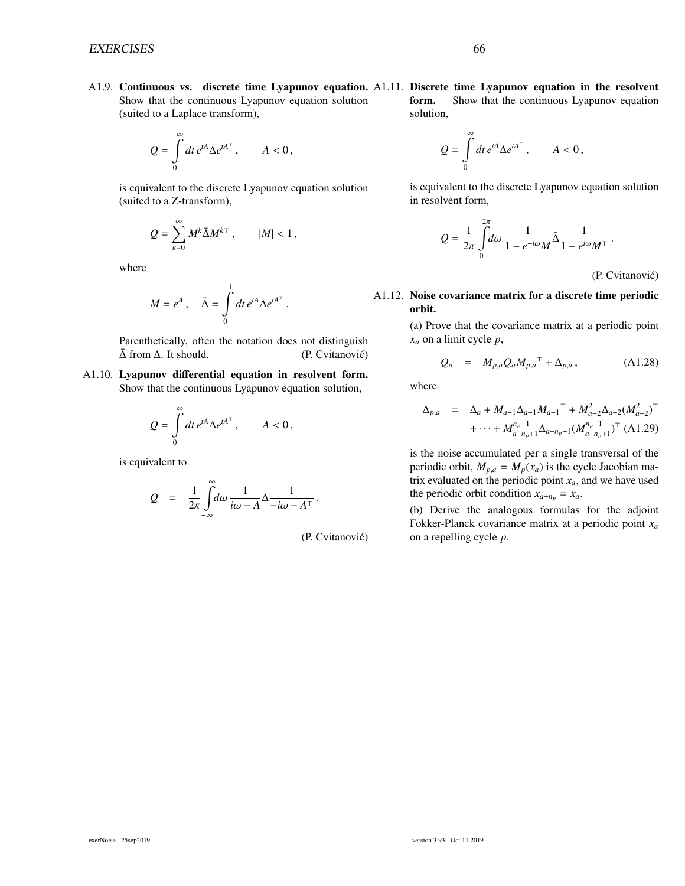A1.9. **Continuous vs. discrete time Lyapunov equation.** Show that the continuous Lyapunov equation solution (suited to a Laplace transform),

$$Q = \int_0^\infty dt\, e^{tA} \Delta e^{tA^\top}\,, \qquad A < 0\,,$$

is equivalent to the discrete Lyapunov equation solution (suited to a Z-transform),

$$Q = \sum_{k=0}^{\infty} M^k \bar{\Delta} M^{k\top}\,, \qquad |M| < 1\,,$$

where

$$M = e^A\,, \quad \bar{\Delta} = \int_0^1 dt\, e^{tA} \Delta e^{tA^\top}\,.$$

Parenthetically, often the notation does not distinguish $\bar{\Delta}$ from $\Delta$. It should. (P. Cvitanović)

A1.10. **Lyapunov differential equation in resolvent form.** Show that the continuous Lyapunov equation solution,

$$Q = \int_0^\infty dt\, e^{tA} \Delta e^{tA^\top}\,, \qquad A < 0\,,$$

is equivalent to

$$Q \;=\; \frac{1}{2\pi} \int_{-\infty}^{\infty} d\omega\, \frac{1}{i\omega - A} \Delta \frac{1}{-i\omega - A^\top}\,.$$

(P. Cvitanović)

A1.11. **Discrete time Lyapunov equation in the resolvent form.** Show that the continuous Lyapunov equation solution,

$$Q = \int_0^\infty dt\, e^{tA} \Delta e^{tA^\top}\,, \qquad A < 0\,,$$

is equivalent to the discrete Lyapunov equation solution in resolvent form,

$$Q = \frac{1}{2\pi} \int_0^{2\pi} d\omega\, \frac{1}{1 - e^{-i\omega} M} \bar{\Delta} \frac{1}{1 - e^{i\omega} M^\top}\,.$$

(P. Cvitanović)

A1.12. **Noise covariance matrix for a discrete time periodic orbit.**

(a) Prove that the covariance matrix at a periodic point $x_a$ on a limit cycle $p$,

$$Q_a \;=\; M_{p,a} Q_a M_{p,a}{}^\top + \Delta_{p,a}\,, \tag{A1.28}$$

where

$$\begin{aligned} \Delta_{p,a} \;=\; & \Delta_a + M_{a-1} \Delta_{a-1} M_{a-1}{}^\top + M_{a-2}^2 \Delta_{a-2} (M_{a-2}^2)^\top \\ & + \cdots + M_{a-n_p+1}^{n_p-1} \Delta_{a-n_p+1} (M_{a-n_p+1}^{n_p-1})^\top \end{aligned} \tag{A1.29}$$

is the noise accumulated per a single transversal of the periodic orbit, $M_{p,a} = M_p(x_a)$ is the cycle Jacobian matrix evaluated on the periodic point $x_a$, and we have used the periodic orbit condition $x_{a+n_p} = x_a$.

(b) Derive the analogous formulas for the adjoint Fokker-Planck covariance matrix at a periodic point $x_a$ on a repelling cycle $p$.